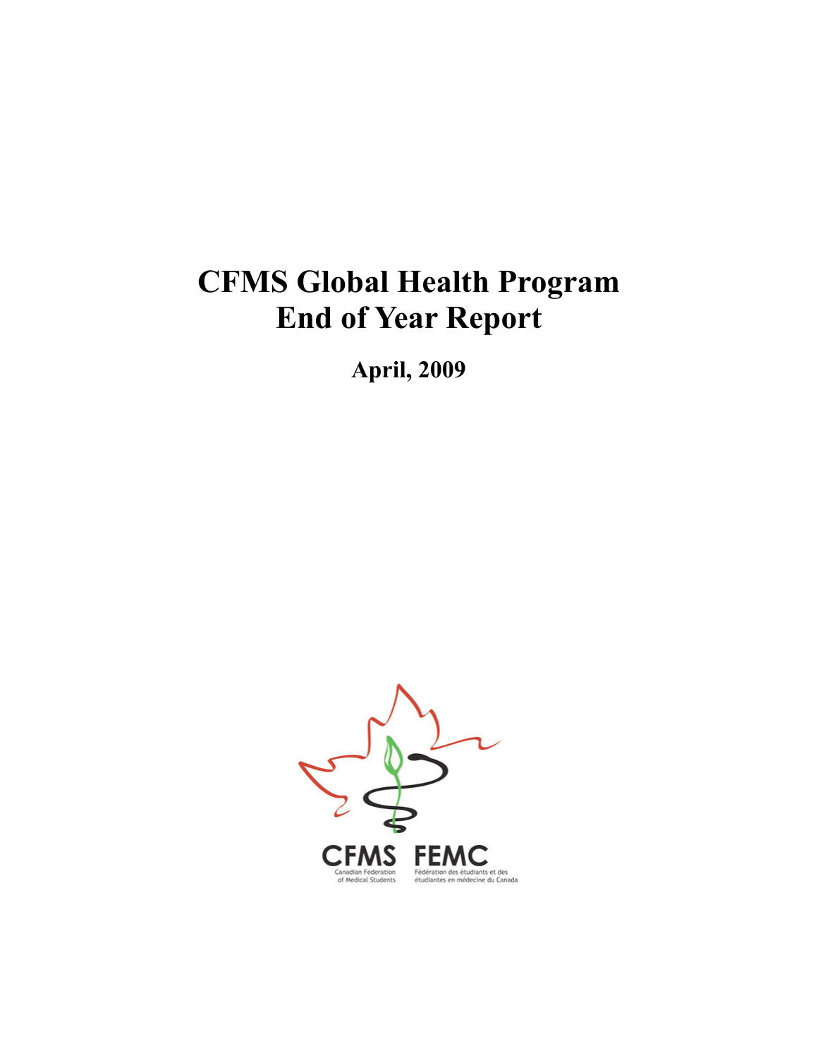# CFMS Global Health Program End of Year Report

**April, 2009**

CFMS FEMC

Canadian Federation of Medical Students

Fédération des étudiants et des étudiantes en médecine du Canada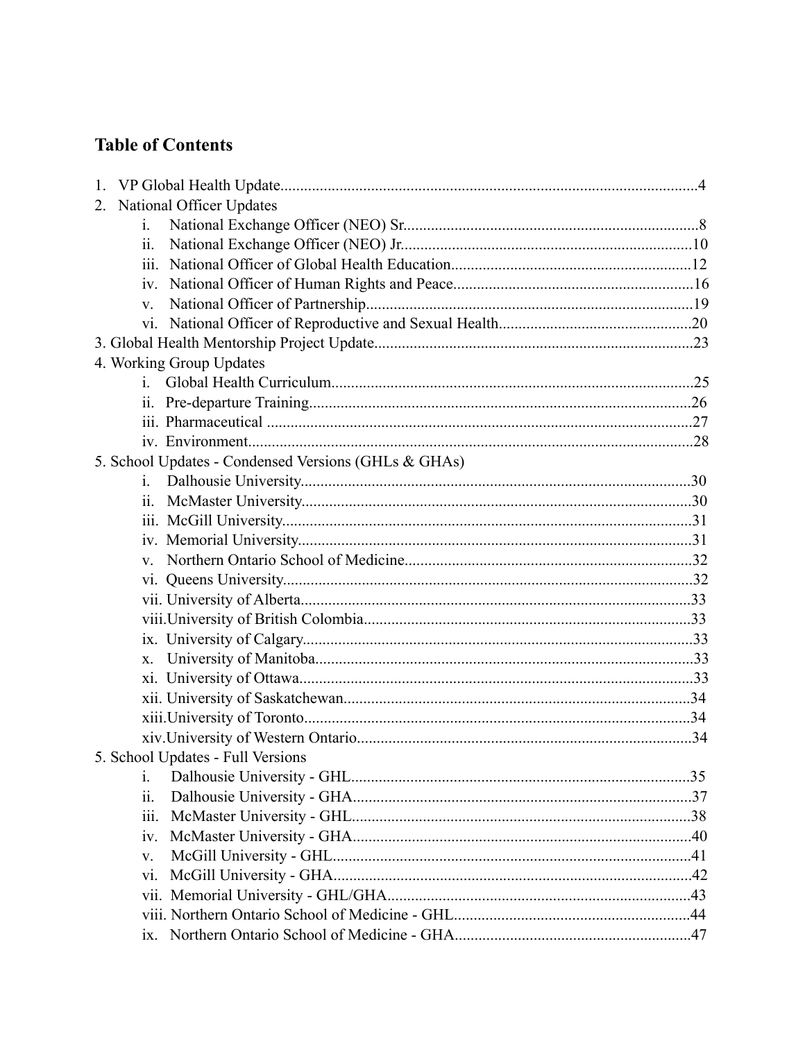## Table of Contents

1. VP Global Health Update......................................................................................................4
2. National Officer Updates
   - i. National Exchange Officer (NEO) Sr.........................................................................8
   - ii. National Exchange Officer (NEO) Jr........................................................................10
   - iii. National Officer of Global Health Education............................................................12
   - iv. National Officer of Human Rights and Peace............................................................16
   - v. National Officer of Partnership.................................................................................19
   - vi. National Officer of Reproductive and Sexual Health................................................20

3. Global Health Mentorship Project Update...............................................................................23

4. Working Group Updates
   - i. Global Health Curriculum..........................................................................................25
   - ii. Pre-departure Training...............................................................................................26
   - iii. Pharmaceutical ..........................................................................................................27
   - iv. Environment...............................................................................................................28

5. School Updates - Condensed Versions (GHLs & GHAs)
   - i. Dalhousie University.................................................................................................30
   - ii. McMaster University.................................................................................................30
   - iii. McGill University.......................................................................................................31
   - iv. Memorial University...................................................................................................31
   - v. Northern Ontario School of Medicine........................................................................32
   - vi. Queens University.......................................................................................................32
   - vii. University of Alberta.................................................................................................33
   - viii. University of British Colombia.................................................................................33
   - ix. University of Calgary.................................................................................................33
   - x. University of Manitoba..............................................................................................33
   - xi. University of Ottawa..................................................................................................33
   - xii. University of Saskatchewan.......................................................................................34
   - xiii. University of Toronto................................................................................................34
   - xiv. University of Western Ontario...................................................................................34

5. School Updates - Full Versions
   - i. Dalhousie University - GHL......................................................................................35
   - ii. Dalhousie University - GHA......................................................................................37
   - iii. McMaster University - GHL......................................................................................38
   - iv. McMaster University - GHA......................................................................................40
   - v. McGill University - GHL...........................................................................................41
   - vi. McGill University - GHA...........................................................................................42
   - vii. Memorial University - GHL/GHA.............................................................................43
   - viii. Northern Ontario School of Medicine - GHL............................................................44
   - ix. Northern Ontario School of Medicine - GHA............................................................47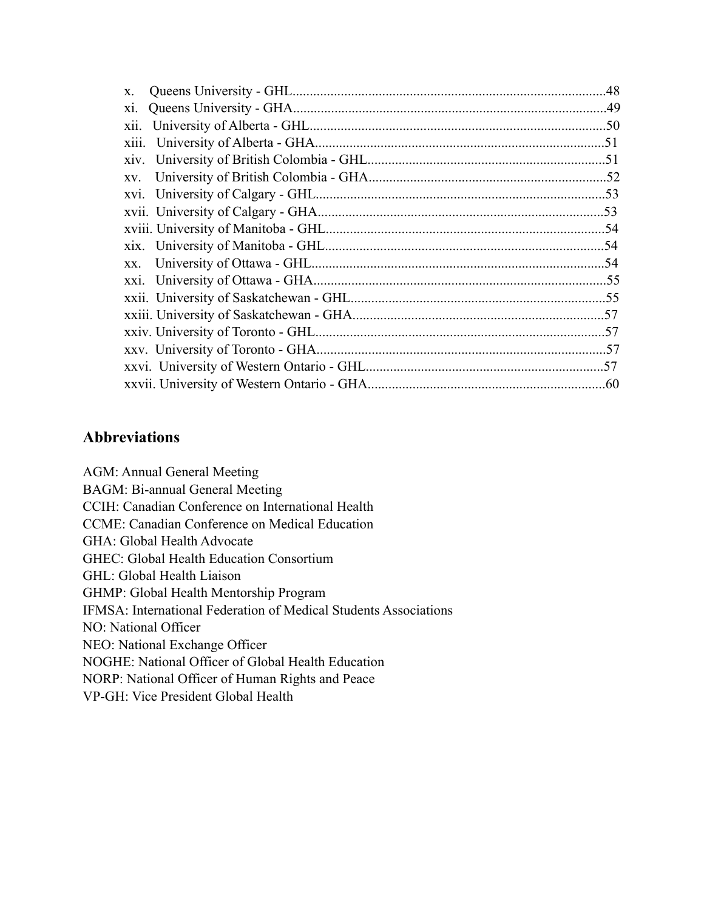x. Queens University - GHL.........................................................................................48
xi. Queens University - GHA.........................................................................................49
xii. University of Alberta - GHL.....................................................................................50
xiii. University of Alberta - GHA...................................................................................51
xiv. University of British Colombia - GHL....................................................................51
xv. University of British Colombia - GHA....................................................................52
xvi. University of Calgary - GHL...................................................................................53
xvii. University of Calgary - GHA..................................................................................53
xviii. University of Manitoba - GHL..............................................................................54
xix. University of Manitoba - GHL................................................................................54
xx. University of Ottawa - GHL.....................................................................................54
xxi. University of Ottawa - GHA....................................................................................55
xxii. University of Saskatchewan - GHL........................................................................55
xxiii. University of Saskatchewan - GHA......................................................................57
xxiv. University of Toronto - GHL..................................................................................57
xxv. University of Toronto - GHA...................................................................................57
xxvi. University of Western Ontario - GHL....................................................................57
xxvii. University of Western Ontario - GHA...................................................................60

## Abbreviations

AGM: Annual General Meeting
BAGM: Bi-annual General Meeting
CCIH: Canadian Conference on International Health
CCME: Canadian Conference on Medical Education
GHA: Global Health Advocate
GHEC: Global Health Education Consortium
GHL: Global Health Liaison
GHMP: Global Health Mentorship Program
IFMSA: International Federation of Medical Students Associations
NO: National Officer
NEO: National Exchange Officer
NOGHE: National Officer of Global Health Education
NORP: National Officer of Human Rights and Peace
VP-GH: Vice President Global Health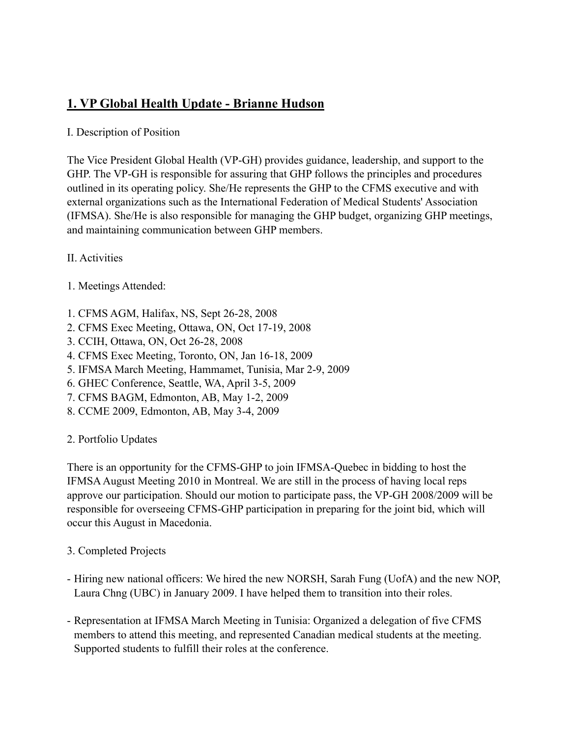## 1. VP Global Health Update - Brianne Hudson

I. Description of Position

The Vice President Global Health (VP-GH) provides guidance, leadership, and support to the GHP. The VP-GH is responsible for assuring that GHP follows the principles and procedures outlined in its operating policy. She/He represents the GHP to the CFMS executive and with external organizations such as the International Federation of Medical Students' Association (IFMSA). She/He is also responsible for managing the GHP budget, organizing GHP meetings, and maintaining communication between GHP members.

II. Activities

1. Meetings Attended:

1. CFMS AGM, Halifax, NS, Sept 26-28, 2008
2. CFMS Exec Meeting, Ottawa, ON, Oct 17-19, 2008
3. CCIH, Ottawa, ON, Oct 26-28, 2008
4. CFMS Exec Meeting, Toronto, ON, Jan 16-18, 2009
5. IFMSA March Meeting, Hammamet, Tunisia, Mar 2-9, 2009
6. GHEC Conference, Seattle, WA, April 3-5, 2009
7. CFMS BAGM, Edmonton, AB, May 1-2, 2009
8. CCME 2009, Edmonton, AB, May 3-4, 2009

2. Portfolio Updates

There is an opportunity for the CFMS-GHP to join IFMSA-Quebec in bidding to host the IFMSA August Meeting 2010 in Montreal. We are still in the process of having local reps approve our participation. Should our motion to participate pass, the VP-GH 2008/2009 will be responsible for overseeing CFMS-GHP participation in preparing for the joint bid, which will occur this August in Macedonia.

3. Completed Projects

- Hiring new national officers: We hired the new NORSH, Sarah Fung (UofA) and the new NOP, Laura Chng (UBC) in January 2009. I have helped them to transition into their roles.
- Representation at IFMSA March Meeting in Tunisia: Organized a delegation of five CFMS members to attend this meeting, and represented Canadian medical students at the meeting. Supported students to fulfill their roles at the conference.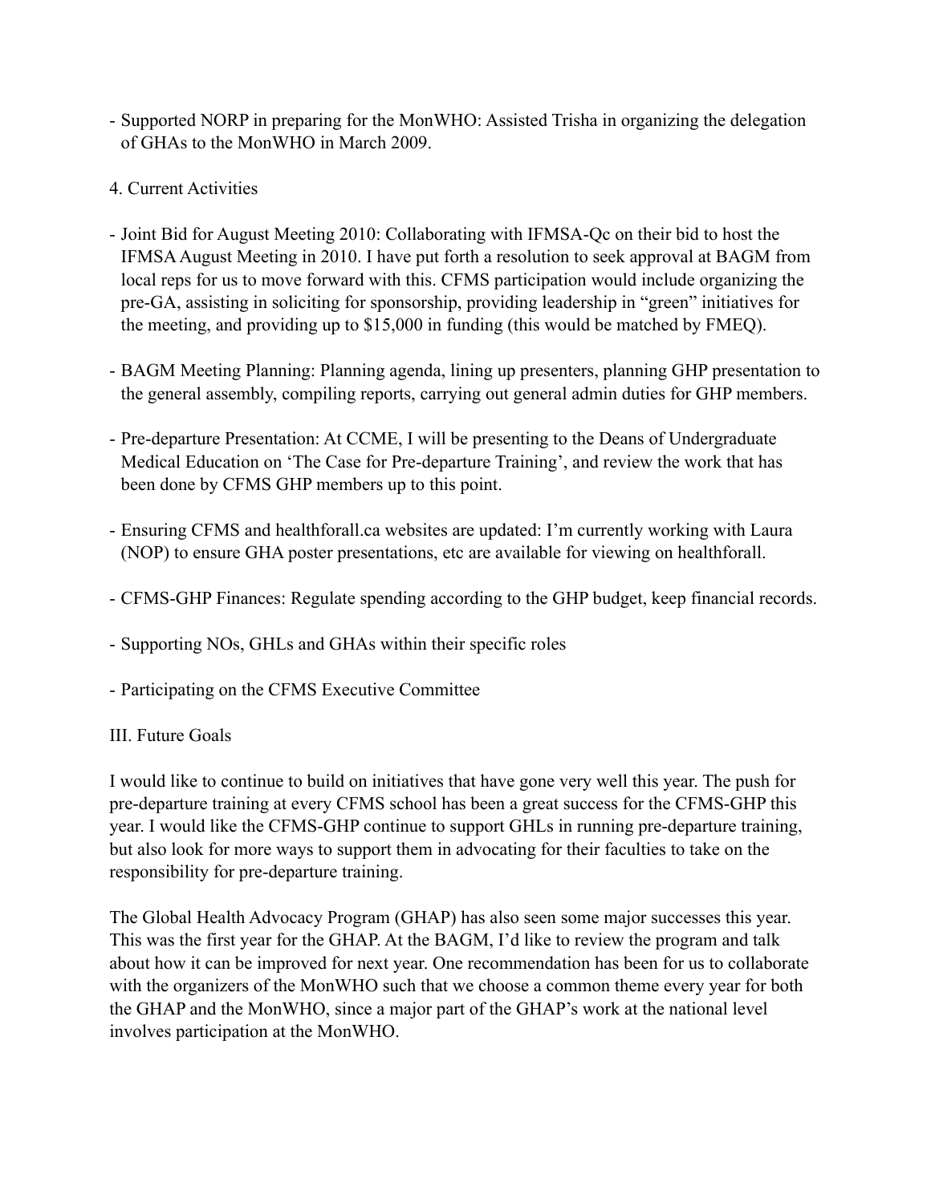- Supported NORP in preparing for the MonWHO: Assisted Trisha in organizing the delegation of GHAs to the MonWHO in March 2009.

4. Current Activities

- Joint Bid for August Meeting 2010: Collaborating with IFMSA-Qc on their bid to host the IFMSA August Meeting in 2010. I have put forth a resolution to seek approval at BAGM from local reps for us to move forward with this. CFMS participation would include organizing the pre-GA, assisting in soliciting for sponsorship, providing leadership in "green" initiatives for the meeting, and providing up to $15,000 in funding (this would be matched by FMEQ).

- BAGM Meeting Planning: Planning agenda, lining up presenters, planning GHP presentation to the general assembly, compiling reports, carrying out general admin duties for GHP members.

- Pre-departure Presentation: At CCME, I will be presenting to the Deans of Undergraduate Medical Education on 'The Case for Pre-departure Training', and review the work that has been done by CFMS GHP members up to this point.

- Ensuring CFMS and healthforall.ca websites are updated: I'm currently working with Laura (NOP) to ensure GHA poster presentations, etc are available for viewing on healthforall.

- CFMS-GHP Finances: Regulate spending according to the GHP budget, keep financial records.

- Supporting NOs, GHLs and GHAs within their specific roles

- Participating on the CFMS Executive Committee

III. Future Goals

I would like to continue to build on initiatives that have gone very well this year. The push for pre-departure training at every CFMS school has been a great success for the CFMS-GHP this year. I would like the CFMS-GHP continue to support GHLs in running pre-departure training, but also look for more ways to support them in advocating for their faculties to take on the responsibility for pre-departure training.

The Global Health Advocacy Program (GHAP) has also seen some major successes this year. This was the first year for the GHAP. At the BAGM, I'd like to review the program and talk about how it can be improved for next year. One recommendation has been for us to collaborate with the organizers of the MonWHO such that we choose a common theme every year for both the GHAP and the MonWHO, since a major part of the GHAP's work at the national level involves participation at the MonWHO.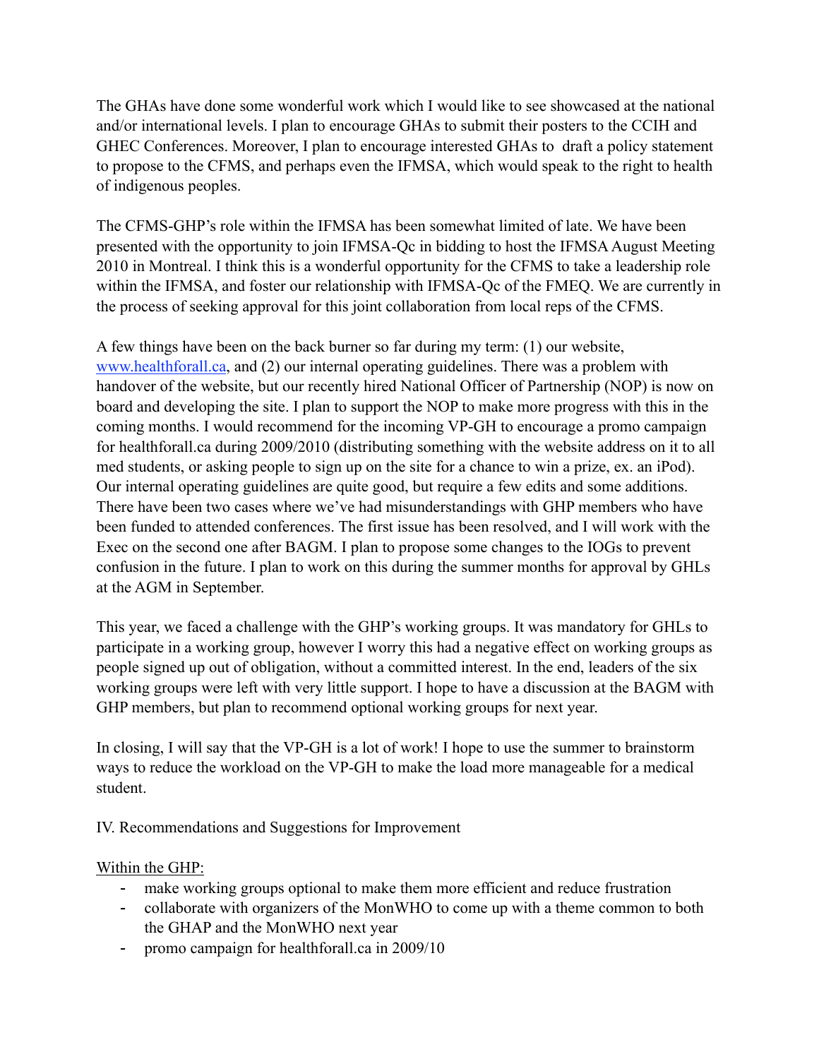The GHAs have done some wonderful work which I would like to see showcased at the national and/or international levels. I plan to encourage GHAs to submit their posters to the CCIH and GHEC Conferences. Moreover, I plan to encourage interested GHAs to draft a policy statement to propose to the CFMS, and perhaps even the IFMSA, which would speak to the right to health of indigenous peoples.

The CFMS-GHP's role within the IFMSA has been somewhat limited of late. We have been presented with the opportunity to join IFMSA-Qc in bidding to host the IFMSA August Meeting 2010 in Montreal. I think this is a wonderful opportunity for the CFMS to take a leadership role within the IFMSA, and foster our relationship with IFMSA-Qc of the FMEQ. We are currently in the process of seeking approval for this joint collaboration from local reps of the CFMS.

A few things have been on the back burner so far during my term: (1) our website, [www.healthforall.ca](http://www.healthforall.ca), and (2) our internal operating guidelines. There was a problem with handover of the website, but our recently hired National Officer of Partnership (NOP) is now on board and developing the site. I plan to support the NOP to make more progress with this in the coming months. I would recommend for the incoming VP-GH to encourage a promo campaign for healthforall.ca during 2009/2010 (distributing something with the website address on it to all med students, or asking people to sign up on the site for a chance to win a prize, ex. an iPod). Our internal operating guidelines are quite good, but require a few edits and some additions. There have been two cases where we've had misunderstandings with GHP members who have been funded to attended conferences. The first issue has been resolved, and I will work with the Exec on the second one after BAGM. I plan to propose some changes to the IOGs to prevent confusion in the future. I plan to work on this during the summer months for approval by GHLs at the AGM in September.

This year, we faced a challenge with the GHP's working groups. It was mandatory for GHLs to participate in a working group, however I worry this had a negative effect on working groups as people signed up out of obligation, without a committed interest. In the end, leaders of the six working groups were left with very little support. I hope to have a discussion at the BAGM with GHP members, but plan to recommend optional working groups for next year.

In closing, I will say that the VP-GH is a lot of work! I hope to use the summer to brainstorm ways to reduce the workload on the VP-GH to make the load more manageable for a medical student.

IV. Recommendations and Suggestions for Improvement

Within the GHP:

- make working groups optional to make them more efficient and reduce frustration
- collaborate with organizers of the MonWHO to come up with a theme common to both the GHAP and the MonWHO next year
- promo campaign for healthforall.ca in 2009/10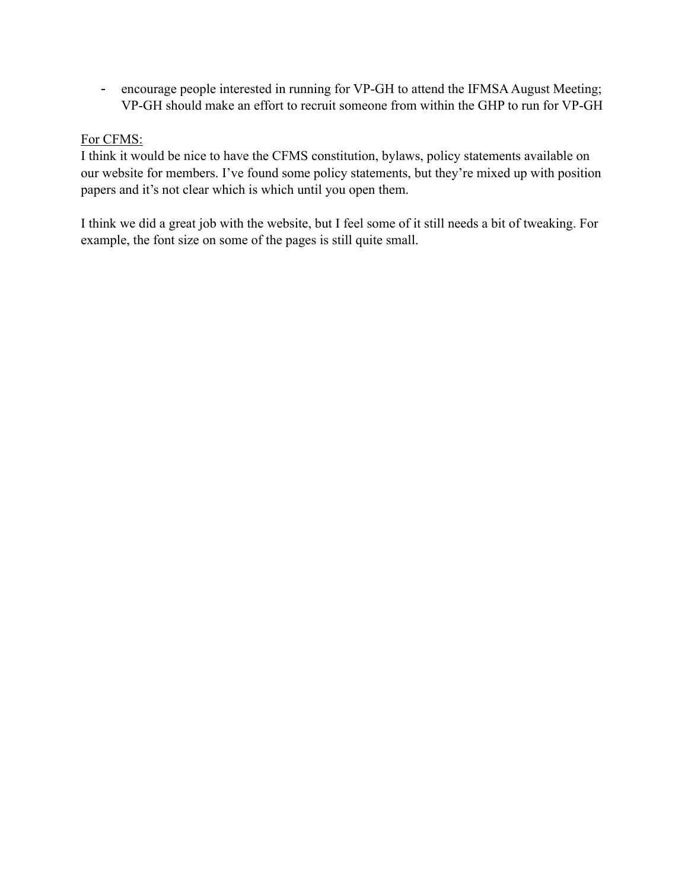- encourage people interested in running for VP-GH to attend the IFMSA August Meeting; VP-GH should make an effort to recruit someone from within the GHP to run for VP-GH

<u>For CFMS:</u>
I think it would be nice to have the CFMS constitution, bylaws, policy statements available on our website for members. I've found some policy statements, but they're mixed up with position papers and it's not clear which is which until you open them.

I think we did a great job with the website, but I feel some of it still needs a bit of tweaking. For example, the font size on some of the pages is still quite small.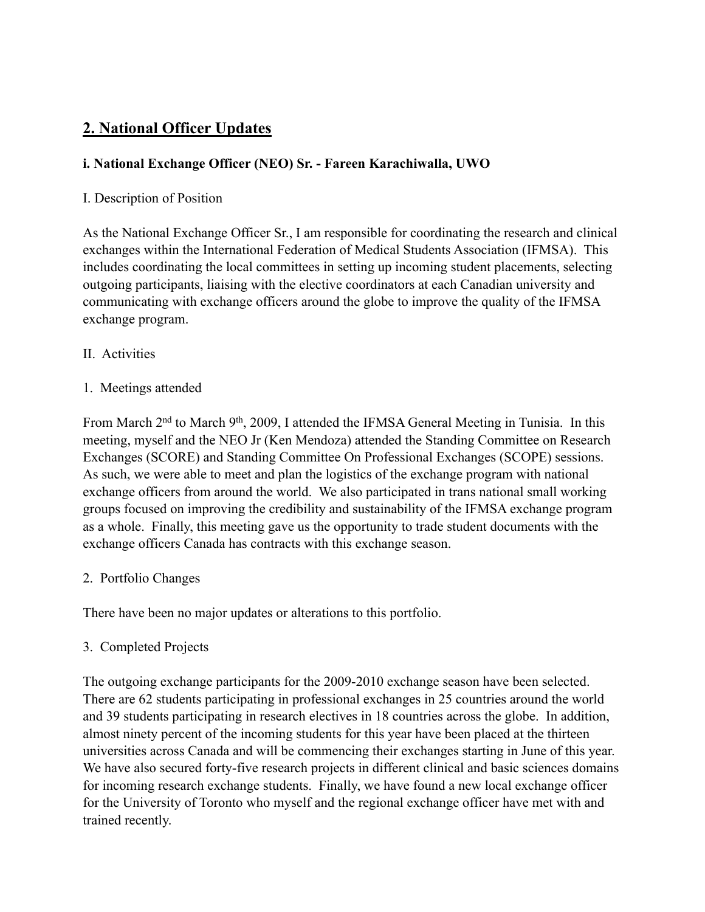## 2. National Officer Updates

### i. National Exchange Officer (NEO) Sr. - Fareen Karachiwalla, UWO

I. Description of Position

As the National Exchange Officer Sr., I am responsible for coordinating the research and clinical exchanges within the International Federation of Medical Students Association (IFMSA). This includes coordinating the local committees in setting up incoming student placements, selecting outgoing participants, liaising with the elective coordinators at each Canadian university and communicating with exchange officers around the globe to improve the quality of the IFMSA exchange program.

II. Activities

1. Meetings attended

From March 2nd to March 9th, 2009, I attended the IFMSA General Meeting in Tunisia. In this meeting, myself and the NEO Jr (Ken Mendoza) attended the Standing Committee on Research Exchanges (SCORE) and Standing Committee On Professional Exchanges (SCOPE) sessions. As such, we were able to meet and plan the logistics of the exchange program with national exchange officers from around the world. We also participated in trans national small working groups focused on improving the credibility and sustainability of the IFMSA exchange program as a whole. Finally, this meeting gave us the opportunity to trade student documents with the exchange officers Canada has contracts with this exchange season.

2. Portfolio Changes

There have been no major updates or alterations to this portfolio.

3. Completed Projects

The outgoing exchange participants for the 2009-2010 exchange season have been selected. There are 62 students participating in professional exchanges in 25 countries around the world and 39 students participating in research electives in 18 countries across the globe. In addition, almost ninety percent of the incoming students for this year have been placed at the thirteen universities across Canada and will be commencing their exchanges starting in June of this year. We have also secured forty-five research projects in different clinical and basic sciences domains for incoming research exchange students. Finally, we have found a new local exchange officer for the University of Toronto who myself and the regional exchange officer have met with and trained recently.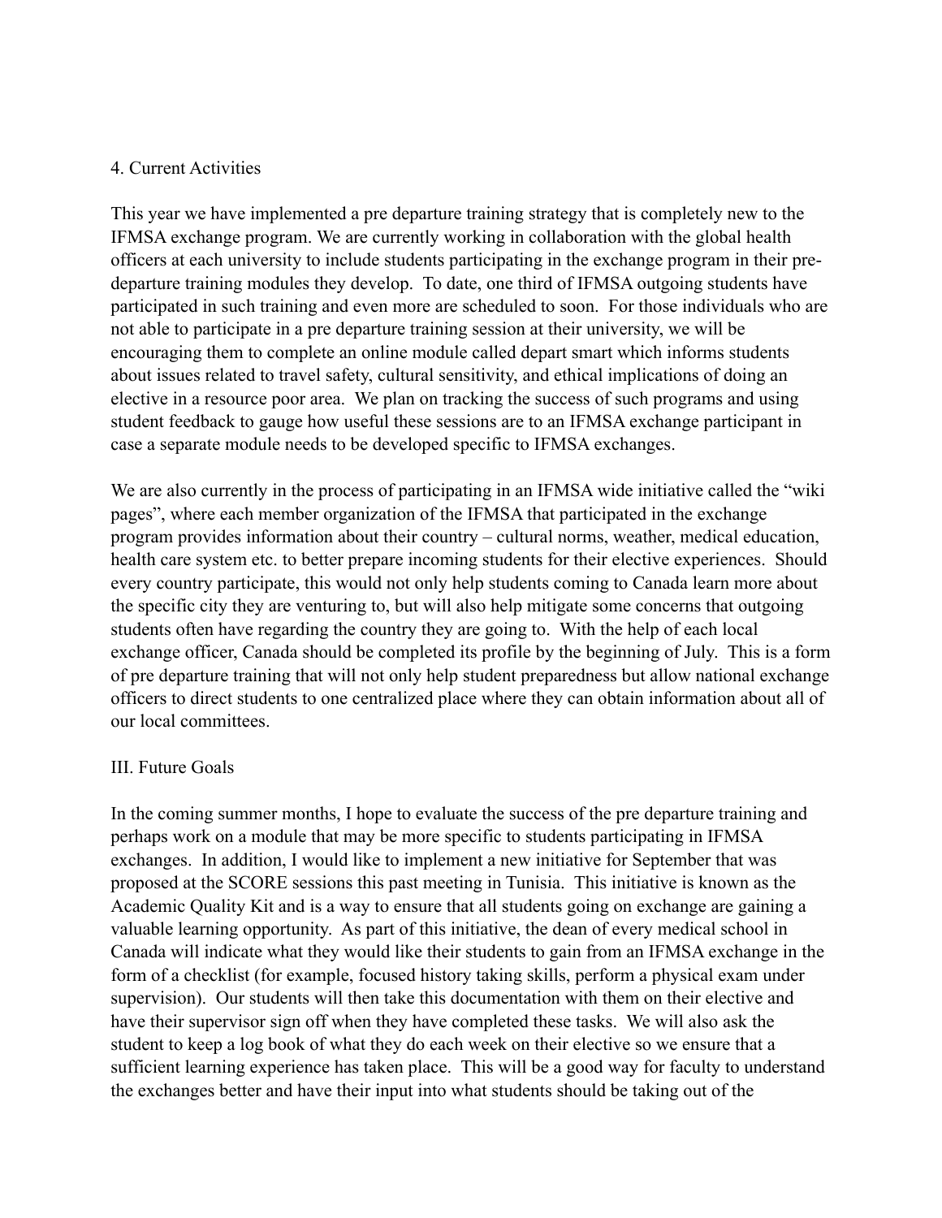4. Current Activities

This year we have implemented a pre departure training strategy that is completely new to the IFMSA exchange program. We are currently working in collaboration with the global health officers at each university to include students participating in the exchange program in their pre-departure training modules they develop. To date, one third of IFMSA outgoing students have participated in such training and even more are scheduled to soon. For those individuals who are not able to participate in a pre departure training session at their university, we will be encouraging them to complete an online module called depart smart which informs students about issues related to travel safety, cultural sensitivity, and ethical implications of doing an elective in a resource poor area. We plan on tracking the success of such programs and using student feedback to gauge how useful these sessions are to an IFMSA exchange participant in case a separate module needs to be developed specific to IFMSA exchanges.

We are also currently in the process of participating in an IFMSA wide initiative called the "wiki pages", where each member organization of the IFMSA that participated in the exchange program provides information about their country – cultural norms, weather, medical education, health care system etc. to better prepare incoming students for their elective experiences. Should every country participate, this would not only help students coming to Canada learn more about the specific city they are venturing to, but will also help mitigate some concerns that outgoing students often have regarding the country they are going to. With the help of each local exchange officer, Canada should be completed its profile by the beginning of July. This is a form of pre departure training that will not only help student preparedness but allow national exchange officers to direct students to one centralized place where they can obtain information about all of our local committees.

III. Future Goals

In the coming summer months, I hope to evaluate the success of the pre departure training and perhaps work on a module that may be more specific to students participating in IFMSA exchanges. In addition, I would like to implement a new initiative for September that was proposed at the SCORE sessions this past meeting in Tunisia. This initiative is known as the Academic Quality Kit and is a way to ensure that all students going on exchange are gaining a valuable learning opportunity. As part of this initiative, the dean of every medical school in Canada will indicate what they would like their students to gain from an IFMSA exchange in the form of a checklist (for example, focused history taking skills, perform a physical exam under supervision). Our students will then take this documentation with them on their elective and have their supervisor sign off when they have completed these tasks. We will also ask the student to keep a log book of what they do each week on their elective so we ensure that a sufficient learning experience has taken place. This will be a good way for faculty to understand the exchanges better and have their input into what students should be taking out of the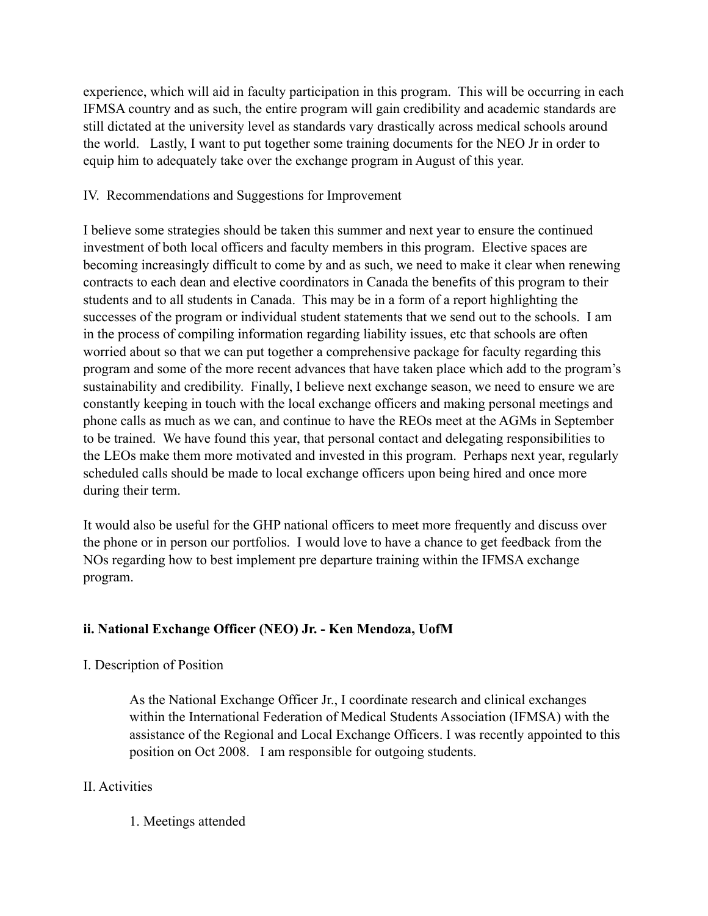experience, which will aid in faculty participation in this program. This will be occurring in each IFMSA country and as such, the entire program will gain credibility and academic standards are still dictated at the university level as standards vary drastically across medical schools around the world. Lastly, I want to put together some training documents for the NEO Jr in order to equip him to adequately take over the exchange program in August of this year.

IV. Recommendations and Suggestions for Improvement

I believe some strategies should be taken this summer and next year to ensure the continued investment of both local officers and faculty members in this program. Elective spaces are becoming increasingly difficult to come by and as such, we need to make it clear when renewing contracts to each dean and elective coordinators in Canada the benefits of this program to their students and to all students in Canada. This may be in a form of a report highlighting the successes of the program or individual student statements that we send out to the schools. I am in the process of compiling information regarding liability issues, etc that schools are often worried about so that we can put together a comprehensive package for faculty regarding this program and some of the more recent advances that have taken place which add to the program's sustainability and credibility. Finally, I believe next exchange season, we need to ensure we are constantly keeping in touch with the local exchange officers and making personal meetings and phone calls as much as we can, and continue to have the REOs meet at the AGMs in September to be trained. We have found this year, that personal contact and delegating responsibilities to the LEOs make them more motivated and invested in this program. Perhaps next year, regularly scheduled calls should be made to local exchange officers upon being hired and once more during their term.

It would also be useful for the GHP national officers to meet more frequently and discuss over the phone or in person our portfolios. I would love to have a chance to get feedback from the NOs regarding how to best implement pre departure training within the IFMSA exchange program.

### ii. National Exchange Officer (NEO) Jr. - Ken Mendoza, UofM

I. Description of Position

> As the National Exchange Officer Jr., I coordinate research and clinical exchanges within the International Federation of Medical Students Association (IFMSA) with the assistance of the Regional and Local Exchange Officers. I was recently appointed to this position on Oct 2008. I am responsible for outgoing students.

II. Activities

1. Meetings attended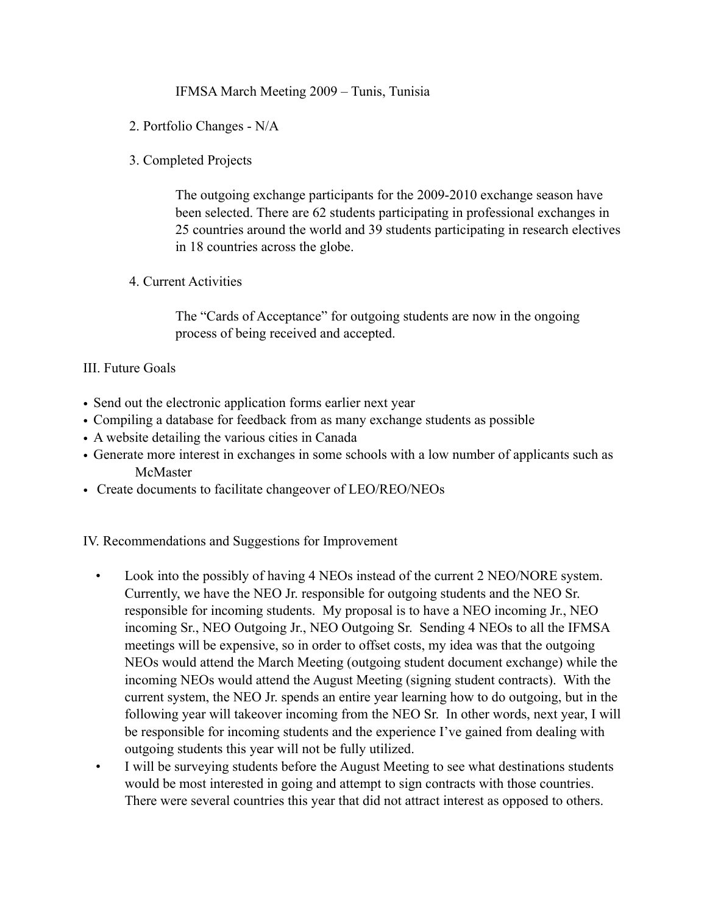IFMSA March Meeting 2009 – Tunis, Tunisia

2. Portfolio Changes - N/A

3. Completed Projects

The outgoing exchange participants for the 2009-2010 exchange season have been selected. There are 62 students participating in professional exchanges in 25 countries around the world and 39 students participating in research electives in 18 countries across the globe.

4. Current Activities

The "Cards of Acceptance" for outgoing students are now in the ongoing process of being received and accepted.

## III. Future Goals

- Send out the electronic application forms earlier next year
- Compiling a database for feedback from as many exchange students as possible
- A website detailing the various cities in Canada
- Generate more interest in exchanges in some schools with a low number of applicants such as McMaster
- Create documents to facilitate changeover of LEO/REO/NEOs

## IV. Recommendations and Suggestions for Improvement

- Look into the possibly of having 4 NEOs instead of the current 2 NEO/NORE system. Currently, we have the NEO Jr. responsible for outgoing students and the NEO Sr. responsible for incoming students. My proposal is to have a NEO incoming Jr., NEO incoming Sr., NEO Outgoing Jr., NEO Outgoing Sr. Sending 4 NEOs to all the IFMSA meetings will be expensive, so in order to offset costs, my idea was that the outgoing NEOs would attend the March Meeting (outgoing student document exchange) while the incoming NEOs would attend the August Meeting (signing student contracts). With the current system, the NEO Jr. spends an entire year learning how to do outgoing, but in the following year will takeover incoming from the NEO Sr. In other words, next year, I will be responsible for incoming students and the experience I've gained from dealing with outgoing students this year will not be fully utilized.
- I will be surveying students before the August Meeting to see what destinations students would be most interested in going and attempt to sign contracts with those countries. There were several countries this year that did not attract interest as opposed to others.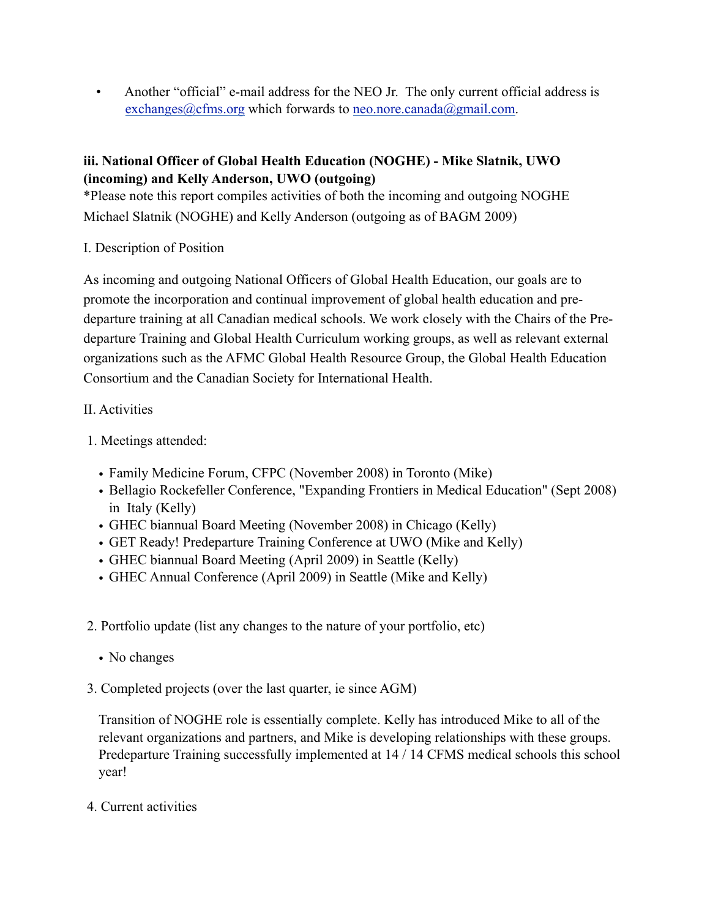- Another “official” e-mail address for the NEO Jr. The only current official address is [exchanges@cfms.org](mailto:exchanges@cfms.org) which forwards to [neo.nore.canada@gmail.com](mailto:neo.nore.canada@gmail.com).

### iii. National Officer of Global Health Education (NOGHE) - Mike Slatnik, UWO (incoming) and Kelly Anderson, UWO (outgoing)

*Please note this report compiles activities of both the incoming and outgoing NOGHE Michael Slatnik (NOGHE) and Kelly Anderson (outgoing as of BAGM 2009)

I. Description of Position

As incoming and outgoing National Officers of Global Health Education, our goals are to promote the incorporation and continual improvement of global health education and pre-departure training at all Canadian medical schools. We work closely with the Chairs of the Pre-departure Training and Global Health Curriculum working groups, as well as relevant external organizations such as the AFMC Global Health Resource Group, the Global Health Education Consortium and the Canadian Society for International Health.

II. Activities

1. Meetings attended:

   - Family Medicine Forum, CFPC (November 2008) in Toronto (Mike)
   - Bellagio Rockefeller Conference, "Expanding Frontiers in Medical Education" (Sept 2008) in Italy (Kelly)
   - GHEC biannual Board Meeting (November 2008) in Chicago (Kelly)
   - GET Ready! Predeparture Training Conference at UWO (Mike and Kelly)
   - GHEC biannual Board Meeting (April 2009) in Seattle (Kelly)
   - GHEC Annual Conference (April 2009) in Seattle (Mike and Kelly)

2. Portfolio update (list any changes to the nature of your portfolio, etc)

   - No changes

3. Completed projects (over the last quarter, ie since AGM)

   Transition of NOGHE role is essentially complete. Kelly has introduced Mike to all of the relevant organizations and partners, and Mike is developing relationships with these groups. Predeparture Training successfully implemented at 14 / 14 CFMS medical schools this school year!

4. Current activities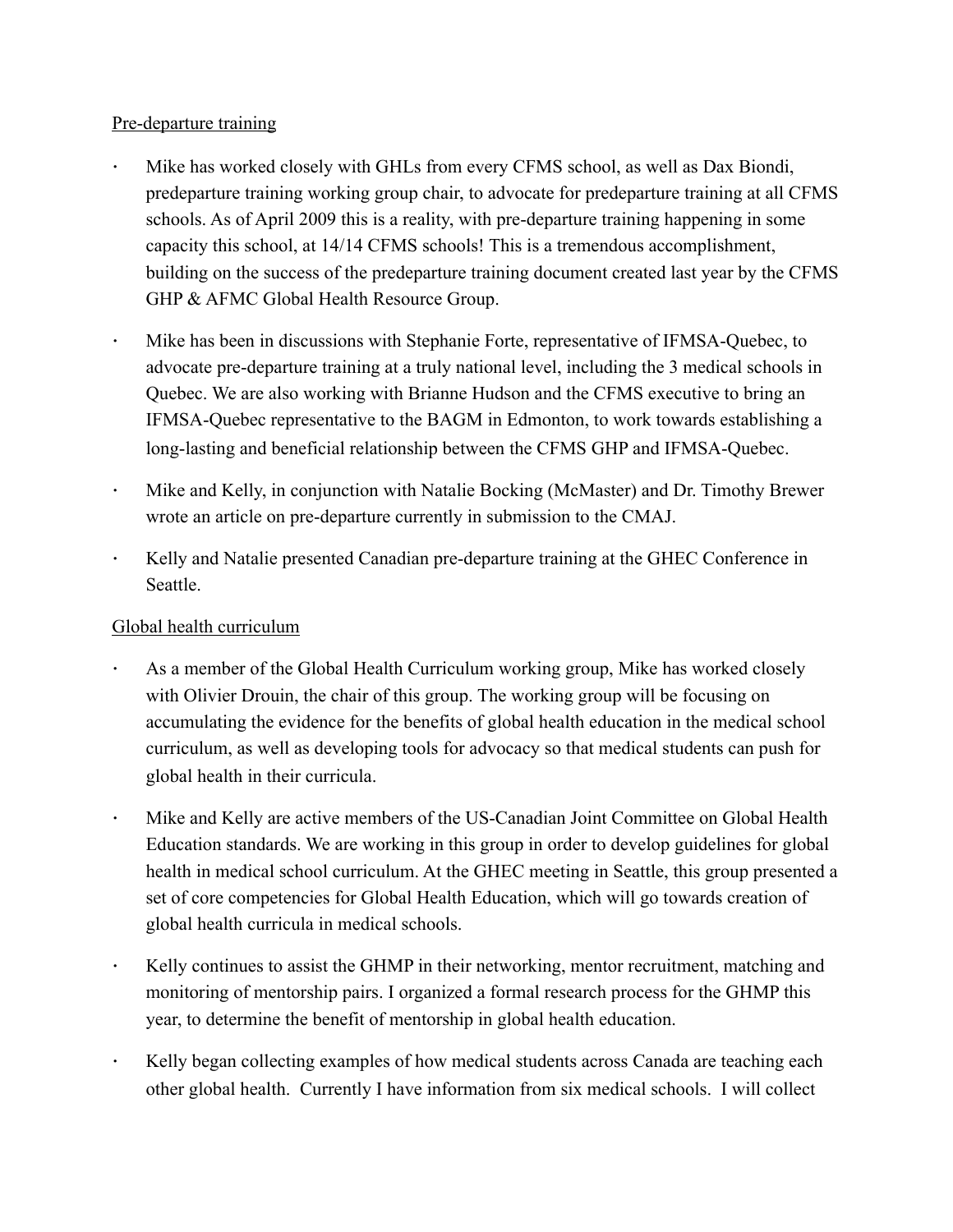Pre-departure training

- Mike has worked closely with GHLs from every CFMS school, as well as Dax Biondi, predeparture training working group chair, to advocate for predeparture training at all CFMS schools. As of April 2009 this is a reality, with pre-departure training happening in some capacity this school, at 14/14 CFMS schools! This is a tremendous accomplishment, building on the success of the predeparture training document created last year by the CFMS GHP & AFMC Global Health Resource Group.
- Mike has been in discussions with Stephanie Forte, representative of IFMSA-Quebec, to advocate pre-departure training at a truly national level, including the 3 medical schools in Quebec. We are also working with Brianne Hudson and the CFMS executive to bring an IFMSA-Quebec representative to the BAGM in Edmonton, to work towards establishing a long-lasting and beneficial relationship between the CFMS GHP and IFMSA-Quebec.
- Mike and Kelly, in conjunction with Natalie Bocking (McMaster) and Dr. Timothy Brewer wrote an article on pre-departure currently in submission to the CMAJ.
- Kelly and Natalie presented Canadian pre-departure training at the GHEC Conference in Seattle.

Global health curriculum

- As a member of the Global Health Curriculum working group, Mike has worked closely with Olivier Drouin, the chair of this group. The working group will be focusing on accumulating the evidence for the benefits of global health education in the medical school curriculum, as well as developing tools for advocacy so that medical students can push for global health in their curricula.
- Mike and Kelly are active members of the US-Canadian Joint Committee on Global Health Education standards. We are working in this group in order to develop guidelines for global health in medical school curriculum. At the GHEC meeting in Seattle, this group presented a set of core competencies for Global Health Education, which will go towards creation of global health curricula in medical schools.
- Kelly continues to assist the GHMP in their networking, mentor recruitment, matching and monitoring of mentorship pairs. I organized a formal research process for the GHMP this year, to determine the benefit of mentorship in global health education.
- Kelly began collecting examples of how medical students across Canada are teaching each other global health. Currently I have information from six medical schools. I will collect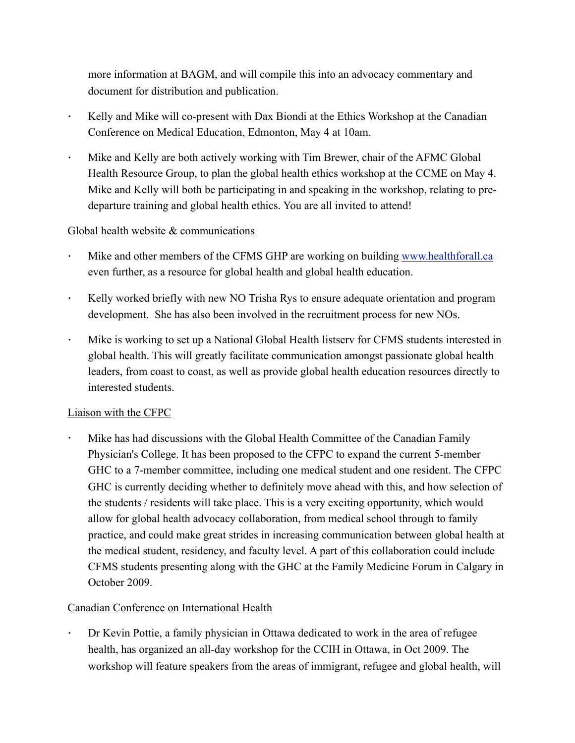more information at BAGM, and will compile this into an advocacy commentary and document for distribution and publication.

- Kelly and Mike will co-present with Dax Biondi at the Ethics Workshop at the Canadian Conference on Medical Education, Edmonton, May 4 at 10am.
- Mike and Kelly are both actively working with Tim Brewer, chair of the AFMC Global Health Resource Group, to plan the global health ethics workshop at the CCME on May 4. Mike and Kelly will both be participating in and speaking in the workshop, relating to pre-departure training and global health ethics. You are all invited to attend!

Global health website & communications

- Mike and other members of the CFMS GHP are working on building [www.healthforall.ca](http://www.healthforall.ca) even further, as a resource for global health and global health education.
- Kelly worked briefly with new NO Trisha Rys to ensure adequate orientation and program development. She has also been involved in the recruitment process for new NOs.
- Mike is working to set up a National Global Health listserv for CFMS students interested in global health. This will greatly facilitate communication amongst passionate global health leaders, from coast to coast, as well as provide global health education resources directly to interested students.

Liaison with the CFPC

- Mike has had discussions with the Global Health Committee of the Canadian Family Physician's College. It has been proposed to the CFPC to expand the current 5-member GHC to a 7-member committee, including one medical student and one resident. The CFPC GHC is currently deciding whether to definitely move ahead with this, and how selection of the students / residents will take place. This is a very exciting opportunity, which would allow for global health advocacy collaboration, from medical school through to family practice, and could make great strides in increasing communication between global health at the medical student, residency, and faculty level. A part of this collaboration could include CFMS students presenting along with the GHC at the Family Medicine Forum in Calgary in October 2009.

Canadian Conference on International Health

- Dr Kevin Pottie, a family physician in Ottawa dedicated to work in the area of refugee health, has organized an all-day workshop for the CCIH in Ottawa, in Oct 2009. The workshop will feature speakers from the areas of immigrant, refugee and global health, will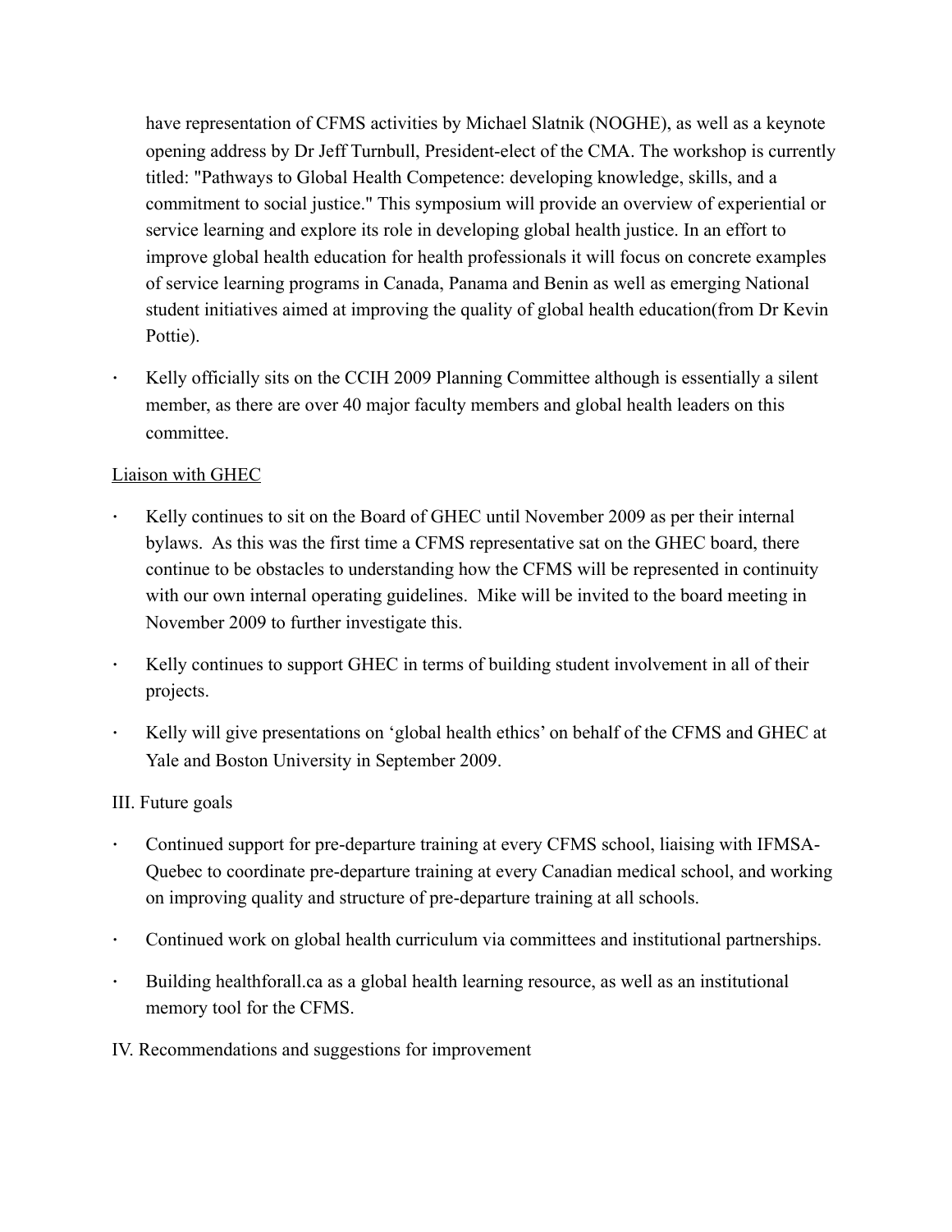have representation of CFMS activities by Michael Slatnik (NOGHE), as well as a keynote opening address by Dr Jeff Turnbull, President-elect of the CMA. The workshop is currently titled: "Pathways to Global Health Competence: developing knowledge, skills, and a commitment to social justice." This symposium will provide an overview of experiential or service learning and explore its role in developing global health justice. In an effort to improve global health education for health professionals it will focus on concrete examples of service learning programs in Canada, Panama and Benin as well as emerging National student initiatives aimed at improving the quality of global health education(from Dr Kevin Pottie).

- Kelly officially sits on the CCIH 2009 Planning Committee although is essentially a silent member, as there are over 40 major faculty members and global health leaders on this committee.

<u>Liaison with GHEC</u>

- Kelly continues to sit on the Board of GHEC until November 2009 as per their internal bylaws. As this was the first time a CFMS representative sat on the GHEC board, there continue to be obstacles to understanding how the CFMS will be represented in continuity with our own internal operating guidelines. Mike will be invited to the board meeting in November 2009 to further investigate this.
- Kelly continues to support GHEC in terms of building student involvement in all of their projects.
- Kelly will give presentations on ‘global health ethics’ on behalf of the CFMS and GHEC at Yale and Boston University in September 2009.

III. Future goals

- Continued support for pre-departure training at every CFMS school, liaising with IFMSA-Quebec to coordinate pre-departure training at every Canadian medical school, and working on improving quality and structure of pre-departure training at all schools.
- Continued work on global health curriculum via committees and institutional partnerships.
- Building healthforall.ca as a global health learning resource, as well as an institutional memory tool for the CFMS.

IV. Recommendations and suggestions for improvement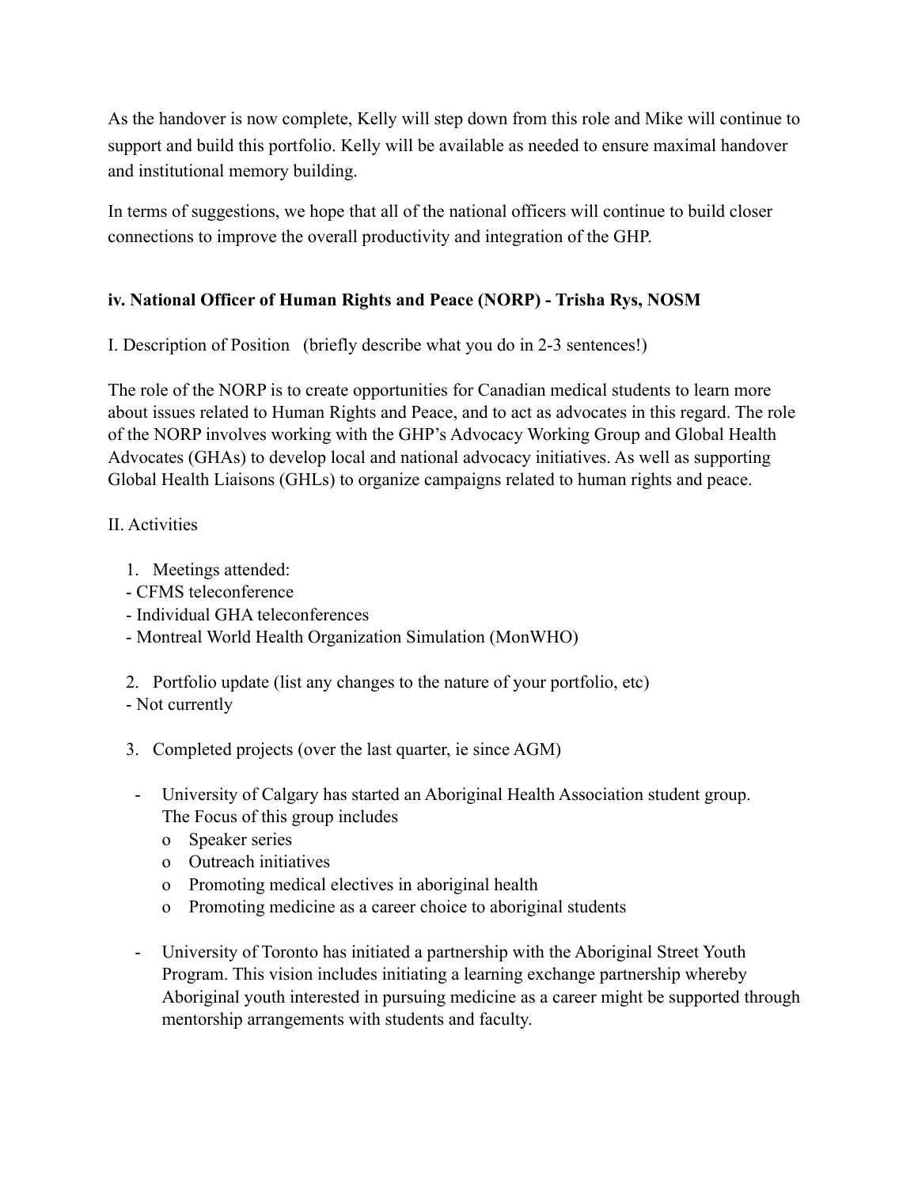As the handover is now complete, Kelly will step down from this role and Mike will continue to support and build this portfolio. Kelly will be available as needed to ensure maximal handover and institutional memory building.

In terms of suggestions, we hope that all of the national officers will continue to build closer connections to improve the overall productivity and integration of the GHP.

### iv. National Officer of Human Rights and Peace (NORP) - Trisha Rys, NOSM

I. Description of Position (briefly describe what you do in 2-3 sentences!)

The role of the NORP is to create opportunities for Canadian medical students to learn more about issues related to Human Rights and Peace, and to act as advocates in this regard. The role of the NORP involves working with the GHP's Advocacy Working Group and Global Health Advocates (GHAs) to develop local and national advocacy initiatives. As well as supporting Global Health Liaisons (GHLs) to organize campaigns related to human rights and peace.

II. Activities

1. Meetings attended:
   - CFMS teleconference
   - Individual GHA teleconferences
   - Montreal World Health Organization Simulation (MonWHO)

2. Portfolio update (list any changes to the nature of your portfolio, etc)
   - Not currently

3. Completed projects (over the last quarter, ie since AGM)

   - University of Calgary has started an Aboriginal Health Association student group. The Focus of this group includes
     - Speaker series
     - Outreach initiatives
     - Promoting medical electives in aboriginal health
     - Promoting medicine as a career choice to aboriginal students

   - University of Toronto has initiated a partnership with the Aboriginal Street Youth Program. This vision includes initiating a learning exchange partnership whereby Aboriginal youth interested in pursuing medicine as a career might be supported through mentorship arrangements with students and faculty.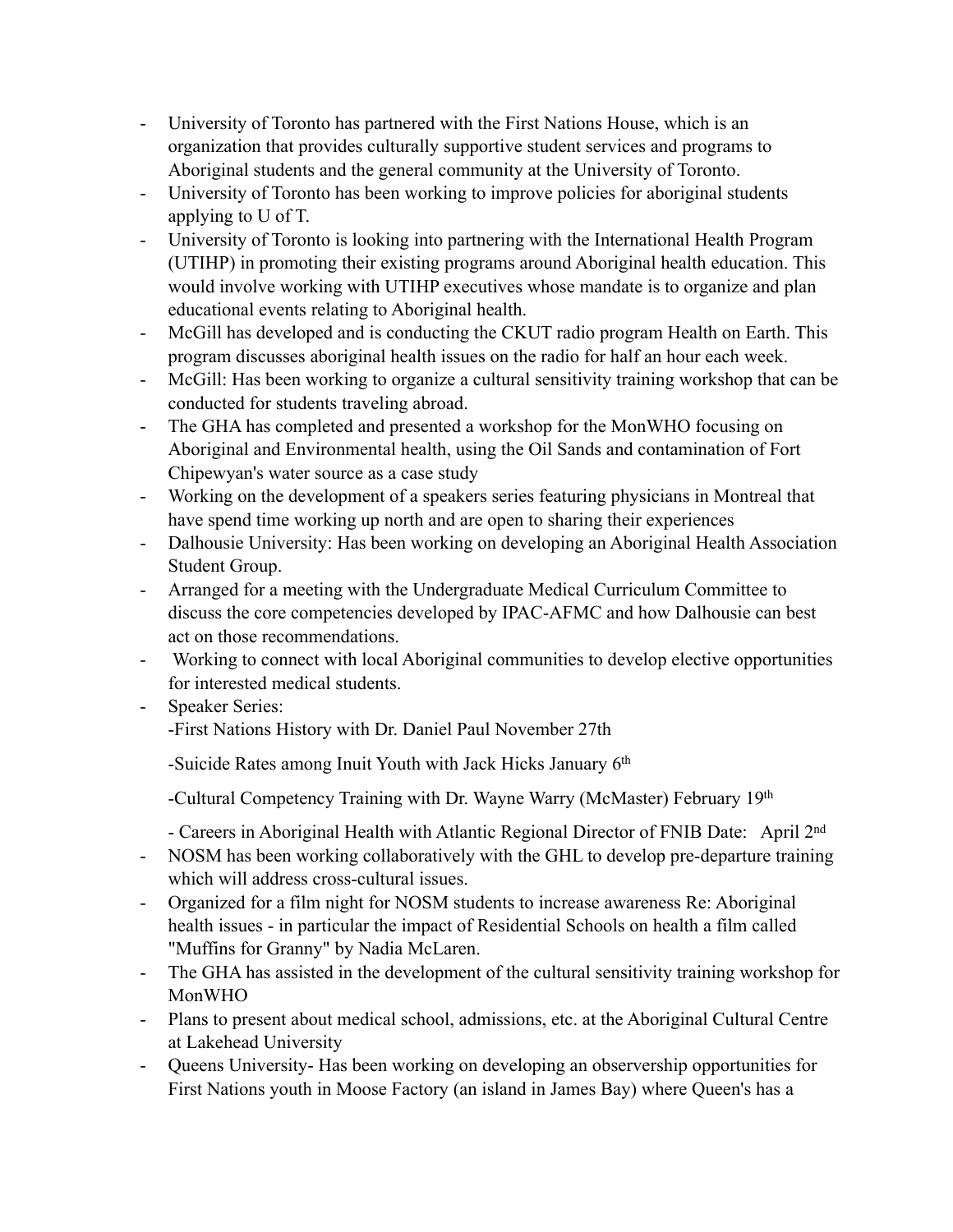- University of Toronto has partnered with the First Nations House, which is an organization that provides culturally supportive student services and programs to Aboriginal students and the general community at the University of Toronto.
- University of Toronto has been working to improve policies for aboriginal students applying to U of T.
- University of Toronto is looking into partnering with the International Health Program (UTIHP) in promoting their existing programs around Aboriginal health education. This would involve working with UTIHP executives whose mandate is to organize and plan educational events relating to Aboriginal health.
- McGill has developed and is conducting the CKUT radio program Health on Earth. This program discusses aboriginal health issues on the radio for half an hour each week.
- McGill: Has been working to organize a cultural sensitivity training workshop that can be conducted for students traveling abroad.
- The GHA has completed and presented a workshop for the MonWHO focusing on Aboriginal and Environmental health, using the Oil Sands and contamination of Fort Chipewyan's water source as a case study
- Working on the development of a speakers series featuring physicians in Montreal that have spend time working up north and are open to sharing their experiences
- Dalhousie University: Has been working on developing an Aboriginal Health Association Student Group.
- Arranged for a meeting with the Undergraduate Medical Curriculum Committee to discuss the core competencies developed by IPAC-AFMC and how Dalhousie can best act on those recommendations.
- Working to connect with local Aboriginal communities to develop elective opportunities for interested medical students.
- Speaker Series:

  -First Nations History with Dr. Daniel Paul November 27th

  -Suicide Rates among Inuit Youth with Jack Hicks January 6th

  -Cultural Competency Training with Dr. Wayne Warry (McMaster) February 19th

  - Careers in Aboriginal Health with Atlantic Regional Director of FNIB Date: April 2nd
- NOSM has been working collaboratively with the GHL to develop pre-departure training which will address cross-cultural issues.
- Organized for a film night for NOSM students to increase awareness Re: Aboriginal health issues - in particular the impact of Residential Schools on health a film called "Muffins for Granny" by Nadia McLaren.
- The GHA has assisted in the development of the cultural sensitivity training workshop for MonWHO
- Plans to present about medical school, admissions, etc. at the Aboriginal Cultural Centre at Lakehead University
- Queens University- Has been working on developing an observership opportunities for First Nations youth in Moose Factory (an island in James Bay) where Queen's has a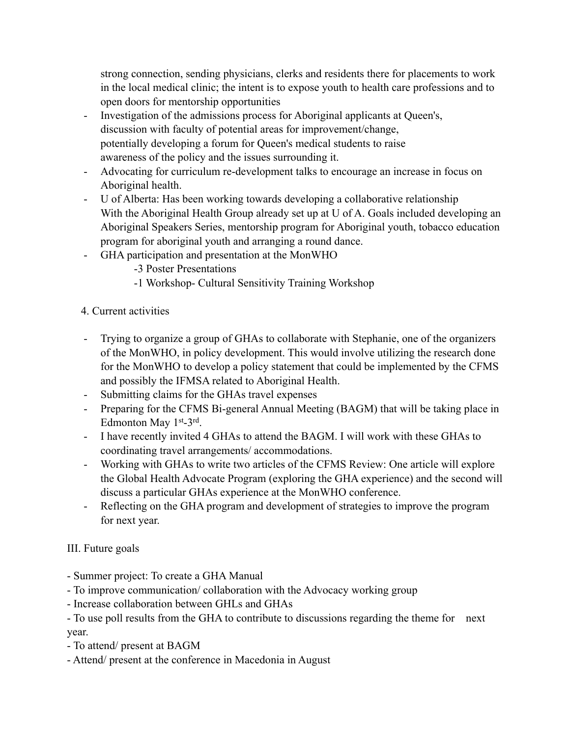strong connection, sending physicians, clerks and residents there for placements to work in the local medical clinic; the intent is to expose youth to health care professions and to open doors for mentorship opportunities

- Investigation of the admissions process for Aboriginal applicants at Queen's, discussion with faculty of potential areas for improvement/change, potentially developing a forum for Queen's medical students to raise awareness of the policy and the issues surrounding it.
- Advocating for curriculum re-development talks to encourage an increase in focus on Aboriginal health.
- U of Alberta: Has been working towards developing a collaborative relationship With the Aboriginal Health Group already set up at U of A. Goals included developing an Aboriginal Speakers Series, mentorship program for Aboriginal youth, tobacco education program for aboriginal youth and arranging a round dance.
- GHA participation and presentation at the MonWHO
    - -3 Poster Presentations
    - -1 Workshop- Cultural Sensitivity Training Workshop

4. Current activities

- Trying to organize a group of GHAs to collaborate with Stephanie, one of the organizers of the MonWHO, in policy development. This would involve utilizing the research done for the MonWHO to develop a policy statement that could be implemented by the CFMS and possibly the IFMSA related to Aboriginal Health.
- Submitting claims for the GHAs travel expenses
- Preparing for the CFMS Bi-general Annual Meeting (BAGM) that will be taking place in Edmonton May 1st-3rd.
- I have recently invited 4 GHAs to attend the BAGM. I will work with these GHAs to coordinating travel arrangements/ accommodations.
- Working with GHAs to write two articles of the CFMS Review: One article will explore the Global Health Advocate Program (exploring the GHA experience) and the second will discuss a particular GHAs experience at the MonWHO conference.
- Reflecting on the GHA program and development of strategies to improve the program for next year.

III. Future goals

- Summer project: To create a GHA Manual
- To improve communication/ collaboration with the Advocacy working group
- Increase collaboration between GHLs and GHAs
- To use poll results from the GHA to contribute to discussions regarding the theme for next year.
- To attend/ present at BAGM
- Attend/ present at the conference in Macedonia in August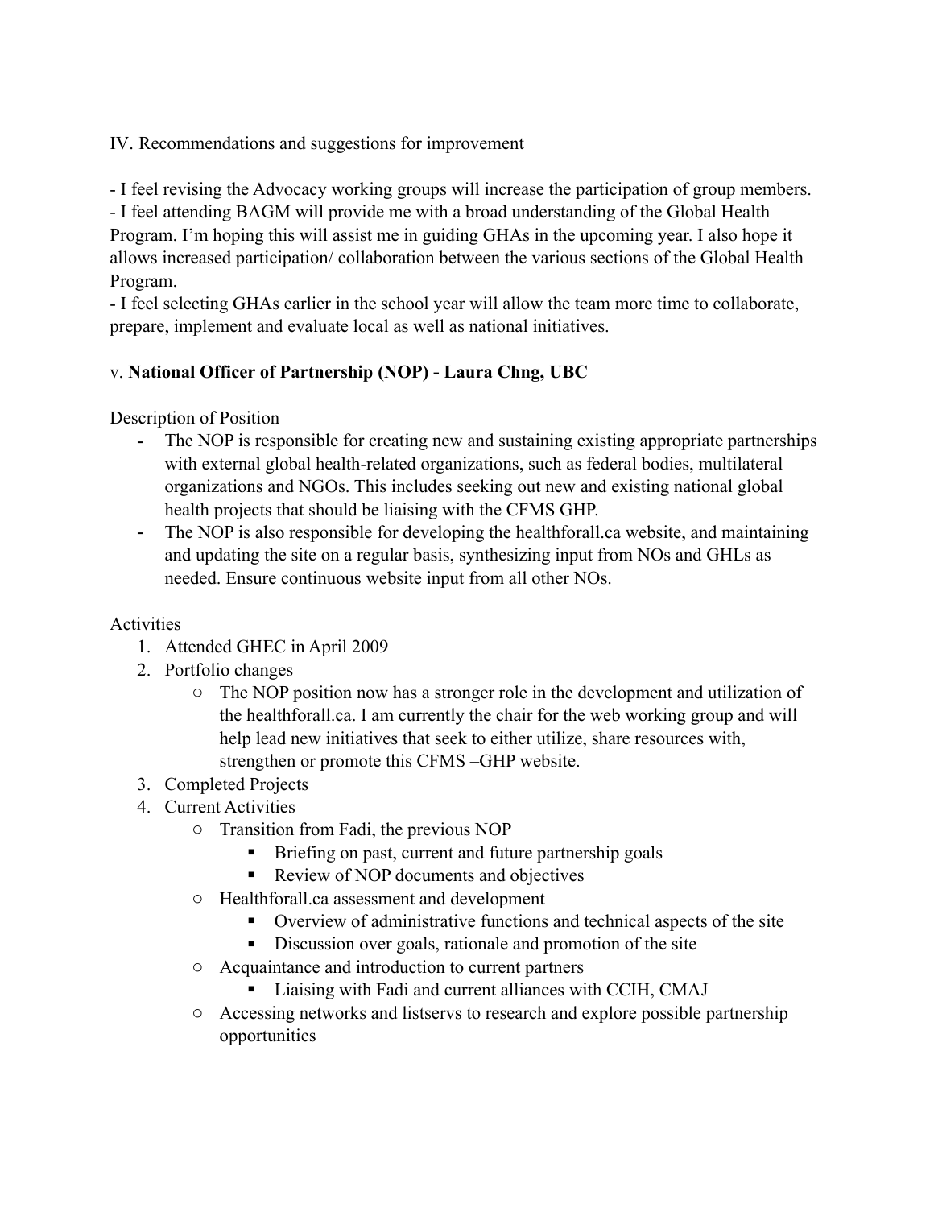IV. Recommendations and suggestions for improvement

- I feel revising the Advocacy working groups will increase the participation of group members.
- I feel attending BAGM will provide me with a broad understanding of the Global Health Program. I'm hoping this will assist me in guiding GHAs in the upcoming year. I also hope it allows increased participation/ collaboration between the various sections of the Global Health Program.
- I feel selecting GHAs earlier in the school year will allow the team more time to collaborate, prepare, implement and evaluate local as well as national initiatives.

### v. **National Officer of Partnership (NOP) - Laura Chng, UBC**

Description of Position

- The NOP is responsible for creating new and sustaining existing appropriate partnerships with external global health-related organizations, such as federal bodies, multilateral organizations and NGOs. This includes seeking out new and existing national global health projects that should be liaising with the CFMS GHP.
- The NOP is also responsible for developing the healthforall.ca website, and maintaining and updating the site on a regular basis, synthesizing input from NOs and GHLs as needed. Ensure continuous website input from all other NOs.

Activities

1. Attended GHEC in April 2009
2. Portfolio changes
   - The NOP position now has a stronger role in the development and utilization of the healthforall.ca. I am currently the chair for the web working group and will help lead new initiatives that seek to either utilize, share resources with, strengthen or promote this CFMS –GHP website.
3. Completed Projects
4. Current Activities
   - Transition from Fadi, the previous NOP
     - Briefing on past, current and future partnership goals
     - Review of NOP documents and objectives
   - Healthforall.ca assessment and development
     - Overview of administrative functions and technical aspects of the site
     - Discussion over goals, rationale and promotion of the site
   - Acquaintance and introduction to current partners
     - Liaising with Fadi and current alliances with CCIH, CMAJ
   - Accessing networks and listservs to research and explore possible partnership opportunities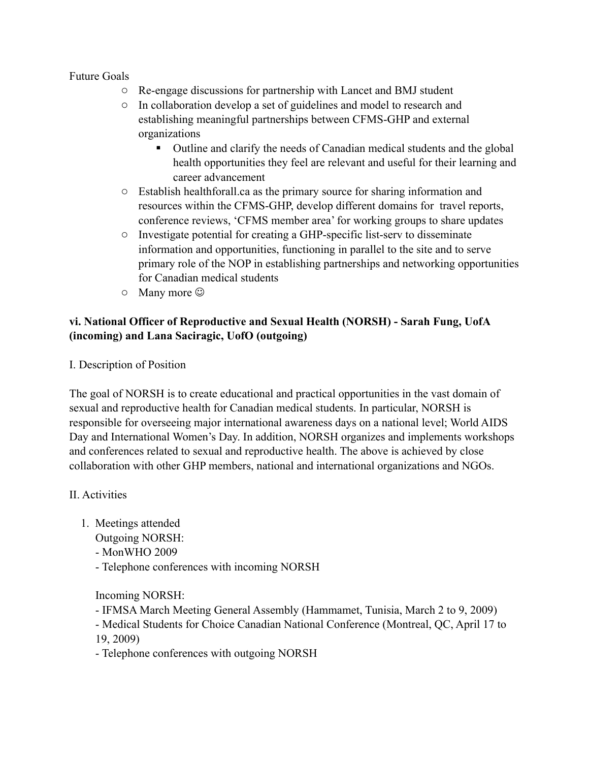Future Goals

- Re-engage discussions for partnership with Lancet and BMJ student
- In collaboration develop a set of guidelines and model to research and establishing meaningful partnerships between CFMS-GHP and external organizations
    - Outline and clarify the needs of Canadian medical students and the global health opportunities they feel are relevant and useful for their learning and career advancement
- Establish healthforall.ca as the primary source for sharing information and resources within the CFMS-GHP, develop different domains for travel reports, conference reviews, 'CFMS member area' for working groups to share updates
- Investigate potential for creating a GHP-specific list-serv to disseminate information and opportunities, functioning in parallel to the site and to serve primary role of the NOP in establishing partnerships and networking opportunities for Canadian medical students
- Many more ☺

**vi. National Officer of Reproductive and Sexual Health (NORSH) - Sarah Fung, UofA (incoming) and Lana Saciragic, UofO (outgoing)**

I. Description of Position

The goal of NORSH is to create educational and practical opportunities in the vast domain of sexual and reproductive health for Canadian medical students. In particular, NORSH is responsible for overseeing major international awareness days on a national level; World AIDS Day and International Women's Day. In addition, NORSH organizes and implements workshops and conferences related to sexual and reproductive health. The above is achieved by close collaboration with other GHP members, national and international organizations and NGOs.

II. Activities

1. Meetings attended

   Outgoing NORSH:
   - MonWHO 2009
   - Telephone conferences with incoming NORSH

   Incoming NORSH:
   - IFMSA March Meeting General Assembly (Hammamet, Tunisia, March 2 to 9, 2009)
   - Medical Students for Choice Canadian National Conference (Montreal, QC, April 17 to 19, 2009)
   - Telephone conferences with outgoing NORSH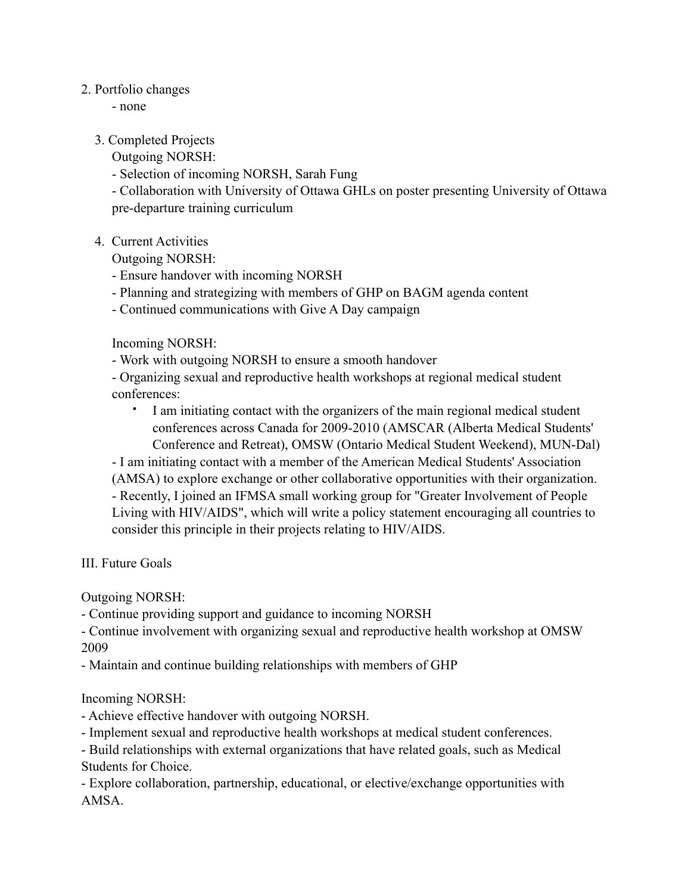2. Portfolio changes
   - none

3. Completed Projects

   Outgoing NORSH:
   - Selection of incoming NORSH, Sarah Fung
   - Collaboration with University of Ottawa GHLs on poster presenting University of Ottawa pre-departure training curriculum

4. Current Activities

   Outgoing NORSH:
   - Ensure handover with incoming NORSH
   - Planning and strategizing with members of GHP on BAGM agenda content
   - Continued communications with Give A Day campaign

   Incoming NORSH:
   - Work with outgoing NORSH to ensure a smooth handover
   - Organizing sexual and reproductive health workshops at regional medical student conferences:
     - I am initiating contact with the organizers of the main regional medical student conferences across Canada for 2009-2010 (AMSCAR (Alberta Medical Students' Conference and Retreat), OMSW (Ontario Medical Student Weekend), MUN-Dal)
   - I am initiating contact with a member of the American Medical Students' Association (AMSA) to explore exchange or other collaborative opportunities with their organization.
   - Recently, I joined an IFMSA small working group for "Greater Involvement of People Living with HIV/AIDS", which will write a policy statement encouraging all countries to consider this principle in their projects relating to HIV/AIDS.

## III. Future Goals

Outgoing NORSH:
- Continue providing support and guidance to incoming NORSH
- Continue involvement with organizing sexual and reproductive health workshop at OMSW 2009
- Maintain and continue building relationships with members of GHP

Incoming NORSH:
- Achieve effective handover with outgoing NORSH.
- Implement sexual and reproductive health workshops at medical student conferences.
- Build relationships with external organizations that have related goals, such as Medical Students for Choice.
- Explore collaboration, partnership, educational, or elective/exchange opportunities with AMSA.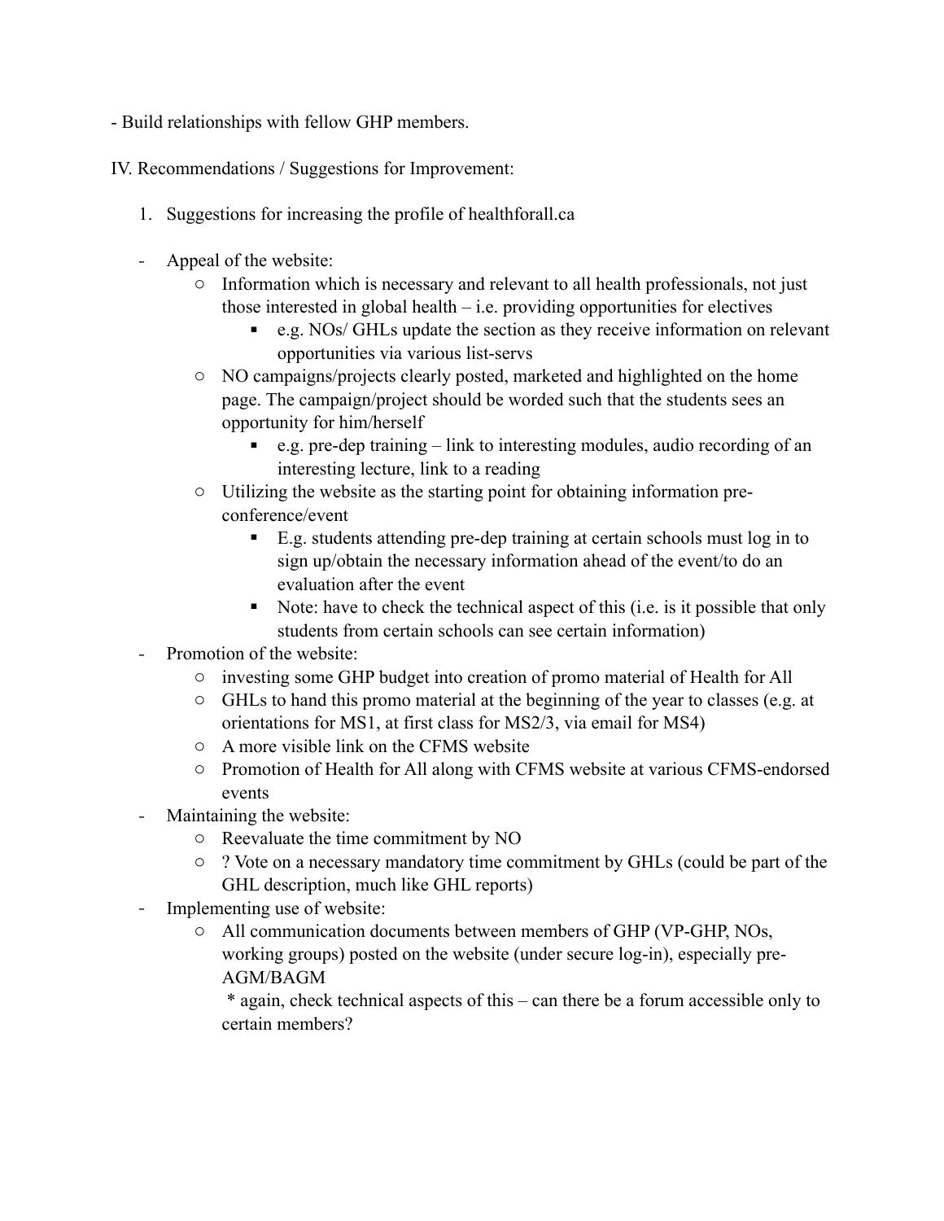- Build relationships with fellow GHP members.

IV. Recommendations / Suggestions for Improvement:

1. Suggestions for increasing the profile of healthforall.ca

- Appeal of the website:
    - Information which is necessary and relevant to all health professionals, not just those interested in global health – i.e. providing opportunities for electives
        - e.g. NOs/ GHLs update the section as they receive information on relevant opportunities via various list-servs
    - NO campaigns/projects clearly posted, marketed and highlighted on the home page. The campaign/project should be worded such that the students sees an opportunity for him/herself
        - e.g. pre-dep training – link to interesting modules, audio recording of an interesting lecture, link to a reading
    - Utilizing the website as the starting point for obtaining information pre-conference/event
        - E.g. students attending pre-dep training at certain schools must log in to sign up/obtain the necessary information ahead of the event/to do an evaluation after the event
        - Note: have to check the technical aspect of this (i.e. is it possible that only students from certain schools can see certain information)
- Promotion of the website:
    - investing some GHP budget into creation of promo material of Health for All
    - GHLs to hand this promo material at the beginning of the year to classes (e.g. at orientations for MS1, at first class for MS2/3, via email for MS4)
    - A more visible link on the CFMS website
    - Promotion of Health for All along with CFMS website at various CFMS-endorsed events
- Maintaining the website:
    - Reevaluate the time commitment by NO
    - ? Vote on a necessary mandatory time commitment by GHLs (could be part of the GHL description, much like GHL reports)
- Implementing use of website:
    - All communication documents between members of GHP (VP-GHP, NOs, working groups) posted on the website (under secure log-in), especially pre-AGM/BAGM

      * again, check technical aspects of this – can there be a forum accessible only to certain members?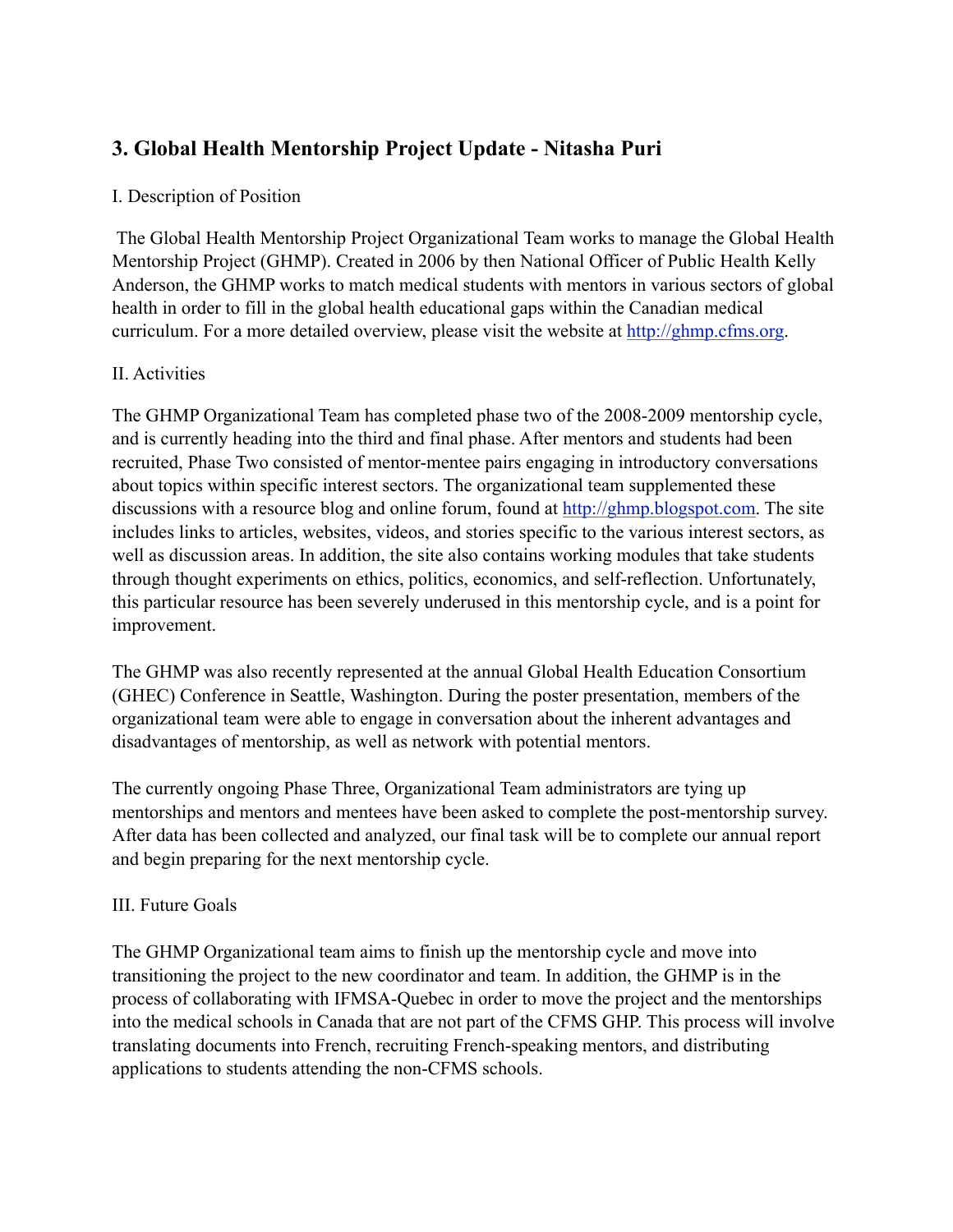### 3. Global Health Mentorship Project Update - Nitasha Puri

I. Description of Position

The Global Health Mentorship Project Organizational Team works to manage the Global Health Mentorship Project (GHMP). Created in 2006 by then National Officer of Public Health Kelly Anderson, the GHMP works to match medical students with mentors in various sectors of global health in order to fill in the global health educational gaps within the Canadian medical curriculum. For a more detailed overview, please visit the website at http://ghmp.cfms.org.

II. Activities

The GHMP Organizational Team has completed phase two of the 2008-2009 mentorship cycle, and is currently heading into the third and final phase. After mentors and students had been recruited, Phase Two consisted of mentor-mentee pairs engaging in introductory conversations about topics within specific interest sectors. The organizational team supplemented these discussions with a resource blog and online forum, found at http://ghmp.blogspot.com. The site includes links to articles, websites, videos, and stories specific to the various interest sectors, as well as discussion areas. In addition, the site also contains working modules that take students through thought experiments on ethics, politics, economics, and self-reflection. Unfortunately, this particular resource has been severely underused in this mentorship cycle, and is a point for improvement.

The GHMP was also recently represented at the annual Global Health Education Consortium (GHEC) Conference in Seattle, Washington. During the poster presentation, members of the organizational team were able to engage in conversation about the inherent advantages and disadvantages of mentorship, as well as network with potential mentors.

The currently ongoing Phase Three, Organizational Team administrators are tying up mentorships and mentors and mentees have been asked to complete the post-mentorship survey. After data has been collected and analyzed, our final task will be to complete our annual report and begin preparing for the next mentorship cycle.

III. Future Goals

The GHMP Organizational team aims to finish up the mentorship cycle and move into transitioning the project to the new coordinator and team. In addition, the GHMP is in the process of collaborating with IFMSA-Quebec in order to move the project and the mentorships into the medical schools in Canada that are not part of the CFMS GHP. This process will involve translating documents into French, recruiting French-speaking mentors, and distributing applications to students attending the non-CFMS schools.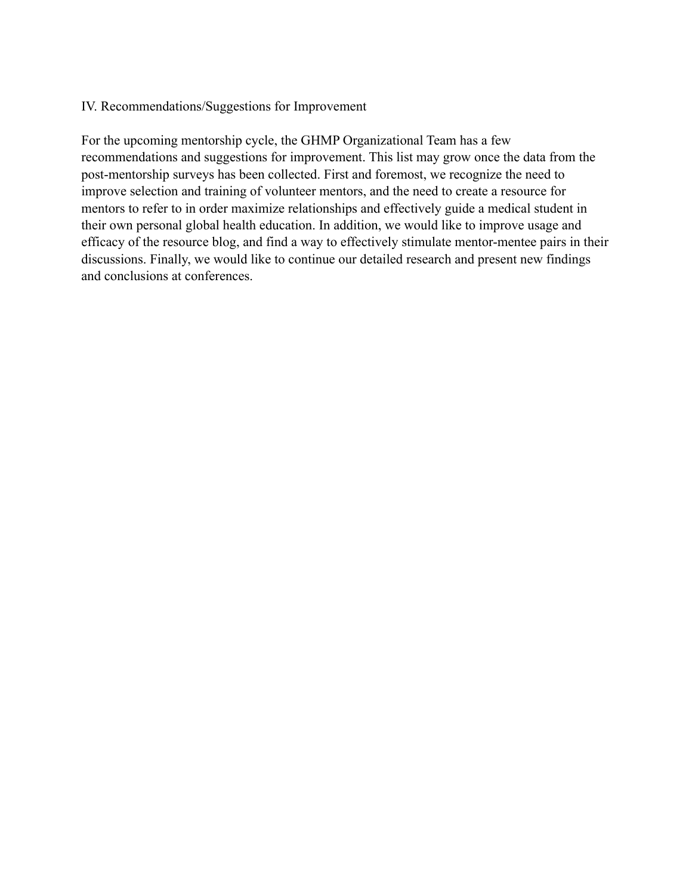## IV. Recommendations/Suggestions for Improvement

For the upcoming mentorship cycle, the GHMP Organizational Team has a few recommendations and suggestions for improvement. This list may grow once the data from the post-mentorship surveys has been collected. First and foremost, we recognize the need to improve selection and training of volunteer mentors, and the need to create a resource for mentors to refer to in order maximize relationships and effectively guide a medical student in their own personal global health education. In addition, we would like to improve usage and efficacy of the resource blog, and find a way to effectively stimulate mentor-mentee pairs in their discussions. Finally, we would like to continue our detailed research and present new findings and conclusions at conferences.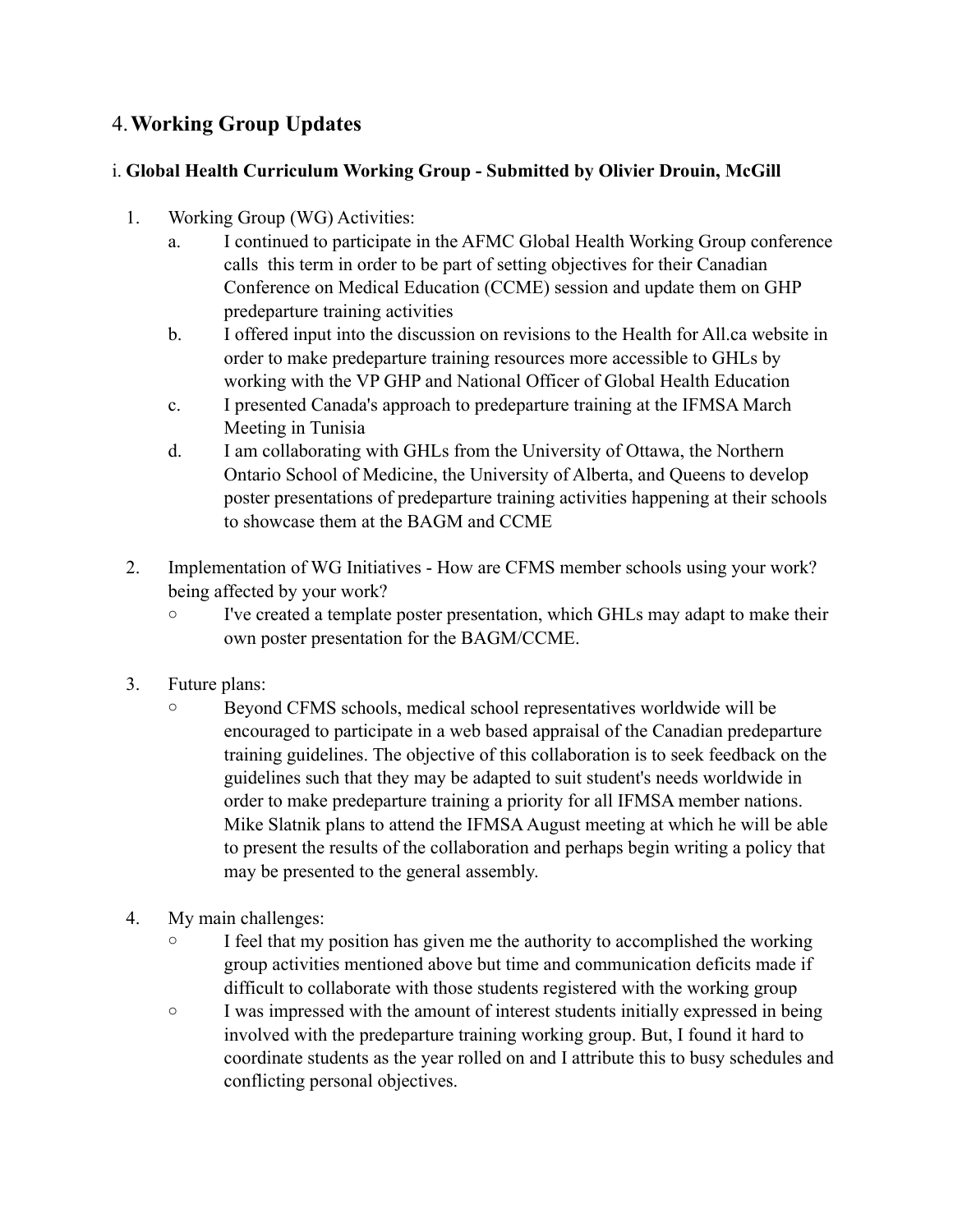## 4. **Working Group Updates**

### i. **Global Health Curriculum Working Group - Submitted by Olivier Drouin, McGill**

1. Working Group (WG) Activities:
   a. I continued to participate in the AFMC Global Health Working Group conference calls this term in order to be part of setting objectives for their Canadian Conference on Medical Education (CCME) session and update them on GHP predeparture training activities
   b. I offered input into the discussion on revisions to the Health for All.ca website in order to make predeparture training resources more accessible to GHLs by working with the VP GHP and National Officer of Global Health Education
   c. I presented Canada's approach to predeparture training at the IFMSA March Meeting in Tunisia
   d. I am collaborating with GHLs from the University of Ottawa, the Northern Ontario School of Medicine, the University of Alberta, and Queens to develop poster presentations of predeparture training activities happening at their schools to showcase them at the BAGM and CCME

2. Implementation of WG Initiatives - How are CFMS member schools using your work? being affected by your work?
   - I've created a template poster presentation, which GHLs may adapt to make their own poster presentation for the BAGM/CCME.

3. Future plans:
   - Beyond CFMS schools, medical school representatives worldwide will be encouraged to participate in a web based appraisal of the Canadian predeparture training guidelines. The objective of this collaboration is to seek feedback on the guidelines such that they may be adapted to suit student's needs worldwide in order to make predeparture training a priority for all IFMSA member nations. Mike Slatnik plans to attend the IFMSA August meeting at which he will be able to present the results of the collaboration and perhaps begin writing a policy that may be presented to the general assembly.

4. My main challenges:
   - I feel that my position has given me the authority to accomplished the working group activities mentioned above but time and communication deficits made if difficult to collaborate with those students registered with the working group
   - I was impressed with the amount of interest students initially expressed in being involved with the predeparture training working group. But, I found it hard to coordinate students as the year rolled on and I attribute this to busy schedules and conflicting personal objectives.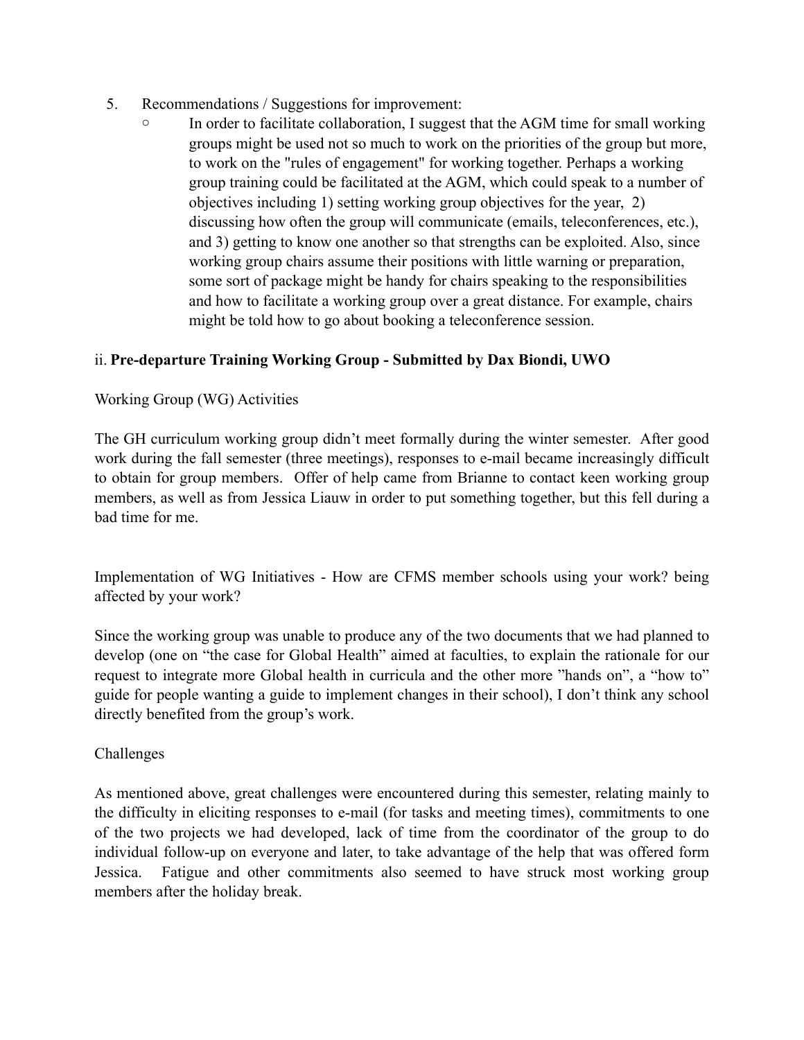5. Recommendations / Suggestions for improvement:
   - In order to facilitate collaboration, I suggest that the AGM time for small working groups might be used not so much to work on the priorities of the group but more, to work on the "rules of engagement" for working together. Perhaps a working group training could be facilitated at the AGM, which could speak to a number of objectives including 1) setting working group objectives for the year, 2) discussing how often the group will communicate (emails, teleconferences, etc.), and 3) getting to know one another so that strengths can be exploited. Also, since working group chairs assume their positions with little warning or preparation, some sort of package might be handy for chairs speaking to the responsibilities and how to facilitate a working group over a great distance. For example, chairs might be told how to go about booking a teleconference session.

ii. **Pre-departure Training Working Group - Submitted by Dax Biondi, UWO**

Working Group (WG) Activities

The GH curriculum working group didn't meet formally during the winter semester. After good work during the fall semester (three meetings), responses to e-mail became increasingly difficult to obtain for group members. Offer of help came from Brianne to contact keen working group members, as well as from Jessica Liauw in order to put something together, but this fell during a bad time for me.

Implementation of WG Initiatives - How are CFMS member schools using your work? being affected by your work?

Since the working group was unable to produce any of the two documents that we had planned to develop (one on "the case for Global Health" aimed at faculties, to explain the rationale for our request to integrate more Global health in curricula and the other more "hands on", a "how to" guide for people wanting a guide to implement changes in their school), I don't think any school directly benefited from the group's work.

Challenges

As mentioned above, great challenges were encountered during this semester, relating mainly to the difficulty in eliciting responses to e-mail (for tasks and meeting times), commitments to one of the two projects we had developed, lack of time from the coordinator of the group to do individual follow-up on everyone and later, to take advantage of the help that was offered form Jessica. Fatigue and other commitments also seemed to have struck most working group members after the holiday break.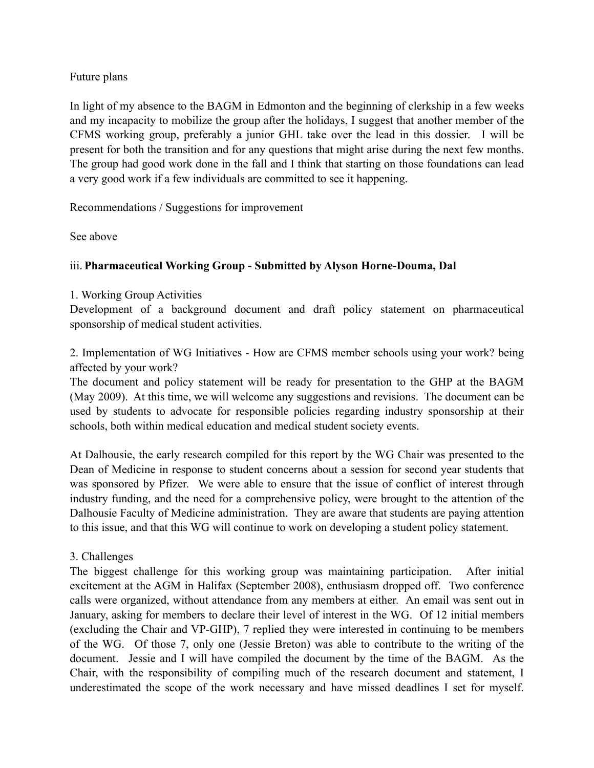Future plans

In light of my absence to the BAGM in Edmonton and the beginning of clerkship in a few weeks and my incapacity to mobilize the group after the holidays, I suggest that another member of the CFMS working group, preferably a junior GHL take over the lead in this dossier. I will be present for both the transition and for any questions that might arise during the next few months. The group had good work done in the fall and I think that starting on those foundations can lead a very good work if a few individuals are committed to see it happening.

Recommendations / Suggestions for improvement

See above

iii. **Pharmaceutical Working Group - Submitted by Alyson Horne-Douma, Dal**

1. Working Group Activities
Development of a background document and draft policy statement on pharmaceutical sponsorship of medical student activities.

2. Implementation of WG Initiatives - How are CFMS member schools using your work? being affected by your work?
The document and policy statement will be ready for presentation to the GHP at the BAGM (May 2009). At this time, we will welcome any suggestions and revisions. The document can be used by students to advocate for responsible policies regarding industry sponsorship at their schools, both within medical education and medical student society events.

At Dalhousie, the early research compiled for this report by the WG Chair was presented to the Dean of Medicine in response to student concerns about a session for second year students that was sponsored by Pfizer. We were able to ensure that the issue of conflict of interest through industry funding, and the need for a comprehensive policy, were brought to the attention of the Dalhousie Faculty of Medicine administration. They are aware that students are paying attention to this issue, and that this WG will continue to work on developing a student policy statement.

3. Challenges
The biggest challenge for this working group was maintaining participation. After initial excitement at the AGM in Halifax (September 2008), enthusiasm dropped off. Two conference calls were organized, without attendance from any members at either. An email was sent out in January, asking for members to declare their level of interest in the WG. Of 12 initial members (excluding the Chair and VP-GHP), 7 replied they were interested in continuing to be members of the WG. Of those 7, only one (Jessie Breton) was able to contribute to the writing of the document. Jessie and I will have compiled the document by the time of the BAGM. As the Chair, with the responsibility of compiling much of the research document and statement, I underestimated the scope of the work necessary and have missed deadlines I set for myself.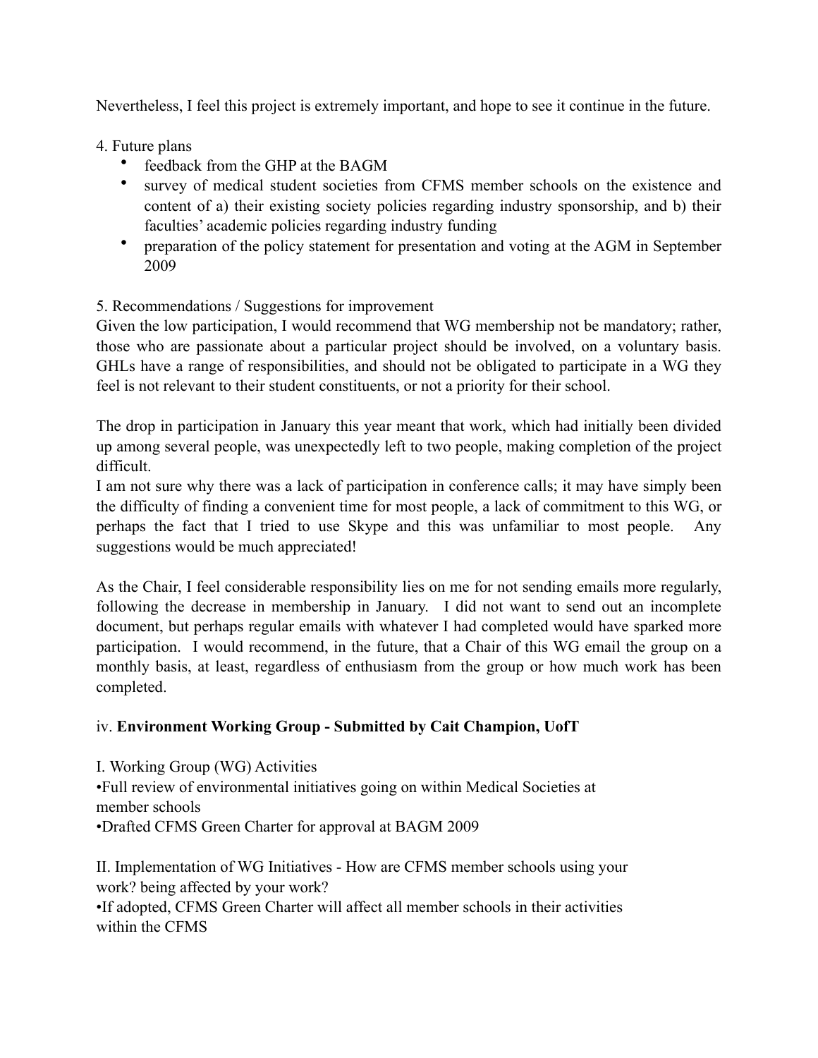Nevertheless, I feel this project is extremely important, and hope to see it continue in the future.

4. Future plans

- feedback from the GHP at the BAGM
- survey of medical student societies from CFMS member schools on the existence and content of a) their existing society policies regarding industry sponsorship, and b) their faculties' academic policies regarding industry funding
- preparation of the policy statement for presentation and voting at the AGM in September 2009

5. Recommendations / Suggestions for improvement

Given the low participation, I would recommend that WG membership not be mandatory; rather, those who are passionate about a particular project should be involved, on a voluntary basis. GHLs have a range of responsibilities, and should not be obligated to participate in a WG they feel is not relevant to their student constituents, or not a priority for their school.

The drop in participation in January this year meant that work, which had initially been divided up among several people, was unexpectedly left to two people, making completion of the project difficult.

I am not sure why there was a lack of participation in conference calls; it may have simply been the difficulty of finding a convenient time for most people, a lack of commitment to this WG, or perhaps the fact that I tried to use Skype and this was unfamiliar to most people. Any suggestions would be much appreciated!

As the Chair, I feel considerable responsibility lies on me for not sending emails more regularly, following the decrease in membership in January. I did not want to send out an incomplete document, but perhaps regular emails with whatever I had completed would have sparked more participation. I would recommend, in the future, that a Chair of this WG email the group on a monthly basis, at least, regardless of enthusiasm from the group or how much work has been completed.

iv. **Environment Working Group - Submitted by Cait Champion, UofT**

I. Working Group (WG) Activities

•Full review of environmental initiatives going on within Medical Societies at member schools

•Drafted CFMS Green Charter for approval at BAGM 2009

II. Implementation of WG Initiatives - How are CFMS member schools using your work? being affected by your work?

•If adopted, CFMS Green Charter will affect all member schools in their activities within the CFMS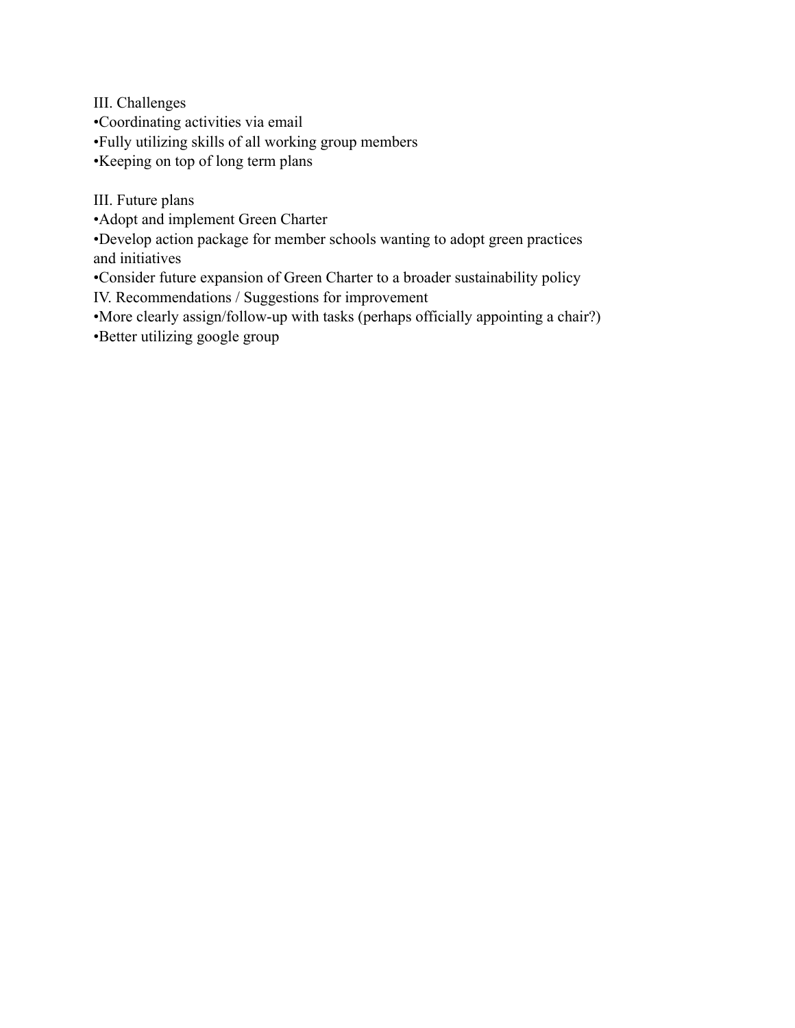III. Challenges

- Coordinating activities via email
- Fully utilizing skills of all working group members
- Keeping on top of long term plans

III. Future plans

- Adopt and implement Green Charter
- Develop action package for member schools wanting to adopt green practices and initiatives
- Consider future expansion of Green Charter to a broader sustainability policy

IV. Recommendations / Suggestions for improvement

- More clearly assign/follow-up with tasks (perhaps officially appointing a chair?)
- Better utilizing google group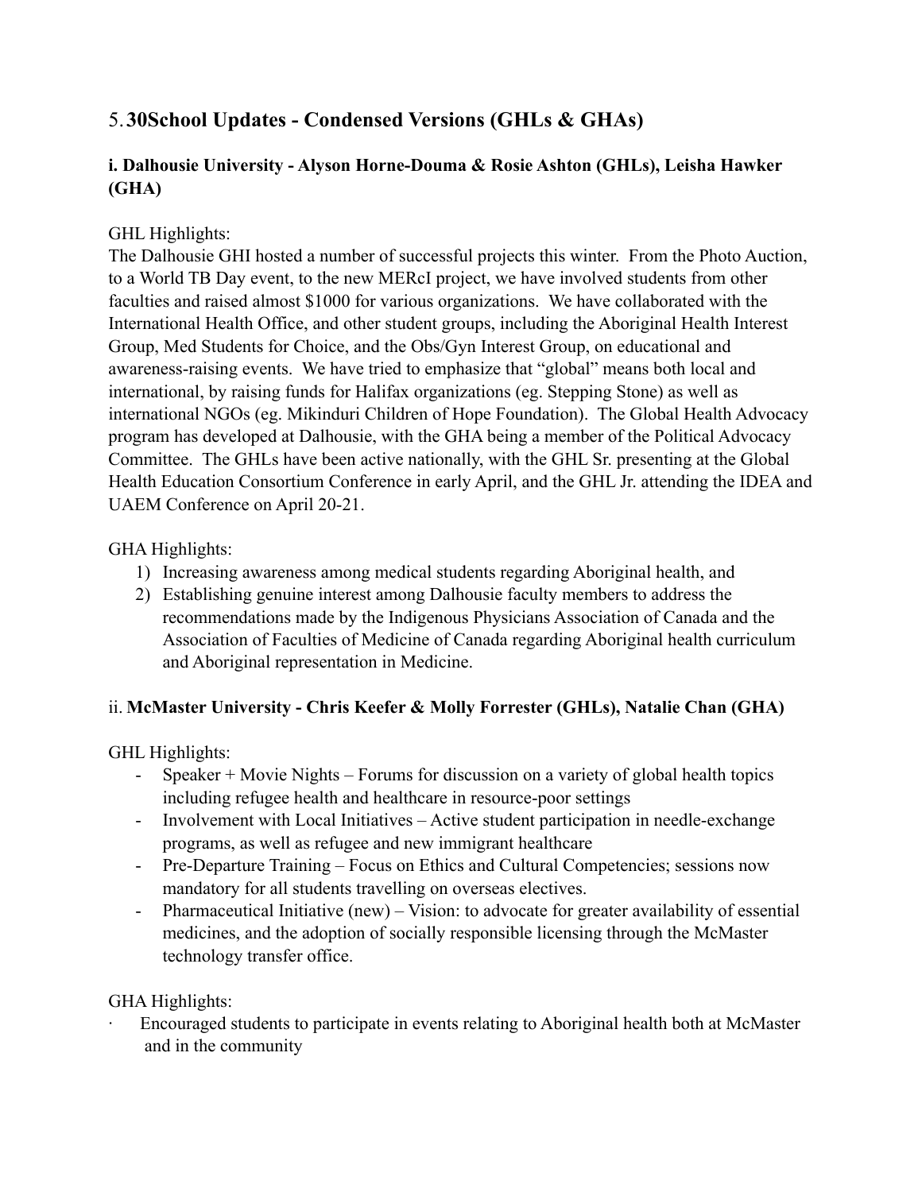## 5. 30School Updates - Condensed Versions (GHLs & GHAs)

### i. Dalhousie University - Alyson Horne-Douma & Rosie Ashton (GHLs), Leisha Hawker (GHA)

GHL Highlights:

The Dalhousie GHI hosted a number of successful projects this winter. From the Photo Auction, to a World TB Day event, to the new MERcI project, we have involved students from other faculties and raised almost $1000 for various organizations. We have collaborated with the International Health Office, and other student groups, including the Aboriginal Health Interest Group, Med Students for Choice, and the Obs/Gyn Interest Group, on educational and awareness-raising events. We have tried to emphasize that "global" means both local and international, by raising funds for Halifax organizations (eg. Stepping Stone) as well as international NGOs (eg. Mikinduri Children of Hope Foundation). The Global Health Advocacy program has developed at Dalhousie, with the GHA being a member of the Political Advocacy Committee. The GHLs have been active nationally, with the GHL Sr. presenting at the Global Health Education Consortium Conference in early April, and the GHL Jr. attending the IDEA and UAEM Conference on April 20-21.

GHA Highlights:

1) Increasing awareness among medical students regarding Aboriginal health, and
2) Establishing genuine interest among Dalhousie faculty members to address the recommendations made by the Indigenous Physicians Association of Canada and the Association of Faculties of Medicine of Canada regarding Aboriginal health curriculum and Aboriginal representation in Medicine.

### ii. McMaster University - Chris Keefer & Molly Forrester (GHLs), Natalie Chan (GHA)

GHL Highlights:

- Speaker + Movie Nights – Forums for discussion on a variety of global health topics including refugee health and healthcare in resource-poor settings
- Involvement with Local Initiatives – Active student participation in needle-exchange programs, as well as refugee and new immigrant healthcare
- Pre-Departure Training – Focus on Ethics and Cultural Competencies; sessions now mandatory for all students travelling on overseas electives.
- Pharmaceutical Initiative (new) – Vision: to advocate for greater availability of essential medicines, and the adoption of socially responsible licensing through the McMaster technology transfer office.

GHA Highlights:

- Encouraged students to participate in events relating to Aboriginal health both at McMaster and in the community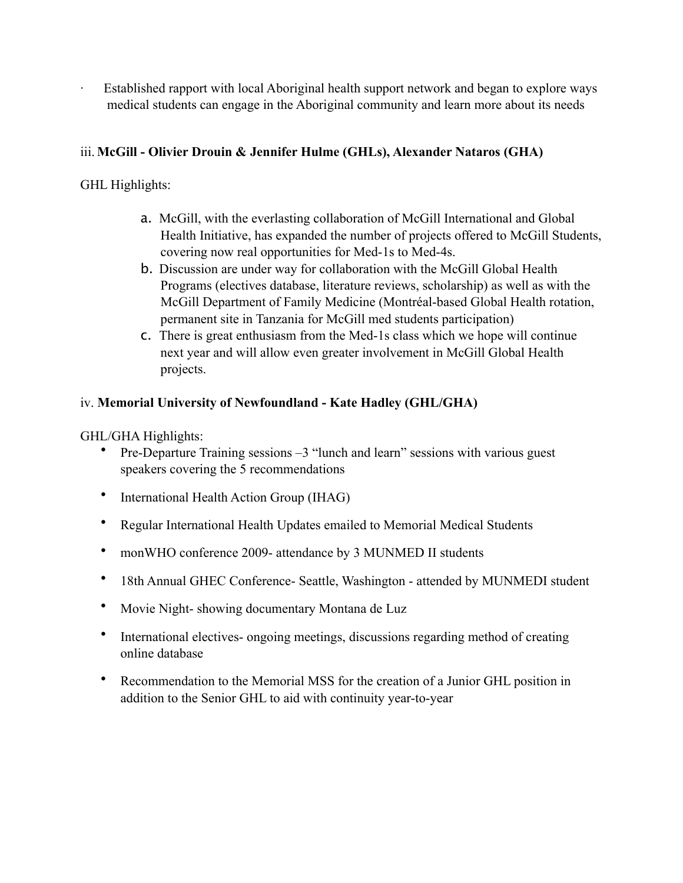- Established rapport with local Aboriginal health support network and began to explore ways medical students can engage in the Aboriginal community and learn more about its needs

iii. **McGill - Olivier Drouin & Jennifer Hulme (GHLs), Alexander Nataros (GHA)**

GHL Highlights:

a. McGill, with the everlasting collaboration of McGill International and Global Health Initiative, has expanded the number of projects offered to McGill Students, covering now real opportunities for Med-1s to Med-4s.
b. Discussion are under way for collaboration with the McGill Global Health Programs (electives database, literature reviews, scholarship) as well as with the McGill Department of Family Medicine (Montréal-based Global Health rotation, permanent site in Tanzania for McGill med students participation)
c. There is great enthusiasm from the Med-1s class which we hope will continue next year and will allow even greater involvement in McGill Global Health projects.

iv. **Memorial University of Newfoundland - Kate Hadley (GHL/GHA)**

GHL/GHA Highlights:

- Pre-Departure Training sessions –3 "lunch and learn" sessions with various guest speakers covering the 5 recommendations
- International Health Action Group (IHAG)
- Regular International Health Updates emailed to Memorial Medical Students
- monWHO conference 2009- attendance by 3 MUNMED II students
- 18th Annual GHEC Conference- Seattle, Washington - attended by MUNMEDI student
- Movie Night- showing documentary Montana de Luz
- International electives- ongoing meetings, discussions regarding method of creating online database
- Recommendation to the Memorial MSS for the creation of a Junior GHL position in addition to the Senior GHL to aid with continuity year-to-year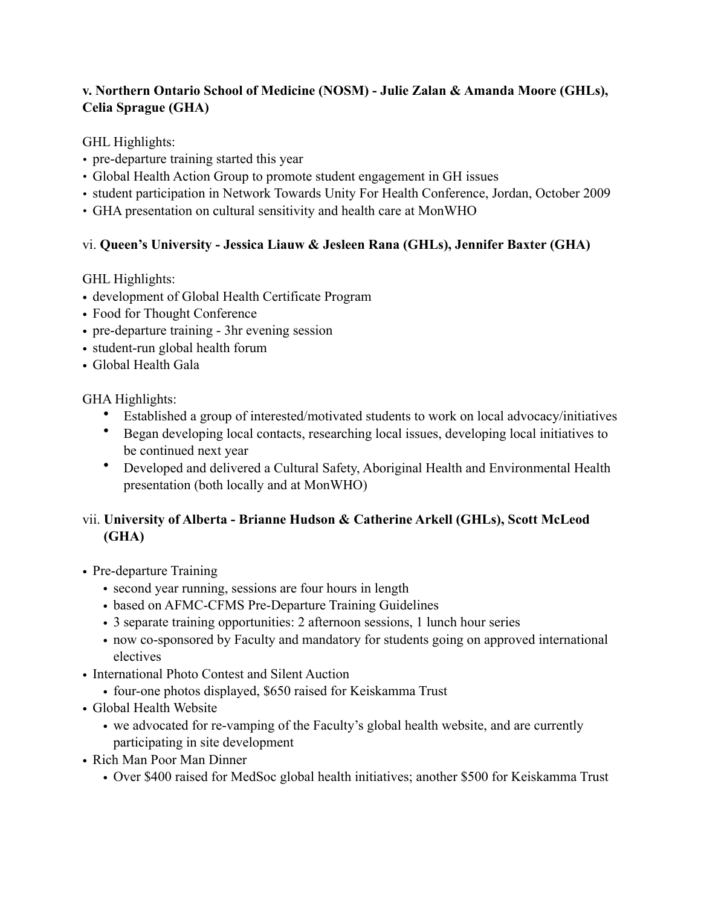**v. Northern Ontario School of Medicine (NOSM) - Julie Zalan & Amanda Moore (GHLs), Celia Sprague (GHA)**

GHL Highlights:

- pre-departure training started this year
- Global Health Action Group to promote student engagement in GH issues
- student participation in Network Towards Unity For Health Conference, Jordan, October 2009
- GHA presentation on cultural sensitivity and health care at MonWHO

vi. **Queen's University - Jessica Liauw & Jesleen Rana (GHLs), Jennifer Baxter (GHA)**

GHL Highlights:

- development of Global Health Certificate Program
- Food for Thought Conference
- pre-departure training - 3hr evening session
- student-run global health forum
- Global Health Gala

GHA Highlights:

- Established a group of interested/motivated students to work on local advocacy/initiatives
- Began developing local contacts, researching local issues, developing local initiatives to be continued next year
- Developed and delivered a Cultural Safety, Aboriginal Health and Environmental Health presentation (both locally and at MonWHO)

vii. **University of Alberta - Brianne Hudson & Catherine Arkell (GHLs), Scott McLeod (GHA)**

- Pre-departure Training
  - second year running, sessions are four hours in length
  - based on AFMC-CFMS Pre-Departure Training Guidelines
  - 3 separate training opportunities: 2 afternoon sessions, 1 lunch hour series
  - now co-sponsored by Faculty and mandatory for students going on approved international electives
- International Photo Contest and Silent Auction
  - four-one photos displayed, $650 raised for Keiskamma Trust
- Global Health Website
  - we advocated for re-vamping of the Faculty's global health website, and are currently participating in site development
- Rich Man Poor Man Dinner
  - Over $400 raised for MedSoc global health initiatives; another $500 for Keiskamma Trust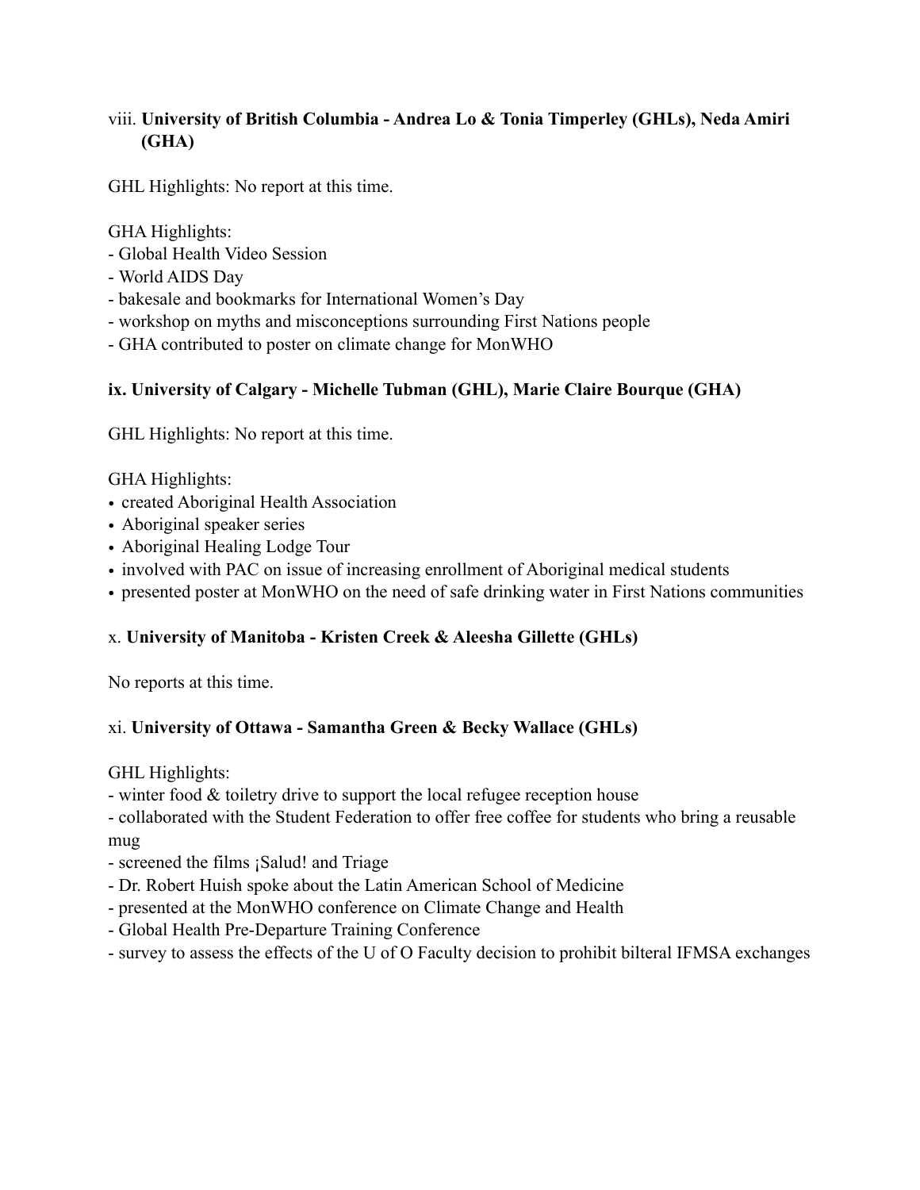viii. **University of British Columbia - Andrea Lo & Tonia Timperley (GHLs), Neda Amiri (GHA)**

GHL Highlights: No report at this time.

GHA Highlights:
- Global Health Video Session
- World AIDS Day
- bakesale and bookmarks for International Women's Day
- workshop on myths and misconceptions surrounding First Nations people
- GHA contributed to poster on climate change for MonWHO

**ix. University of Calgary - Michelle Tubman (GHL), Marie Claire Bourque (GHA)**

GHL Highlights: No report at this time.

GHA Highlights:
- created Aboriginal Health Association
- Aboriginal speaker series
- Aboriginal Healing Lodge Tour
- involved with PAC on issue of increasing enrollment of Aboriginal medical students
- presented poster at MonWHO on the need of safe drinking water in First Nations communities

x. **University of Manitoba - Kristen Creek & Aleesha Gillette (GHLs)**

No reports at this time.

xi. **University of Ottawa - Samantha Green & Becky Wallace (GHLs)**

GHL Highlights:
- winter food & toiletry drive to support the local refugee reception house
- collaborated with the Student Federation to offer free coffee for students who bring a reusable mug
- screened the films ¡Salud! and Triage
- Dr. Robert Huish spoke about the Latin American School of Medicine
- presented at the MonWHO conference on Climate Change and Health
- Global Health Pre-Departure Training Conference
- survey to assess the effects of the U of O Faculty decision to prohibit bilteral IFMSA exchanges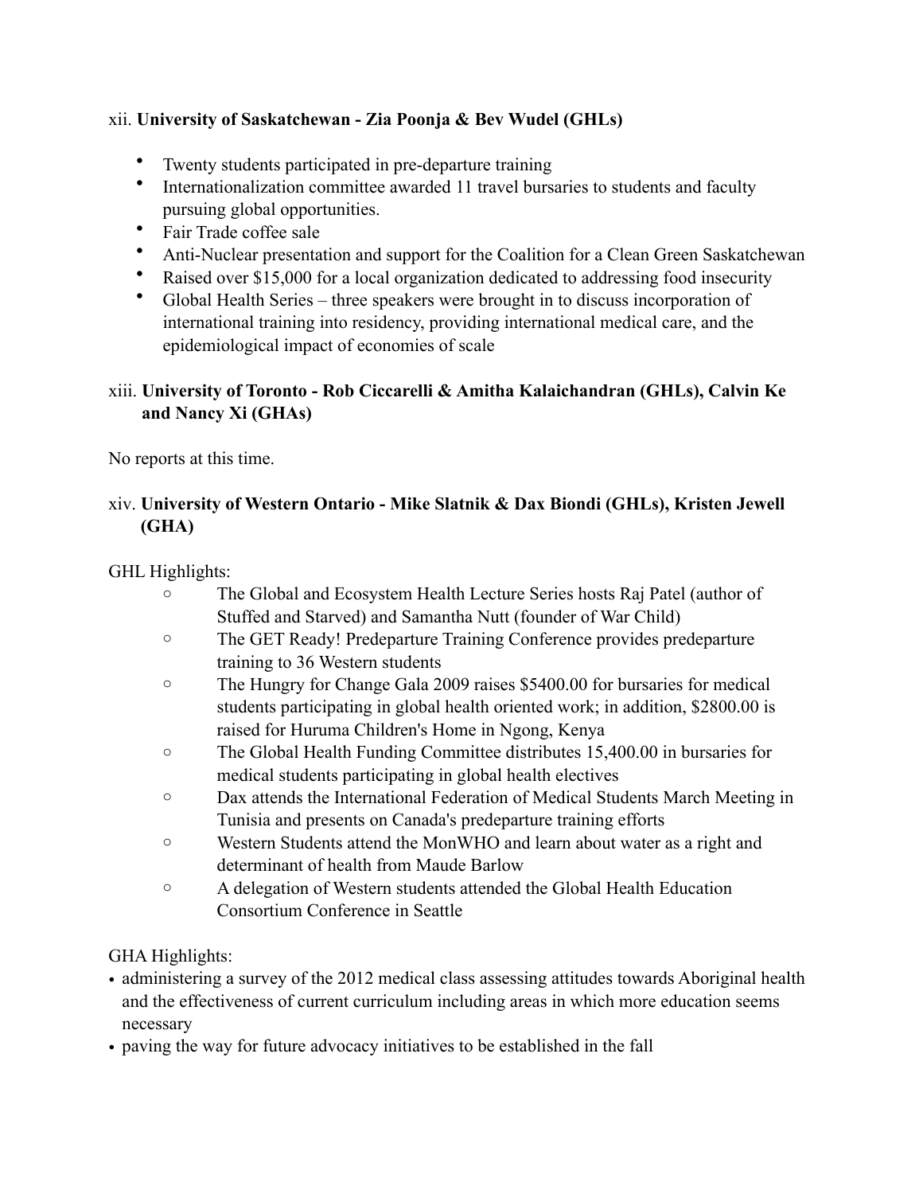xii. **University of Saskatchewan - Zia Poonja & Bev Wudel (GHLs)**

- Twenty students participated in pre-departure training
- Internationalization committee awarded 11 travel bursaries to students and faculty pursuing global opportunities.
- Fair Trade coffee sale
- Anti-Nuclear presentation and support for the Coalition for a Clean Green Saskatchewan
- Raised over $15,000 for a local organization dedicated to addressing food insecurity
- Global Health Series – three speakers were brought in to discuss incorporation of international training into residency, providing international medical care, and the epidemiological impact of economies of scale

xiii. **University of Toronto - Rob Ciccarelli & Amitha Kalaichandran (GHLs), Calvin Ke and Nancy Xi (GHAs)**

No reports at this time.

xiv. **University of Western Ontario - Mike Slatnik & Dax Biondi (GHLs), Kristen Jewell (GHA)**

GHL Highlights:

- The Global and Ecosystem Health Lecture Series hosts Raj Patel (author of Stuffed and Starved) and Samantha Nutt (founder of War Child)
- The GET Ready! Predeparture Training Conference provides predeparture training to 36 Western students
- The Hungry for Change Gala 2009 raises $5400.00 for bursaries for medical students participating in global health oriented work; in addition, $2800.00 is raised for Huruma Children's Home in Ngong, Kenya
- The Global Health Funding Committee distributes 15,400.00 in bursaries for medical students participating in global health electives
- Dax attends the International Federation of Medical Students March Meeting in Tunisia and presents on Canada's predeparture training efforts
- Western Students attend the MonWHO and learn about water as a right and determinant of health from Maude Barlow
- A delegation of Western students attended the Global Health Education Consortium Conference in Seattle

GHA Highlights:

- administering a survey of the 2012 medical class assessing attitudes towards Aboriginal health and the effectiveness of current curriculum including areas in which more education seems necessary
- paving the way for future advocacy initiatives to be established in the fall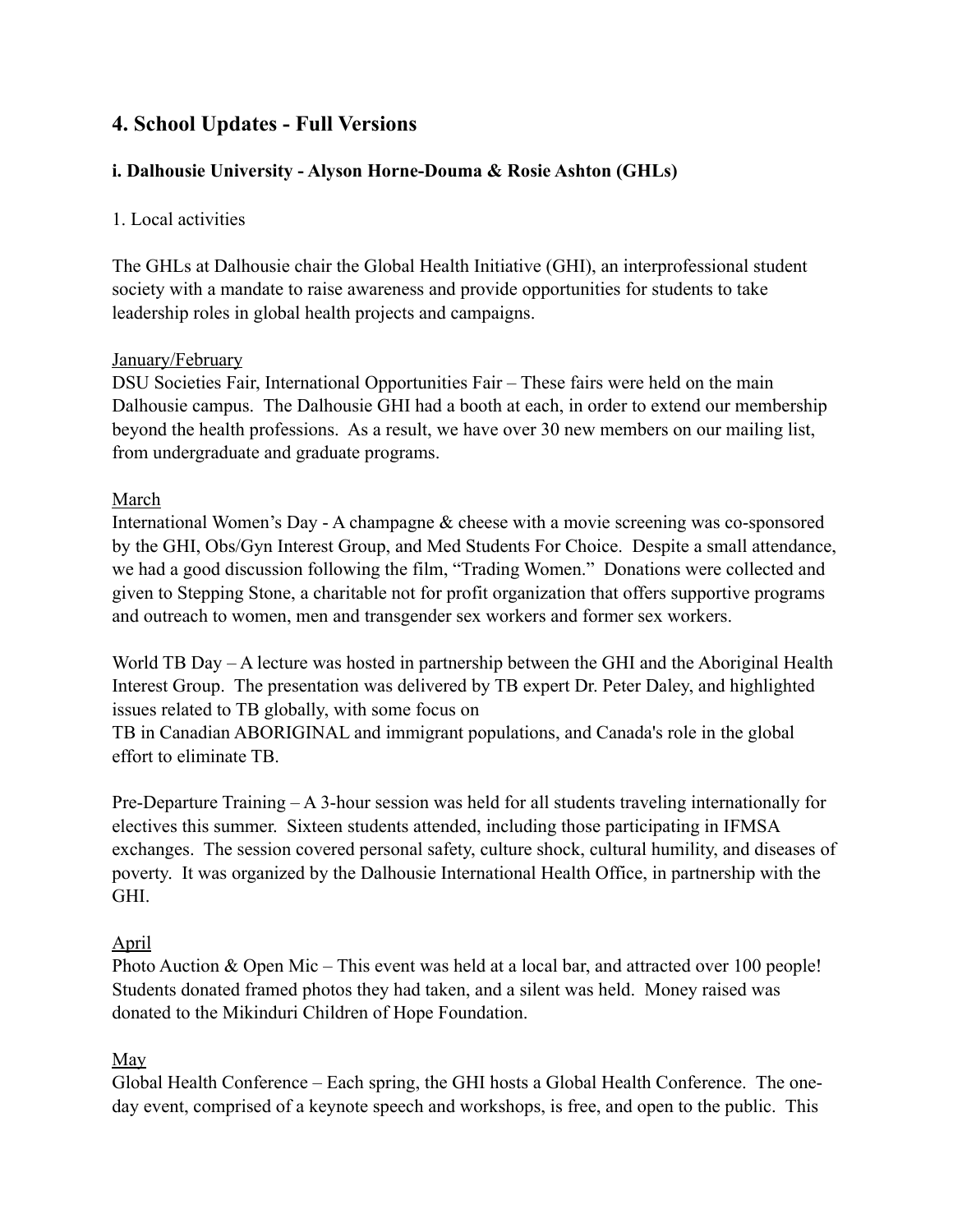## 4. School Updates - Full Versions

### i. Dalhousie University - Alyson Horne-Douma & Rosie Ashton (GHLs)

1. Local activities

The GHLs at Dalhousie chair the Global Health Initiative (GHI), an interprofessional student society with a mandate to raise awareness and provide opportunities for students to take leadership roles in global health projects and campaigns.

<u>January/February</u>
DSU Societies Fair, International Opportunities Fair – These fairs were held on the main Dalhousie campus. The Dalhousie GHI had a booth at each, in order to extend our membership beyond the health professions. As a result, we have over 30 new members on our mailing list, from undergraduate and graduate programs.

<u>March</u>
International Women's Day - A champagne & cheese with a movie screening was co-sponsored by the GHI, Obs/Gyn Interest Group, and Med Students For Choice. Despite a small attendance, we had a good discussion following the film, "Trading Women." Donations were collected and given to Stepping Stone, a charitable not for profit organization that offers supportive programs and outreach to women, men and transgender sex workers and former sex workers.

World TB Day – A lecture was hosted in partnership between the GHI and the Aboriginal Health Interest Group. The presentation was delivered by TB expert Dr. Peter Daley, and highlighted issues related to TB globally, with some focus on
TB in Canadian ABORIGINAL and immigrant populations, and Canada's role in the global effort to eliminate TB.

Pre-Departure Training – A 3-hour session was held for all students traveling internationally for electives this summer. Sixteen students attended, including those participating in IFMSA exchanges. The session covered personal safety, culture shock, cultural humility, and diseases of poverty. It was organized by the Dalhousie International Health Office, in partnership with the GHI.

<u>April</u>
Photo Auction & Open Mic – This event was held at a local bar, and attracted over 100 people! Students donated framed photos they had taken, and a silent was held. Money raised was donated to the Mikinduri Children of Hope Foundation.

<u>May</u>
Global Health Conference – Each spring, the GHI hosts a Global Health Conference. The one-day event, comprised of a keynote speech and workshops, is free, and open to the public. This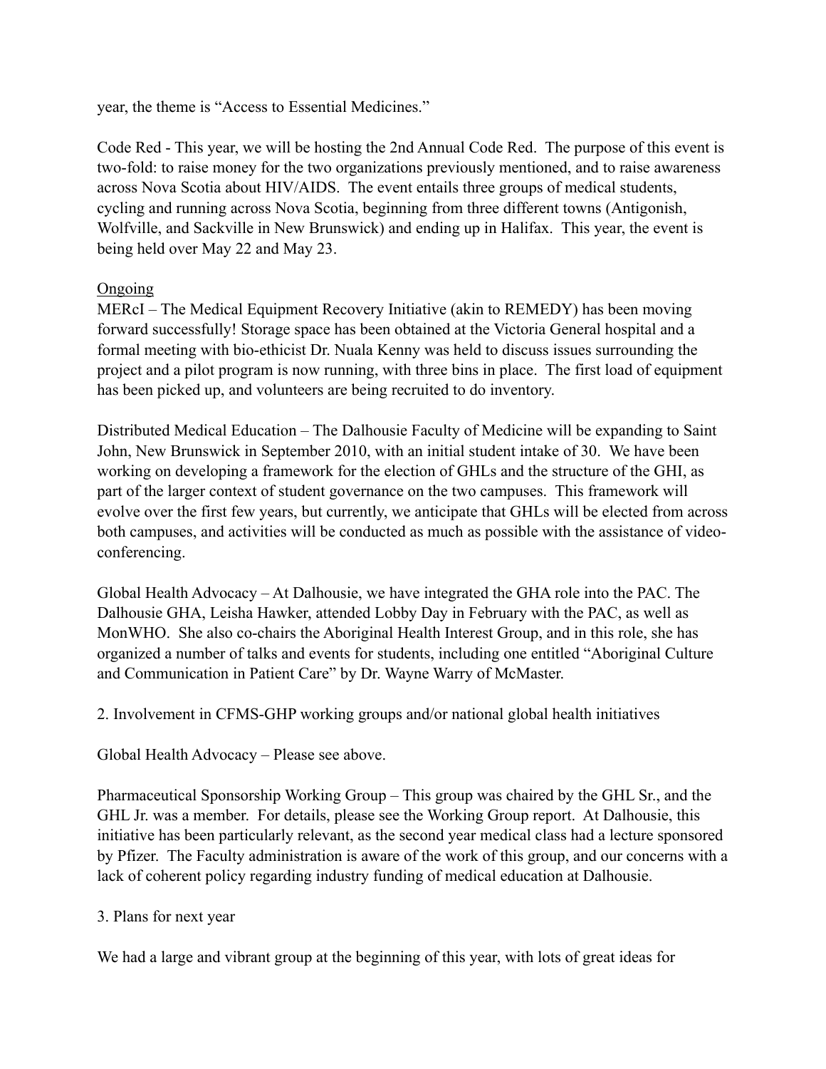year, the theme is "Access to Essential Medicines."

Code Red - This year, we will be hosting the 2nd Annual Code Red. The purpose of this event is two-fold: to raise money for the two organizations previously mentioned, and to raise awareness across Nova Scotia about HIV/AIDS. The event entails three groups of medical students, cycling and running across Nova Scotia, beginning from three different towns (Antigonish, Wolfville, and Sackville in New Brunswick) and ending up in Halifax. This year, the event is being held over May 22 and May 23.

<u>Ongoing</u>

MERcI – The Medical Equipment Recovery Initiative (akin to REMEDY) has been moving forward successfully! Storage space has been obtained at the Victoria General hospital and a formal meeting with bio-ethicist Dr. Nuala Kenny was held to discuss issues surrounding the project and a pilot program is now running, with three bins in place. The first load of equipment has been picked up, and volunteers are being recruited to do inventory.

Distributed Medical Education – The Dalhousie Faculty of Medicine will be expanding to Saint John, New Brunswick in September 2010, with an initial student intake of 30. We have been working on developing a framework for the election of GHLs and the structure of the GHI, as part of the larger context of student governance on the two campuses. This framework will evolve over the first few years, but currently, we anticipate that GHLs will be elected from across both campuses, and activities will be conducted as much as possible with the assistance of video-conferencing.

Global Health Advocacy – At Dalhousie, we have integrated the GHA role into the PAC. The Dalhousie GHA, Leisha Hawker, attended Lobby Day in February with the PAC, as well as MonWHO. She also co-chairs the Aboriginal Health Interest Group, and in this role, she has organized a number of talks and events for students, including one entitled "Aboriginal Culture and Communication in Patient Care" by Dr. Wayne Warry of McMaster.

2. Involvement in CFMS-GHP working groups and/or national global health initiatives

Global Health Advocacy – Please see above.

Pharmaceutical Sponsorship Working Group – This group was chaired by the GHL Sr., and the GHL Jr. was a member. For details, please see the Working Group report. At Dalhousie, this initiative has been particularly relevant, as the second year medical class had a lecture sponsored by Pfizer. The Faculty administration is aware of the work of this group, and our concerns with a lack of coherent policy regarding industry funding of medical education at Dalhousie.

3. Plans for next year

We had a large and vibrant group at the beginning of this year, with lots of great ideas for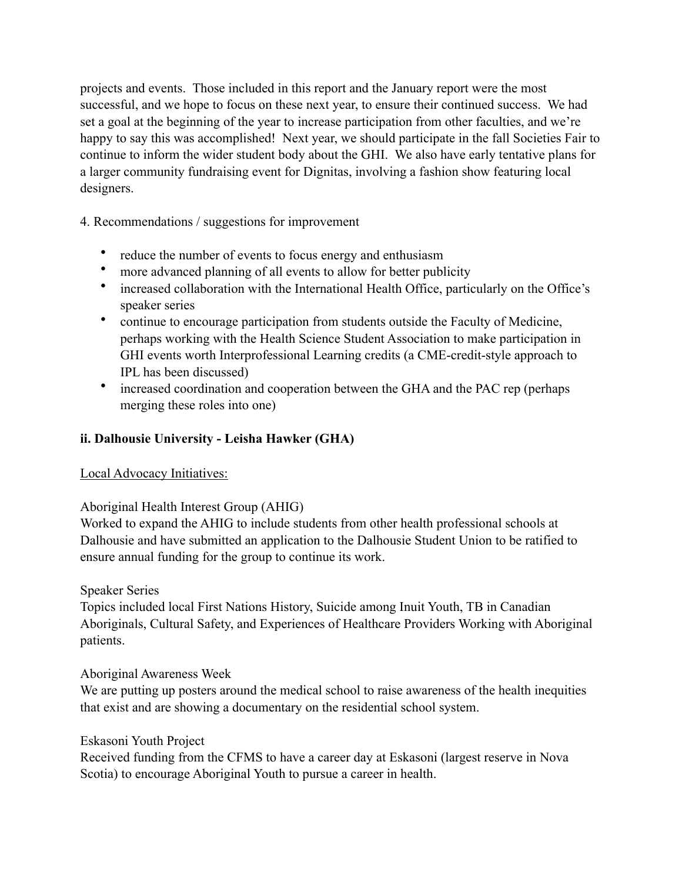projects and events. Those included in this report and the January report were the most successful, and we hope to focus on these next year, to ensure their continued success. We had set a goal at the beginning of the year to increase participation from other faculties, and we're happy to say this was accomplished! Next year, we should participate in the fall Societies Fair to continue to inform the wider student body about the GHI. We also have early tentative plans for a larger community fundraising event for Dignitas, involving a fashion show featuring local designers.

4. Recommendations / suggestions for improvement

- reduce the number of events to focus energy and enthusiasm
- more advanced planning of all events to allow for better publicity
- increased collaboration with the International Health Office, particularly on the Office's speaker series
- continue to encourage participation from students outside the Faculty of Medicine, perhaps working with the Health Science Student Association to make participation in GHI events worth Interprofessional Learning credits (a CME-credit-style approach to IPL has been discussed)
- increased coordination and cooperation between the GHA and the PAC rep (perhaps merging these roles into one)

**ii. Dalhousie University - Leisha Hawker (GHA)**

<u>Local Advocacy Initiatives:</u>

Aboriginal Health Interest Group (AHIG)
Worked to expand the AHIG to include students from other health professional schools at Dalhousie and have submitted an application to the Dalhousie Student Union to be ratified to ensure annual funding for the group to continue its work.

Speaker Series
Topics included local First Nations History, Suicide among Inuit Youth, TB in Canadian Aboriginals, Cultural Safety, and Experiences of Healthcare Providers Working with Aboriginal patients.

Aboriginal Awareness Week
We are putting up posters around the medical school to raise awareness of the health inequities that exist and are showing a documentary on the residential school system.

Eskasoni Youth Project
Received funding from the CFMS to have a career day at Eskasoni (largest reserve in Nova Scotia) to encourage Aboriginal Youth to pursue a career in health.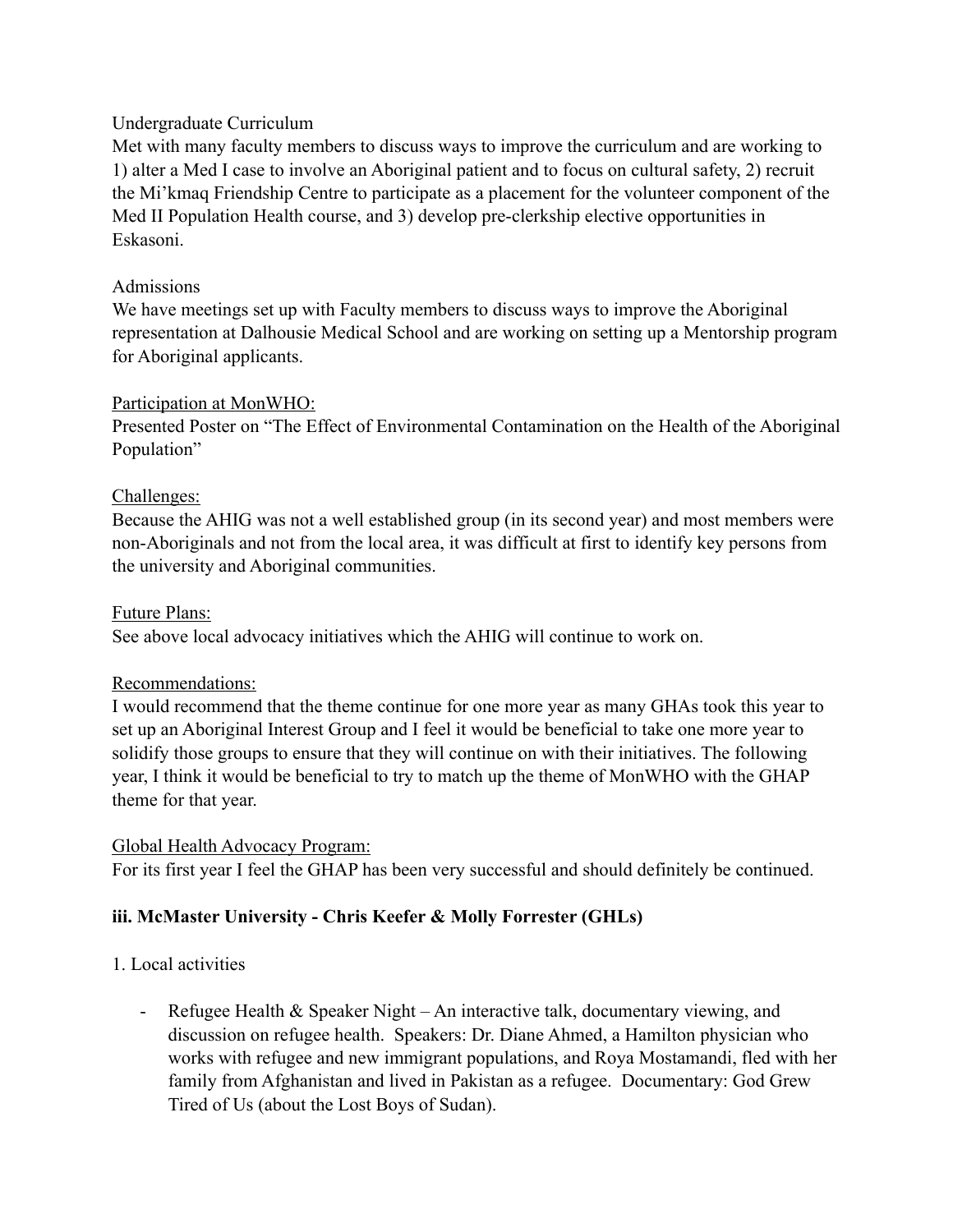Undergraduate Curriculum

Met with many faculty members to discuss ways to improve the curriculum and are working to 1) alter a Med I case to involve an Aboriginal patient and to focus on cultural safety, 2) recruit the Mi'kmaq Friendship Centre to participate as a placement for the volunteer component of the Med II Population Health course, and 3) develop pre-clerkship elective opportunities in Eskasoni.

Admissions

We have meetings set up with Faculty members to discuss ways to improve the Aboriginal representation at Dalhousie Medical School and are working on setting up a Mentorship program for Aboriginal applicants.

Participation at MonWHO:

Presented Poster on "The Effect of Environmental Contamination on the Health of the Aboriginal Population"

Challenges:

Because the AHIG was not a well established group (in its second year) and most members were non-Aboriginals and not from the local area, it was difficult at first to identify key persons from the university and Aboriginal communities.

Future Plans:

See above local advocacy initiatives which the AHIG will continue to work on.

Recommendations:

I would recommend that the theme continue for one more year as many GHAs took this year to set up an Aboriginal Interest Group and I feel it would be beneficial to take one more year to solidify those groups to ensure that they will continue on with their initiatives. The following year, I think it would be beneficial to try to match up the theme of MonWHO with the GHAP theme for that year.

Global Health Advocacy Program:

For its first year I feel the GHAP has been very successful and should definitely be continued.

**iii. McMaster University - Chris Keefer & Molly Forrester (GHLs)**

1. Local activities

- Refugee Health & Speaker Night – An interactive talk, documentary viewing, and discussion on refugee health. Speakers: Dr. Diane Ahmed, a Hamilton physician who works with refugee and new immigrant populations, and Roya Mostamandi, fled with her family from Afghanistan and lived in Pakistan as a refugee. Documentary: God Grew Tired of Us (about the Lost Boys of Sudan).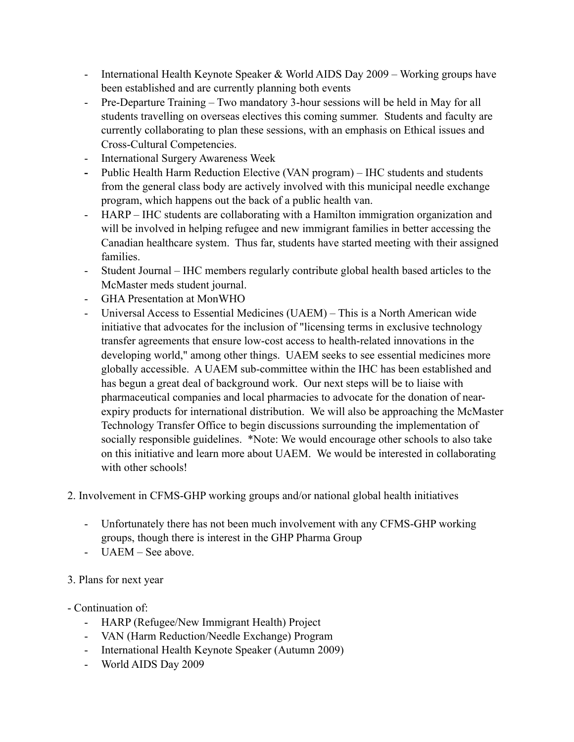- International Health Keynote Speaker & World AIDS Day 2009 – Working groups have been established and are currently planning both events
- Pre-Departure Training – Two mandatory 3-hour sessions will be held in May for all students travelling on overseas electives this coming summer. Students and faculty are currently collaborating to plan these sessions, with an emphasis on Ethical issues and Cross-Cultural Competencies.
- International Surgery Awareness Week
- Public Health Harm Reduction Elective (VAN program) – IHC students and students from the general class body are actively involved with this municipal needle exchange program, which happens out the back of a public health van.
- HARP – IHC students are collaborating with a Hamilton immigration organization and will be involved in helping refugee and new immigrant families in better accessing the Canadian healthcare system. Thus far, students have started meeting with their assigned families.
- Student Journal – IHC members regularly contribute global health based articles to the McMaster meds student journal.
- GHA Presentation at MonWHO
- Universal Access to Essential Medicines (UAEM) – This is a North American wide initiative that advocates for the inclusion of "licensing terms in exclusive technology transfer agreements that ensure low-cost access to health-related innovations in the developing world," among other things. UAEM seeks to see essential medicines more globally accessible. A UAEM sub-committee within the IHC has been established and has begun a great deal of background work. Our next steps will be to liaise with pharmaceutical companies and local pharmacies to advocate for the donation of near-expiry products for international distribution. We will also be approaching the McMaster Technology Transfer Office to begin discussions surrounding the implementation of socially responsible guidelines. *Note: We would encourage other schools to also take on this initiative and learn more about UAEM. We would be interested in collaborating with other schools!

2. Involvement in CFMS-GHP working groups and/or national global health initiatives

- Unfortunately there has not been much involvement with any CFMS-GHP working groups, though there is interest in the GHP Pharma Group
- UAEM – See above.

3. Plans for next year

- Continuation of:
    - HARP (Refugee/New Immigrant Health) Project
    - VAN (Harm Reduction/Needle Exchange) Program
    - International Health Keynote Speaker (Autumn 2009)
    - World AIDS Day 2009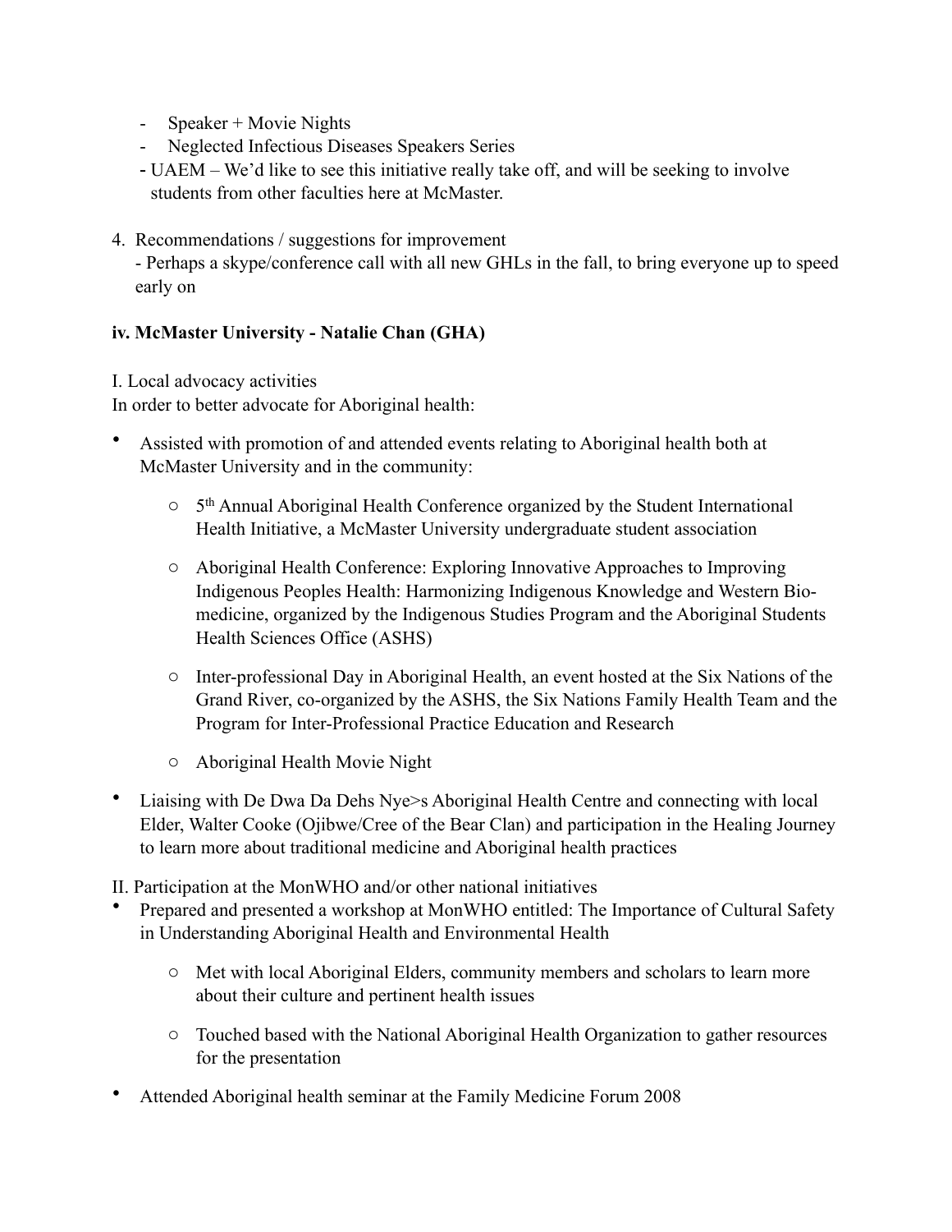- Speaker + Movie Nights
- Neglected Infectious Diseases Speakers Series
- UAEM – We'd like to see this initiative really take off, and will be seeking to involve students from other faculties here at McMaster.

4. Recommendations / suggestions for improvement
   - Perhaps a skype/conference call with all new GHLs in the fall, to bring everyone up to speed early on

**iv. McMaster University - Natalie Chan (GHA)**

I. Local advocacy activities

In order to better advocate for Aboriginal health:

- Assisted with promotion of and attended events relating to Aboriginal health both at McMaster University and in the community:
    - 5th Annual Aboriginal Health Conference organized by the Student International Health Initiative, a McMaster University undergraduate student association
    - Aboriginal Health Conference: Exploring Innovative Approaches to Improving Indigenous Peoples Health: Harmonizing Indigenous Knowledge and Western Bio-medicine, organized by the Indigenous Studies Program and the Aboriginal Students Health Sciences Office (ASHS)
    - Inter-professional Day in Aboriginal Health, an event hosted at the Six Nations of the Grand River, co-organized by the ASHS, the Six Nations Family Health Team and the Program for Inter-Professional Practice Education and Research
    - Aboriginal Health Movie Night
- Liaising with De Dwa Da Dehs Nye>s Aboriginal Health Centre and connecting with local Elder, Walter Cooke (Ojibwe/Cree of the Bear Clan) and participation in the Healing Journey to learn more about traditional medicine and Aboriginal health practices

II. Participation at the MonWHO and/or other national initiatives

- Prepared and presented a workshop at MonWHO entitled: The Importance of Cultural Safety in Understanding Aboriginal Health and Environmental Health
    - Met with local Aboriginal Elders, community members and scholars to learn more about their culture and pertinent health issues
    - Touched based with the National Aboriginal Health Organization to gather resources for the presentation
- Attended Aboriginal health seminar at the Family Medicine Forum 2008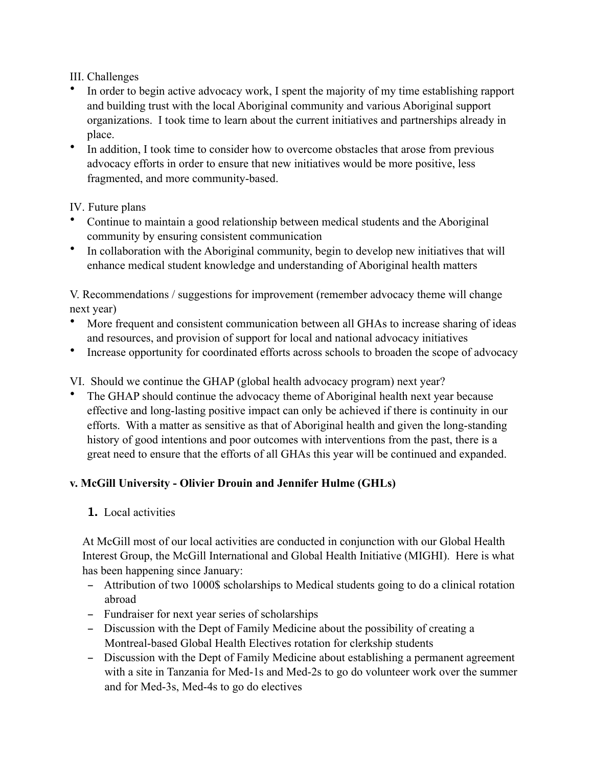III. Challenges

- In order to begin active advocacy work, I spent the majority of my time establishing rapport and building trust with the local Aboriginal community and various Aboriginal support organizations. I took time to learn about the current initiatives and partnerships already in place.
- In addition, I took time to consider how to overcome obstacles that arose from previous advocacy efforts in order to ensure that new initiatives would be more positive, less fragmented, and more community-based.

IV. Future plans

- Continue to maintain a good relationship between medical students and the Aboriginal community by ensuring consistent communication
- In collaboration with the Aboriginal community, begin to develop new initiatives that will enhance medical student knowledge and understanding of Aboriginal health matters

V. Recommendations / suggestions for improvement (remember advocacy theme will change next year)

- More frequent and consistent communication between all GHAs to increase sharing of ideas and resources, and provision of support for local and national advocacy initiatives
- Increase opportunity for coordinated efforts across schools to broaden the scope of advocacy

VI. Should we continue the GHAP (global health advocacy program) next year?

- The GHAP should continue the advocacy theme of Aboriginal health next year because effective and long-lasting positive impact can only be achieved if there is continuity in our efforts. With a matter as sensitive as that of Aboriginal health and given the long-standing history of good intentions and poor outcomes with interventions from the past, there is a great need to ensure that the efforts of all GHAs this year will be continued and expanded.

**v. McGill University - Olivier Drouin and Jennifer Hulme (GHLs)**

1. Local activities

At McGill most of our local activities are conducted in conjunction with our Global Health Interest Group, the McGill International and Global Health Initiative (MIGHI). Here is what has been happening since January:

- Attribution of two 1000$ scholarships to Medical students going to do a clinical rotation abroad
- Fundraiser for next year series of scholarships
- Discussion with the Dept of Family Medicine about the possibility of creating a Montreal-based Global Health Electives rotation for clerkship students
- Discussion with the Dept of Family Medicine about establishing a permanent agreement with a site in Tanzania for Med-1s and Med-2s to go do volunteer work over the summer and for Med-3s, Med-4s to go do electives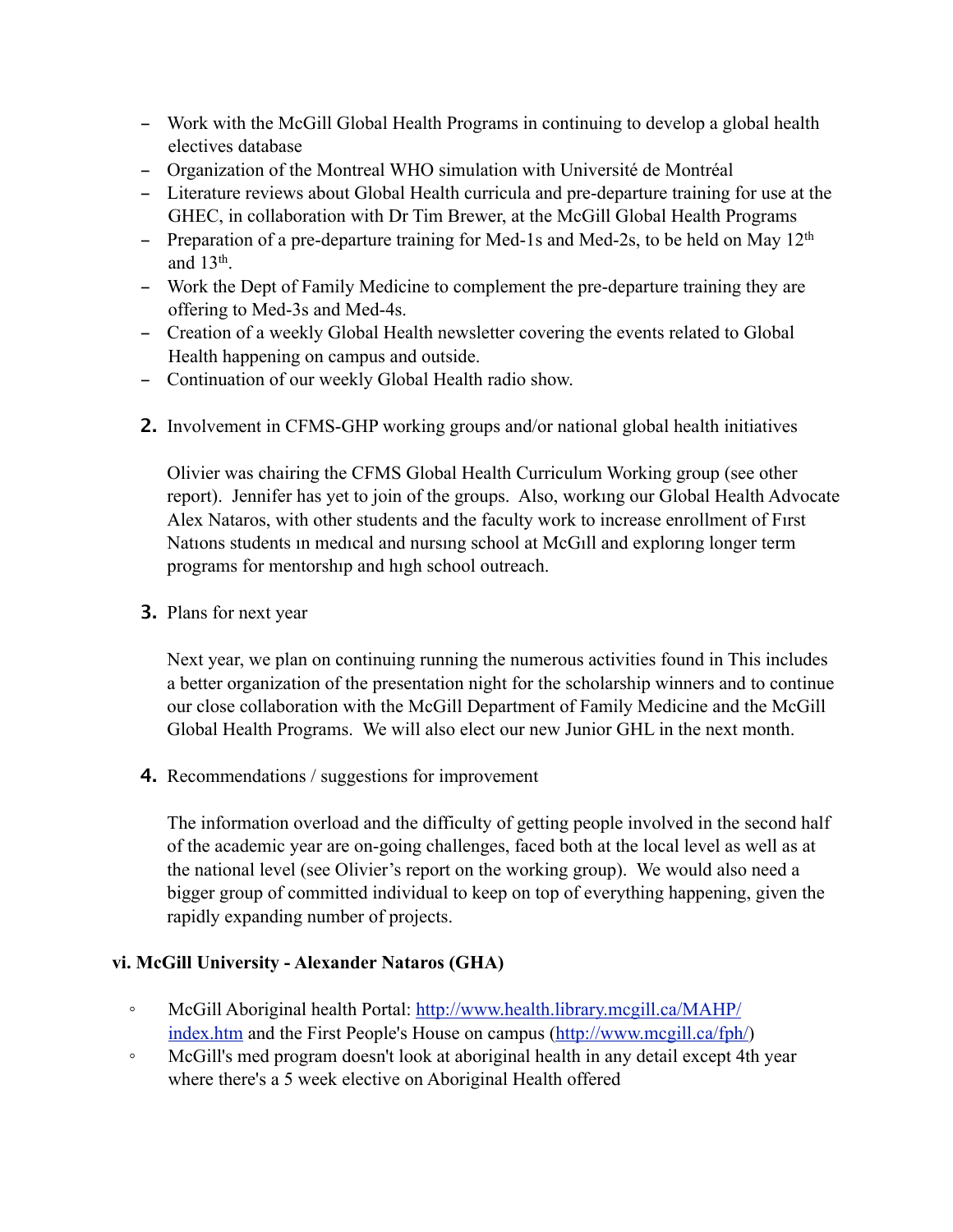- Work with the McGill Global Health Programs in continuing to develop a global health electives database
- Organization of the Montreal WHO simulation with Université de Montréal
- Literature reviews about Global Health curricula and pre-departure training for use at the GHEC, in collaboration with Dr Tim Brewer, at the McGill Global Health Programs
- Preparation of a pre-departure training for Med-1s and Med-2s, to be held on May 12th and 13th.
- Work the Dept of Family Medicine to complement the pre-departure training they are offering to Med-3s and Med-4s.
- Creation of a weekly Global Health newsletter covering the events related to Global Health happening on campus and outside.
- Continuation of our weekly Global Health radio show.

2. Involvement in CFMS-GHP working groups and/or national global health initiatives

   Olivier was chairing the CFMS Global Health Curriculum Working group (see other report). Jennifer has yet to join of the groups. Also, workıng our Global Health Advocate Alex Nataros, with other students and the faculty work to increase enrollment of Fırst Natıons students ın medıcal and nursıng school at McGıll and explorıng longer term programs for mentorshıp and hıgh school outreach.

3. Plans for next year

   Next year, we plan on continuing running the numerous activities found in This includes a better organization of the presentation night for the scholarship winners and to continue our close collaboration with the McGill Department of Family Medicine and the McGill Global Health Programs. We will also elect our new Junior GHL in the next month.

4. Recommendations / suggestions for improvement

   The information overload and the difficulty of getting people involved in the second half of the academic year are on-going challenges, faced both at the local level as well as at the national level (see Olivier's report on the working group). We would also need a bigger group of committed individual to keep on top of everything happening, given the rapidly expanding number of projects.

**vi. McGill University - Alexander Nataros (GHA)**

- McGill Aboriginal health Portal: [http://www.health.library.mcgill.ca/MAHP/index.htm](http://www.health.library.mcgill.ca/MAHP/index.htm) and the First People's House on campus ([http://www.mcgill.ca/fph/](http://www.mcgill.ca/fph/))
- McGill's med program doesn't look at aboriginal health in any detail except 4th year where there's a 5 week elective on Aboriginal Health offered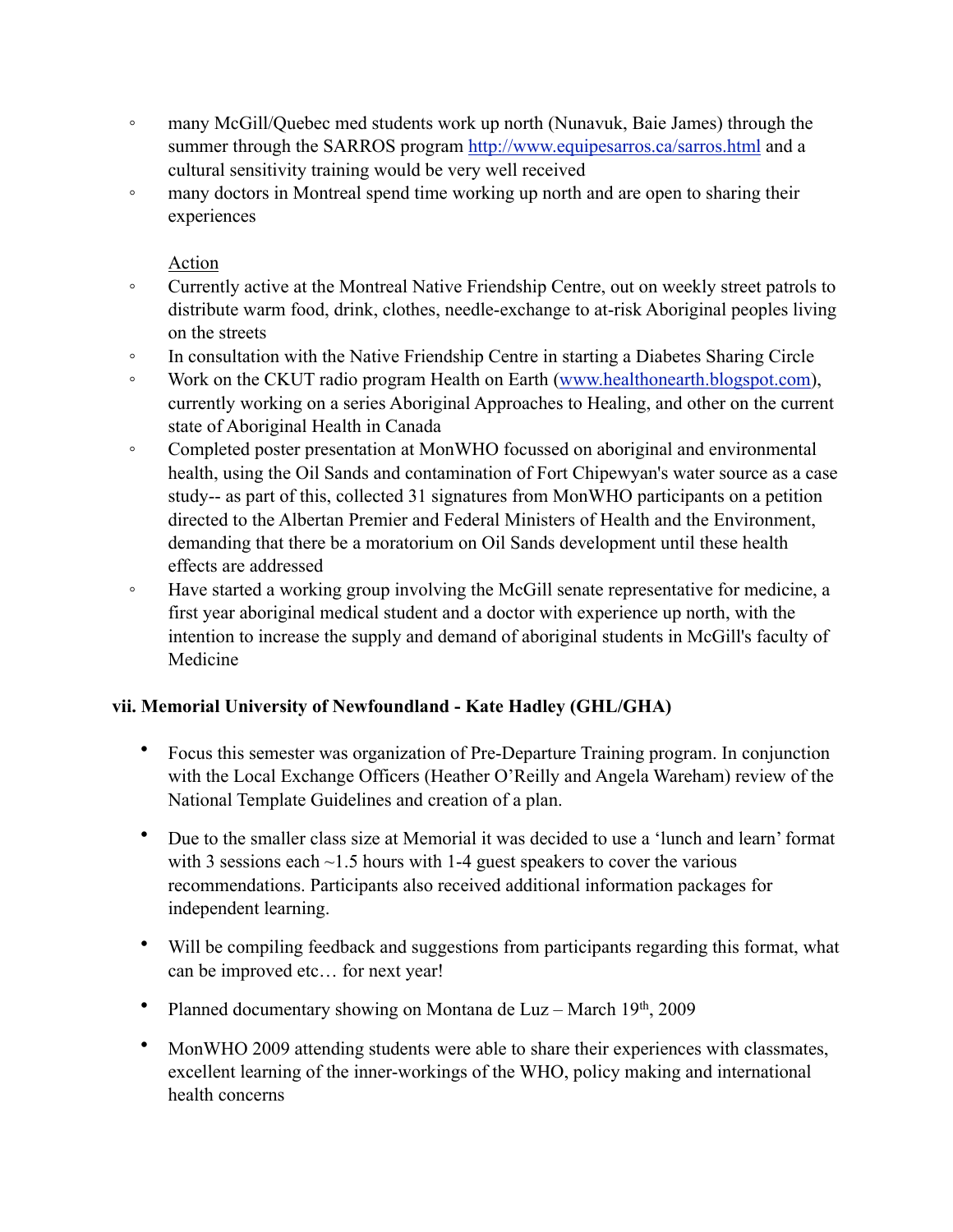- many McGill/Quebec med students work up north (Nunavuk, Baie James) through the summer through the SARROS program http://www.equipesarros.ca/sarros.html and a cultural sensitivity training would be very well received
- many doctors in Montreal spend time working up north and are open to sharing their experiences

Action

- Currently active at the Montreal Native Friendship Centre, out on weekly street patrols to distribute warm food, drink, clothes, needle-exchange to at-risk Aboriginal peoples living on the streets
- In consultation with the Native Friendship Centre in starting a Diabetes Sharing Circle
- Work on the CKUT radio program Health on Earth (www.healthonearth.blogspot.com), currently working on a series Aboriginal Approaches to Healing, and other on the current state of Aboriginal Health in Canada
- Completed poster presentation at MonWHO focussed on aboriginal and environmental health, using the Oil Sands and contamination of Fort Chipewyan's water source as a case study-- as part of this, collected 31 signatures from MonWHO participants on a petition directed to the Albertan Premier and Federal Ministers of Health and the Environment, demanding that there be a moratorium on Oil Sands development until these health effects are addressed
- Have started a working group involving the McGill senate representative for medicine, a first year aboriginal medical student and a doctor with experience up north, with the intention to increase the supply and demand of aboriginal students in McGill's faculty of Medicine

**vii. Memorial University of Newfoundland - Kate Hadley (GHL/GHA)**

- Focus this semester was organization of Pre-Departure Training program. In conjunction with the Local Exchange Officers (Heather O'Reilly and Angela Wareham) review of the National Template Guidelines and creation of a plan.
- Due to the smaller class size at Memorial it was decided to use a 'lunch and learn' format with 3 sessions each ~1.5 hours with 1-4 guest speakers to cover the various recommendations. Participants also received additional information packages for independent learning.
- Will be compiling feedback and suggestions from participants regarding this format, what can be improved etc… for next year!
- Planned documentary showing on Montana de Luz – March 19th, 2009
- MonWHO 2009 attending students were able to share their experiences with classmates, excellent learning of the inner-workings of the WHO, policy making and international health concerns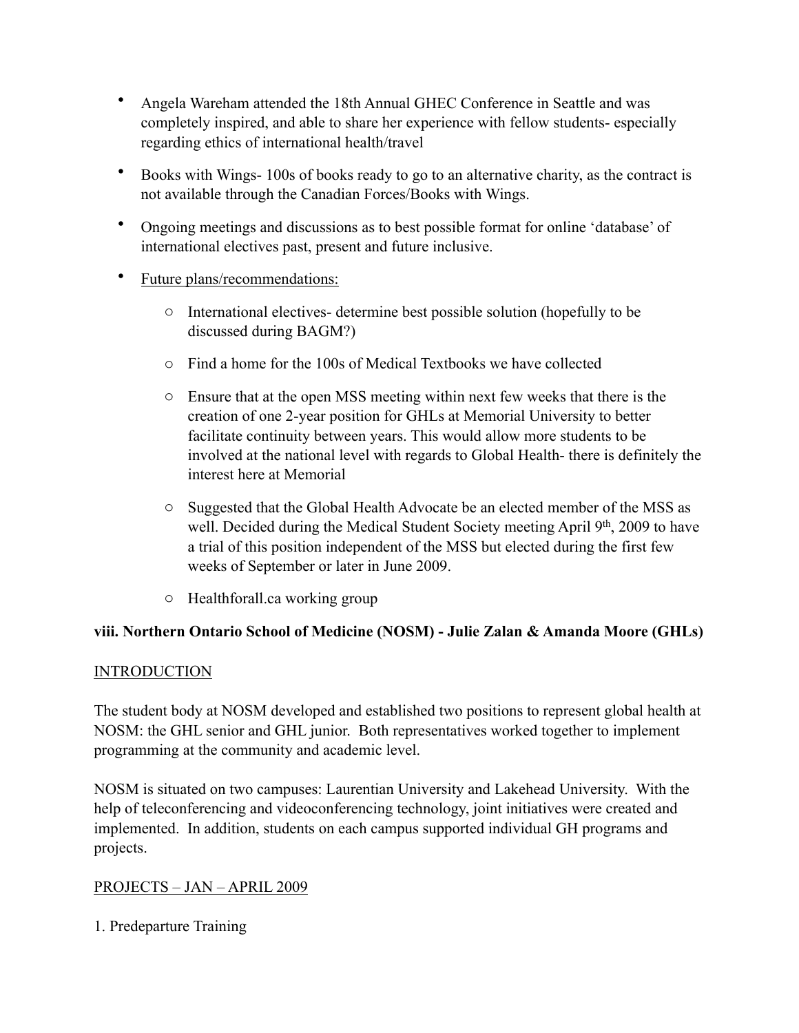- Angela Wareham attended the 18th Annual GHEC Conference in Seattle and was completely inspired, and able to share her experience with fellow students- especially regarding ethics of international health/travel
- Books with Wings- 100s of books ready to go to an alternative charity, as the contract is not available through the Canadian Forces/Books with Wings.
- Ongoing meetings and discussions as to best possible format for online 'database' of international electives past, present and future inclusive.
- Future plans/recommendations:
    - International electives- determine best possible solution (hopefully to be discussed during BAGM?)
    - Find a home for the 100s of Medical Textbooks we have collected
    - Ensure that at the open MSS meeting within next few weeks that there is the creation of one 2-year position for GHLs at Memorial University to better facilitate continuity between years. This would allow more students to be involved at the national level with regards to Global Health- there is definitely the interest here at Memorial
    - Suggested that the Global Health Advocate be an elected member of the MSS as well. Decided during the Medical Student Society meeting April 9th, 2009 to have a trial of this position independent of the MSS but elected during the first few weeks of September or later in June 2009.
    - Healthforall.ca working group

**viii. Northern Ontario School of Medicine (NOSM) - Julie Zalan & Amanda Moore (GHLs)**

INTRODUCTION

The student body at NOSM developed and established two positions to represent global health at NOSM: the GHL senior and GHL junior. Both representatives worked together to implement programming at the community and academic level.

NOSM is situated on two campuses: Laurentian University and Lakehead University. With the help of teleconferencing and videoconferencing technology, joint initiatives were created and implemented. In addition, students on each campus supported individual GH programs and projects.

PROJECTS – JAN – APRIL 2009

1. Predeparture Training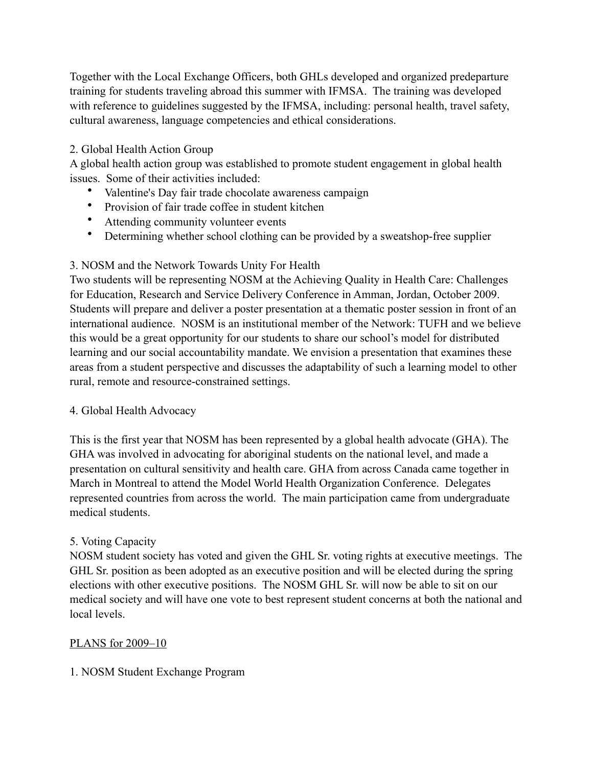Together with the Local Exchange Officers, both GHLs developed and organized predeparture training for students traveling abroad this summer with IFMSA. The training was developed with reference to guidelines suggested by the IFMSA, including: personal health, travel safety, cultural awareness, language competencies and ethical considerations.

2. Global Health Action Group

A global health action group was established to promote student engagement in global health issues. Some of their activities included:

- Valentine's Day fair trade chocolate awareness campaign
- Provision of fair trade coffee in student kitchen
- Attending community volunteer events
- Determining whether school clothing can be provided by a sweatshop-free supplier

3. NOSM and the Network Towards Unity For Health

Two students will be representing NOSM at the Achieving Quality in Health Care: Challenges for Education, Research and Service Delivery Conference in Amman, Jordan, October 2009. Students will prepare and deliver a poster presentation at a thematic poster session in front of an international audience. NOSM is an institutional member of the Network: TUFH and we believe this would be a great opportunity for our students to share our school's model for distributed learning and our social accountability mandate. We envision a presentation that examines these areas from a student perspective and discusses the adaptability of such a learning model to other rural, remote and resource-constrained settings.

4. Global Health Advocacy

This is the first year that NOSM has been represented by a global health advocate (GHA). The GHA was involved in advocating for aboriginal students on the national level, and made a presentation on cultural sensitivity and health care. GHA from across Canada came together in March in Montreal to attend the Model World Health Organization Conference. Delegates represented countries from across the world. The main participation came from undergraduate medical students.

5. Voting Capacity

NOSM student society has voted and given the GHL Sr. voting rights at executive meetings. The GHL Sr. position as been adopted as an executive position and will be elected during the spring elections with other executive positions. The NOSM GHL Sr. will now be able to sit on our medical society and will have one vote to best represent student concerns at both the national and local levels.

<u>PLANS for 2009–10</u>

1. NOSM Student Exchange Program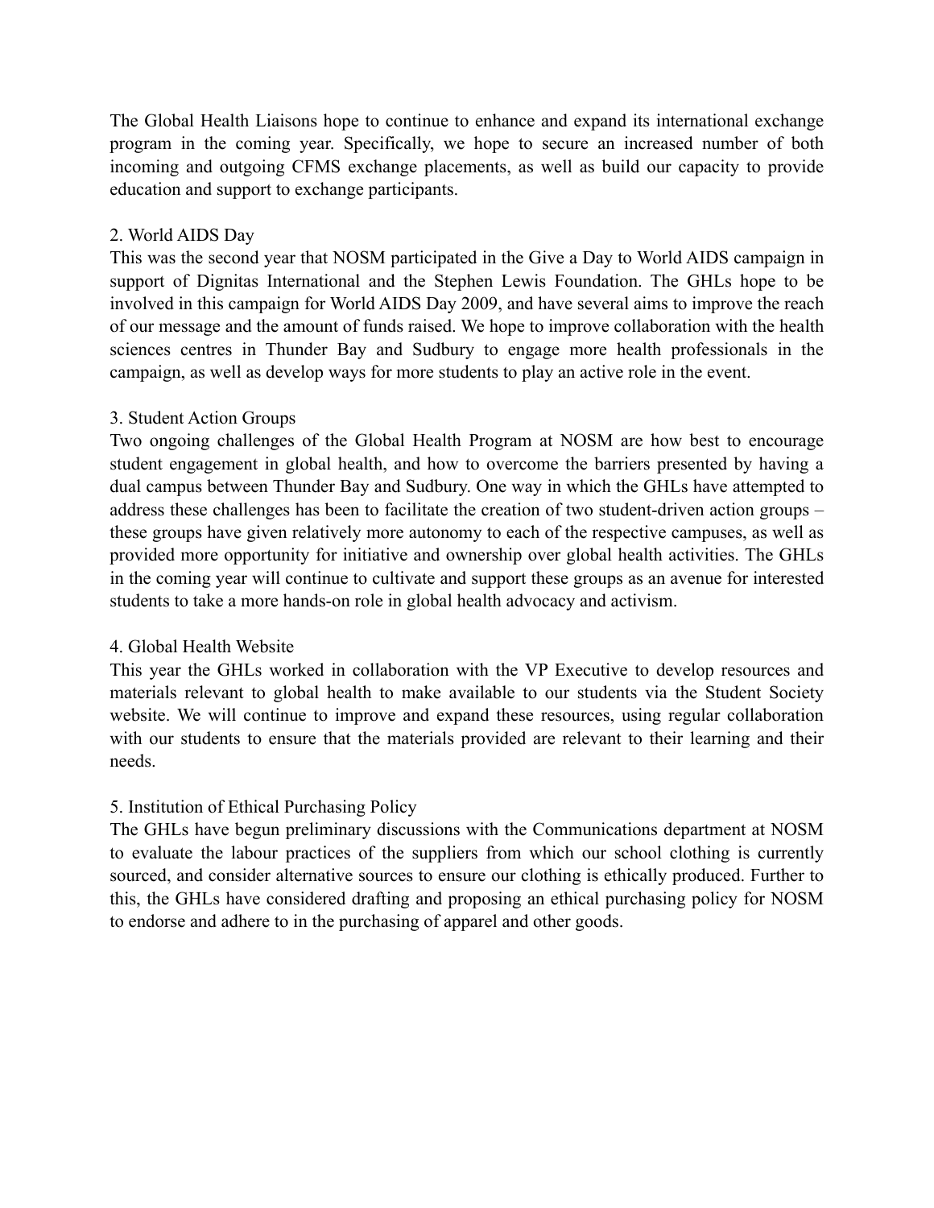The Global Health Liaisons hope to continue to enhance and expand its international exchange program in the coming year. Specifically, we hope to secure an increased number of both incoming and outgoing CFMS exchange placements, as well as build our capacity to provide education and support to exchange participants.

2. World AIDS Day

This was the second year that NOSM participated in the Give a Day to World AIDS campaign in support of Dignitas International and the Stephen Lewis Foundation. The GHLs hope to be involved in this campaign for World AIDS Day 2009, and have several aims to improve the reach of our message and the amount of funds raised. We hope to improve collaboration with the health sciences centres in Thunder Bay and Sudbury to engage more health professionals in the campaign, as well as develop ways for more students to play an active role in the event.

3. Student Action Groups

Two ongoing challenges of the Global Health Program at NOSM are how best to encourage student engagement in global health, and how to overcome the barriers presented by having a dual campus between Thunder Bay and Sudbury. One way in which the GHLs have attempted to address these challenges has been to facilitate the creation of two student-driven action groups – these groups have given relatively more autonomy to each of the respective campuses, as well as provided more opportunity for initiative and ownership over global health activities. The GHLs in the coming year will continue to cultivate and support these groups as an avenue for interested students to take a more hands-on role in global health advocacy and activism.

4. Global Health Website

This year the GHLs worked in collaboration with the VP Executive to develop resources and materials relevant to global health to make available to our students via the Student Society website. We will continue to improve and expand these resources, using regular collaboration with our students to ensure that the materials provided are relevant to their learning and their needs.

5. Institution of Ethical Purchasing Policy

The GHLs have begun preliminary discussions with the Communications department at NOSM to evaluate the labour practices of the suppliers from which our school clothing is currently sourced, and consider alternative sources to ensure our clothing is ethically produced. Further to this, the GHLs have considered drafting and proposing an ethical purchasing policy for NOSM to endorse and adhere to in the purchasing of apparel and other goods.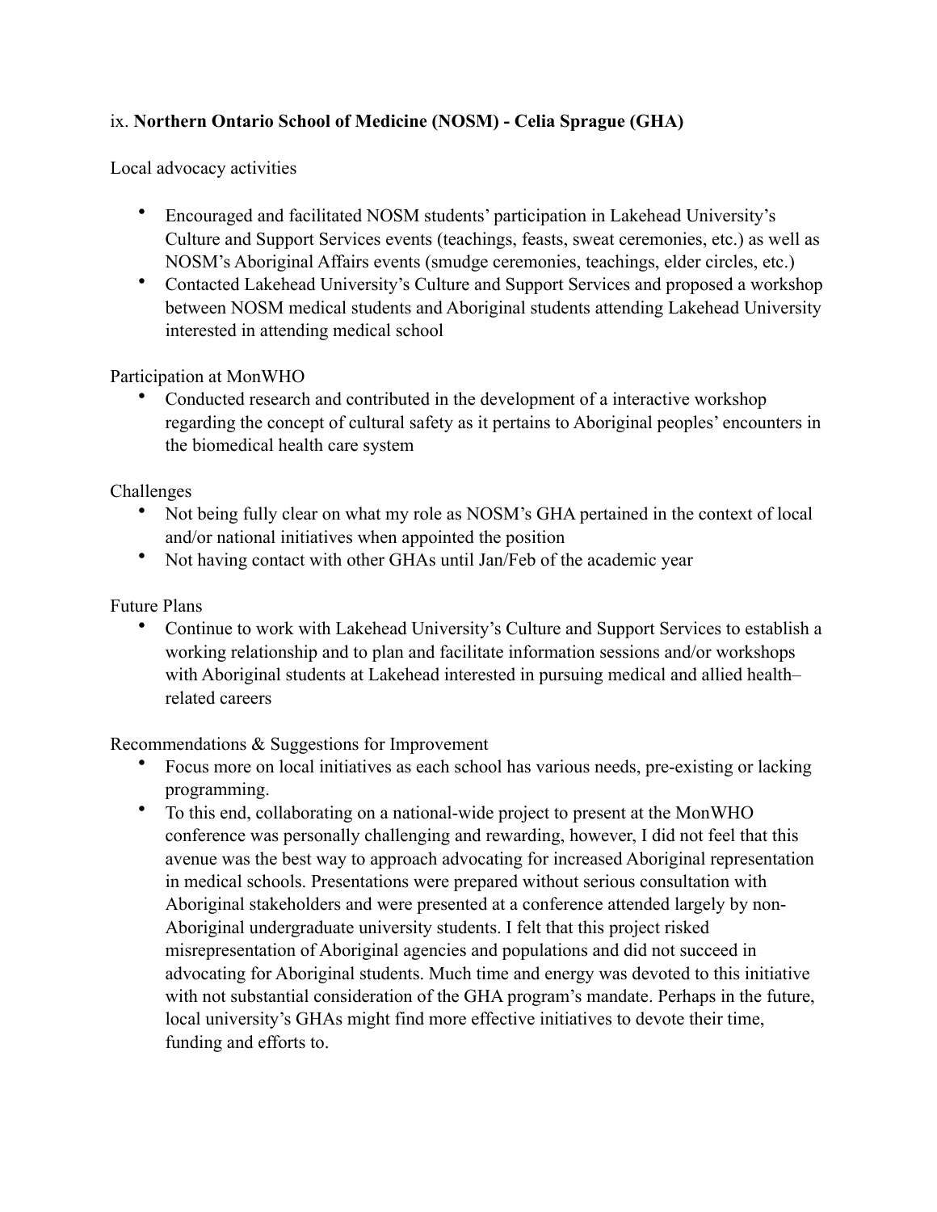ix. **Northern Ontario School of Medicine (NOSM) - Celia Sprague (GHA)**

Local advocacy activities

- Encouraged and facilitated NOSM students' participation in Lakehead University's Culture and Support Services events (teachings, feasts, sweat ceremonies, etc.) as well as NOSM's Aboriginal Affairs events (smudge ceremonies, teachings, elder circles, etc.)
- Contacted Lakehead University's Culture and Support Services and proposed a workshop between NOSM medical students and Aboriginal students attending Lakehead University interested in attending medical school

Participation at MonWHO

- Conducted research and contributed in the development of a interactive workshop regarding the concept of cultural safety as it pertains to Aboriginal peoples' encounters in the biomedical health care system

Challenges

- Not being fully clear on what my role as NOSM's GHA pertained in the context of local and/or national initiatives when appointed the position
- Not having contact with other GHAs until Jan/Feb of the academic year

Future Plans

- Continue to work with Lakehead University's Culture and Support Services to establish a working relationship and to plan and facilitate information sessions and/or workshops with Aboriginal students at Lakehead interested in pursuing medical and allied health–related careers

Recommendations & Suggestions for Improvement

- Focus more on local initiatives as each school has various needs, pre-existing or lacking programming.
- To this end, collaborating on a national-wide project to present at the MonWHO conference was personally challenging and rewarding, however, I did not feel that this avenue was the best way to approach advocating for increased Aboriginal representation in medical schools. Presentations were prepared without serious consultation with Aboriginal stakeholders and were presented at a conference attended largely by non-Aboriginal undergraduate university students. I felt that this project risked misrepresentation of Aboriginal agencies and populations and did not succeed in advocating for Aboriginal students. Much time and energy was devoted to this initiative with not substantial consideration of the GHA program's mandate. Perhaps in the future, local university's GHAs might find more effective initiatives to devote their time, funding and efforts to.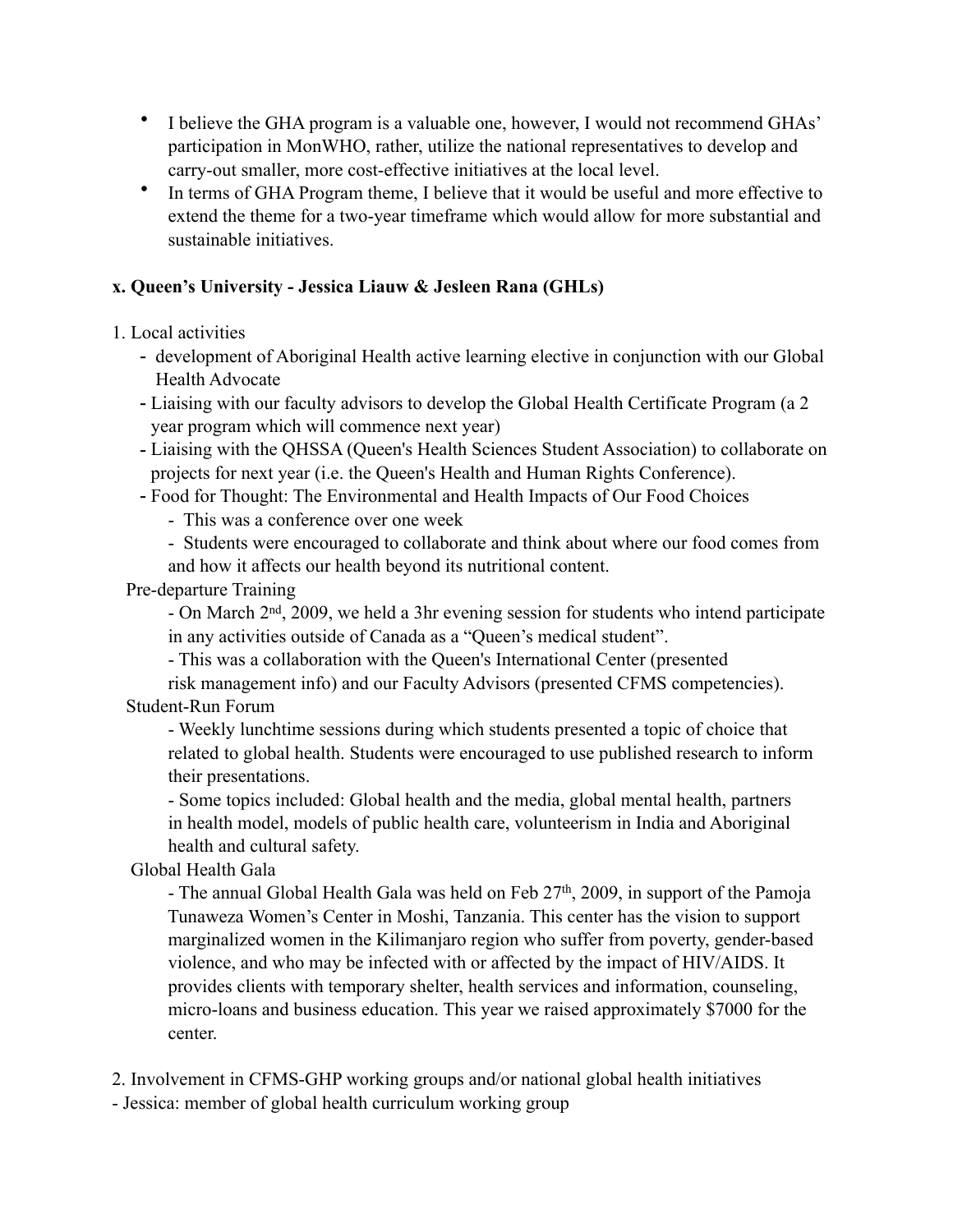- I believe the GHA program is a valuable one, however, I would not recommend GHAs' participation in MonWHO, rather, utilize the national representatives to develop and carry-out smaller, more cost-effective initiatives at the local level.
- In terms of GHA Program theme, I believe that it would be useful and more effective to extend the theme for a two-year timeframe which would allow for more substantial and sustainable initiatives.

**x. Queen's University - Jessica Liauw & Jesleen Rana (GHLs)**

1. Local activities
   - development of Aboriginal Health active learning elective in conjunction with our Global Health Advocate
   - Liaising with our faculty advisors to develop the Global Health Certificate Program (a 2 year program which will commence next year)
   - Liaising with the QHSSA (Queen's Health Sciences Student Association) to collaborate on projects for next year (i.e. the Queen's Health and Human Rights Conference).
   - Food for Thought: The Environmental and Health Impacts of Our Food Choices
     - This was a conference over one week
     - Students were encouraged to collaborate and think about where our food comes from and how it affects our health beyond its nutritional content.

   Pre-departure Training

   - On March 2nd, 2009, we held a 3hr evening session for students who intend participate in any activities outside of Canada as a "Queen's medical student".
   - This was a collaboration with the Queen's International Center (presented risk management info) and our Faculty Advisors (presented CFMS competencies).

   Student-Run Forum

   - Weekly lunchtime sessions during which students presented a topic of choice that related to global health. Students were encouraged to use published research to inform their presentations.
   - Some topics included: Global health and the media, global mental health, partners in health model, models of public health care, volunteerism in India and Aboriginal health and cultural safety.

   Global Health Gala

   - The annual Global Health Gala was held on Feb 27th, 2009, in support of the Pamoja Tunaweza Women's Center in Moshi, Tanzania. This center has the vision to support marginalized women in the Kilimanjaro region who suffer from poverty, gender-based violence, and who may be infected with or affected by the impact of HIV/AIDS. It provides clients with temporary shelter, health services and information, counseling, micro-loans and business education. This year we raised approximately $7000 for the center.

2. Involvement in CFMS-GHP working groups and/or national global health initiatives

- Jessica: member of global health curriculum working group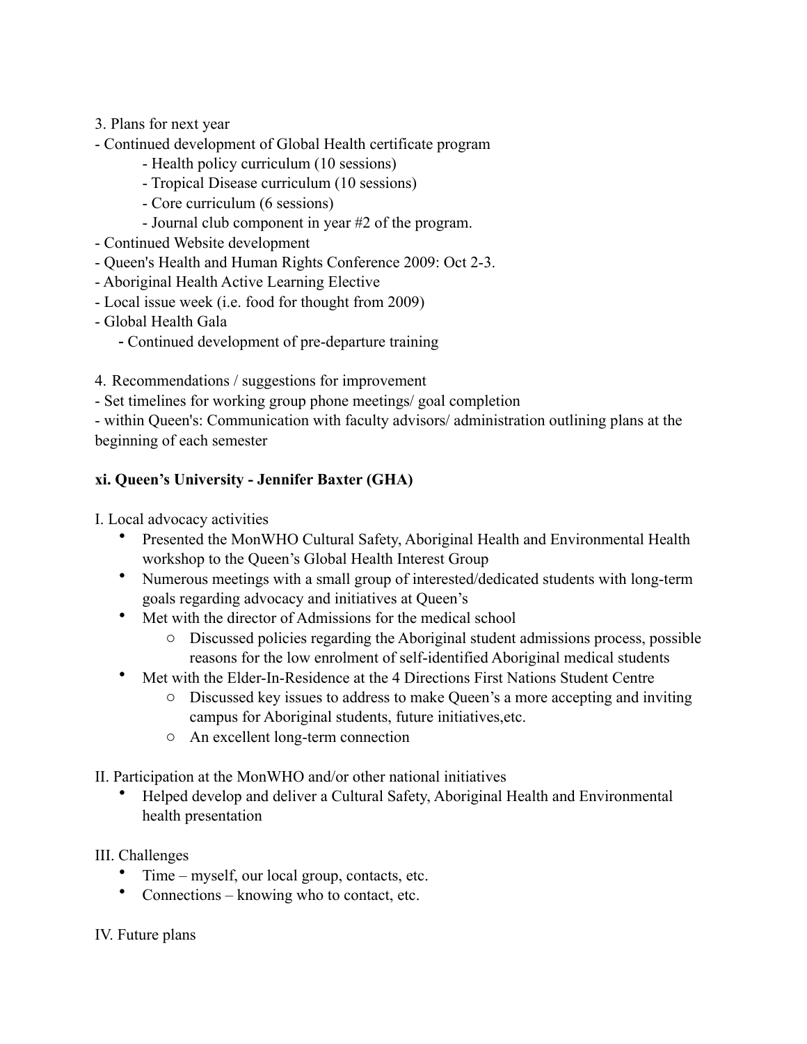3. Plans for next year

- Continued development of Global Health certificate program
    - Health policy curriculum (10 sessions)
    - Tropical Disease curriculum (10 sessions)
    - Core curriculum (6 sessions)
    - Journal club component in year #2 of the program.
- Continued Website development
- Queen's Health and Human Rights Conference 2009: Oct 2-3.
- Aboriginal Health Active Learning Elective
- Local issue week (i.e. food for thought from 2009)
- Global Health Gala
- Continued development of pre-departure training

4. Recommendations / suggestions for improvement

- Set timelines for working group phone meetings/ goal completion
- within Queen's: Communication with faculty advisors/ administration outlining plans at the beginning of each semester

**xi. Queen's University - Jennifer Baxter (GHA)**

I. Local advocacy activities

- Presented the MonWHO Cultural Safety, Aboriginal Health and Environmental Health workshop to the Queen's Global Health Interest Group
- Numerous meetings with a small group of interested/dedicated students with long-term goals regarding advocacy and initiatives at Queen's
- Met with the director of Admissions for the medical school
    - Discussed policies regarding the Aboriginal student admissions process, possible reasons for the low enrolment of self-identified Aboriginal medical students
- Met with the Elder-In-Residence at the 4 Directions First Nations Student Centre
    - Discussed key issues to address to make Queen's a more accepting and inviting campus for Aboriginal students, future initiatives,etc.
    - An excellent long-term connection

II. Participation at the MonWHO and/or other national initiatives

- Helped develop and deliver a Cultural Safety, Aboriginal Health and Environmental health presentation

III. Challenges

- Time – myself, our local group, contacts, etc.
- Connections – knowing who to contact, etc.

IV. Future plans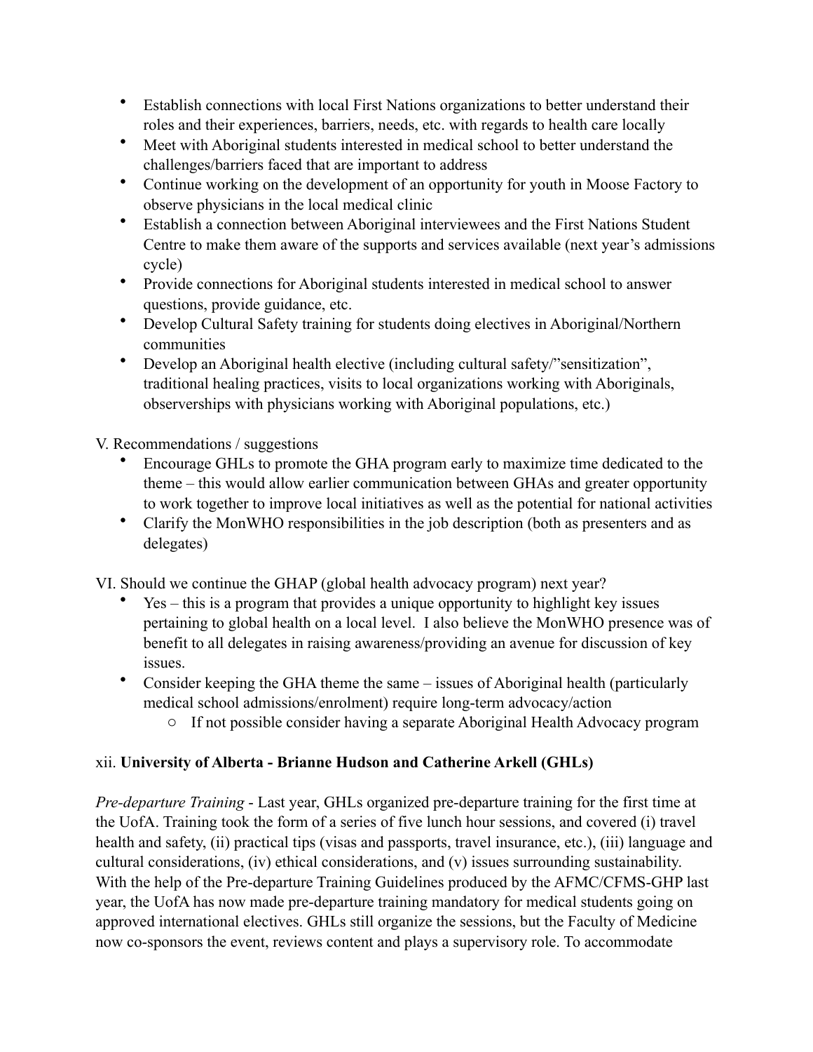- Establish connections with local First Nations organizations to better understand their roles and their experiences, barriers, needs, etc. with regards to health care locally
- Meet with Aboriginal students interested in medical school to better understand the challenges/barriers faced that are important to address
- Continue working on the development of an opportunity for youth in Moose Factory to observe physicians in the local medical clinic
- Establish a connection between Aboriginal interviewees and the First Nations Student Centre to make them aware of the supports and services available (next year's admissions cycle)
- Provide connections for Aboriginal students interested in medical school to answer questions, provide guidance, etc.
- Develop Cultural Safety training for students doing electives in Aboriginal/Northern communities
- Develop an Aboriginal health elective (including cultural safety/"sensitization", traditional healing practices, visits to local organizations working with Aboriginals, observerships with physicians working with Aboriginal populations, etc.)

V. Recommendations / suggestions

- Encourage GHLs to promote the GHA program early to maximize time dedicated to the theme – this would allow earlier communication between GHAs and greater opportunity to work together to improve local initiatives as well as the potential for national activities
- Clarify the MonWHO responsibilities in the job description (both as presenters and as delegates)

VI. Should we continue the GHAP (global health advocacy program) next year?

- Yes – this is a program that provides a unique opportunity to highlight key issues pertaining to global health on a local level. I also believe the MonWHO presence was of benefit to all delegates in raising awareness/providing an avenue for discussion of key issues.
- Consider keeping the GHA theme the same – issues of Aboriginal health (particularly medical school admissions/enrolment) require long-term advocacy/action
  - If not possible consider having a separate Aboriginal Health Advocacy program

### xii. **University of Alberta - Brianne Hudson and Catherine Arkell (GHLs)**

*Pre-departure Training* - Last year, GHLs organized pre-departure training for the first time at the UofA. Training took the form of a series of five lunch hour sessions, and covered (i) travel health and safety, (ii) practical tips (visas and passports, travel insurance, etc.), (iii) language and cultural considerations, (iv) ethical considerations, and (v) issues surrounding sustainability. With the help of the Pre-departure Training Guidelines produced by the AFMC/CFMS-GHP last year, the UofA has now made pre-departure training mandatory for medical students going on approved international electives. GHLs still organize the sessions, but the Faculty of Medicine now co-sponsors the event, reviews content and plays a supervisory role. To accommodate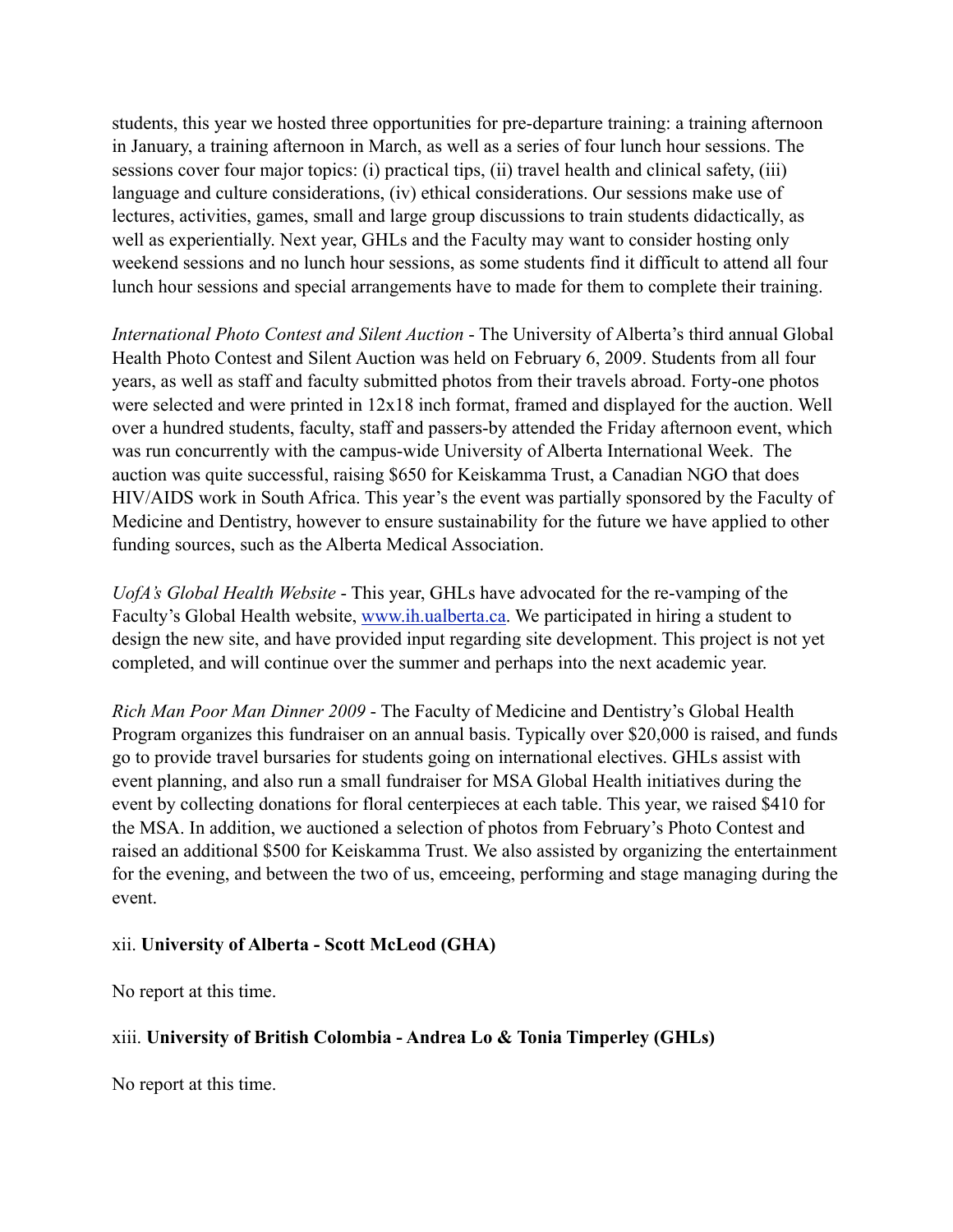students, this year we hosted three opportunities for pre-departure training: a training afternoon in January, a training afternoon in March, as well as a series of four lunch hour sessions. The sessions cover four major topics: (i) practical tips, (ii) travel health and clinical safety, (iii) language and culture considerations, (iv) ethical considerations. Our sessions make use of lectures, activities, games, small and large group discussions to train students didactically, as well as experientially. Next year, GHLs and the Faculty may want to consider hosting only weekend sessions and no lunch hour sessions, as some students find it difficult to attend all four lunch hour sessions and special arrangements have to made for them to complete their training.

*International Photo Contest and Silent Auction* - The University of Alberta's third annual Global Health Photo Contest and Silent Auction was held on February 6, 2009. Students from all four years, as well as staff and faculty submitted photos from their travels abroad. Forty-one photos were selected and were printed in 12x18 inch format, framed and displayed for the auction. Well over a hundred students, faculty, staff and passers-by attended the Friday afternoon event, which was run concurrently with the campus-wide University of Alberta International Week. The auction was quite successful, raising $650 for Keiskamma Trust, a Canadian NGO that does HIV/AIDS work in South Africa. This year's the event was partially sponsored by the Faculty of Medicine and Dentistry, however to ensure sustainability for the future we have applied to other funding sources, such as the Alberta Medical Association.

*UofA's Global Health Website* - This year, GHLs have advocated for the re-vamping of the Faculty's Global Health website, [www.ih.ualberta.ca](www.ih.ualberta.ca). We participated in hiring a student to design the new site, and have provided input regarding site development. This project is not yet completed, and will continue over the summer and perhaps into the next academic year.

*Rich Man Poor Man Dinner 2009* - The Faculty of Medicine and Dentistry's Global Health Program organizes this fundraiser on an annual basis. Typically over $20,000 is raised, and funds go to provide travel bursaries for students going on international electives. GHLs assist with event planning, and also run a small fundraiser for MSA Global Health initiatives during the event by collecting donations for floral centerpieces at each table. This year, we raised $410 for the MSA. In addition, we auctioned a selection of photos from February's Photo Contest and raised an additional $500 for Keiskamma Trust. We also assisted by organizing the entertainment for the evening, and between the two of us, emceeing, performing and stage managing during the event.

xii. **University of Alberta - Scott McLeod (GHA)**

No report at this time.

xiii. **University of British Colombia - Andrea Lo & Tonia Timperley (GHLs)**

No report at this time.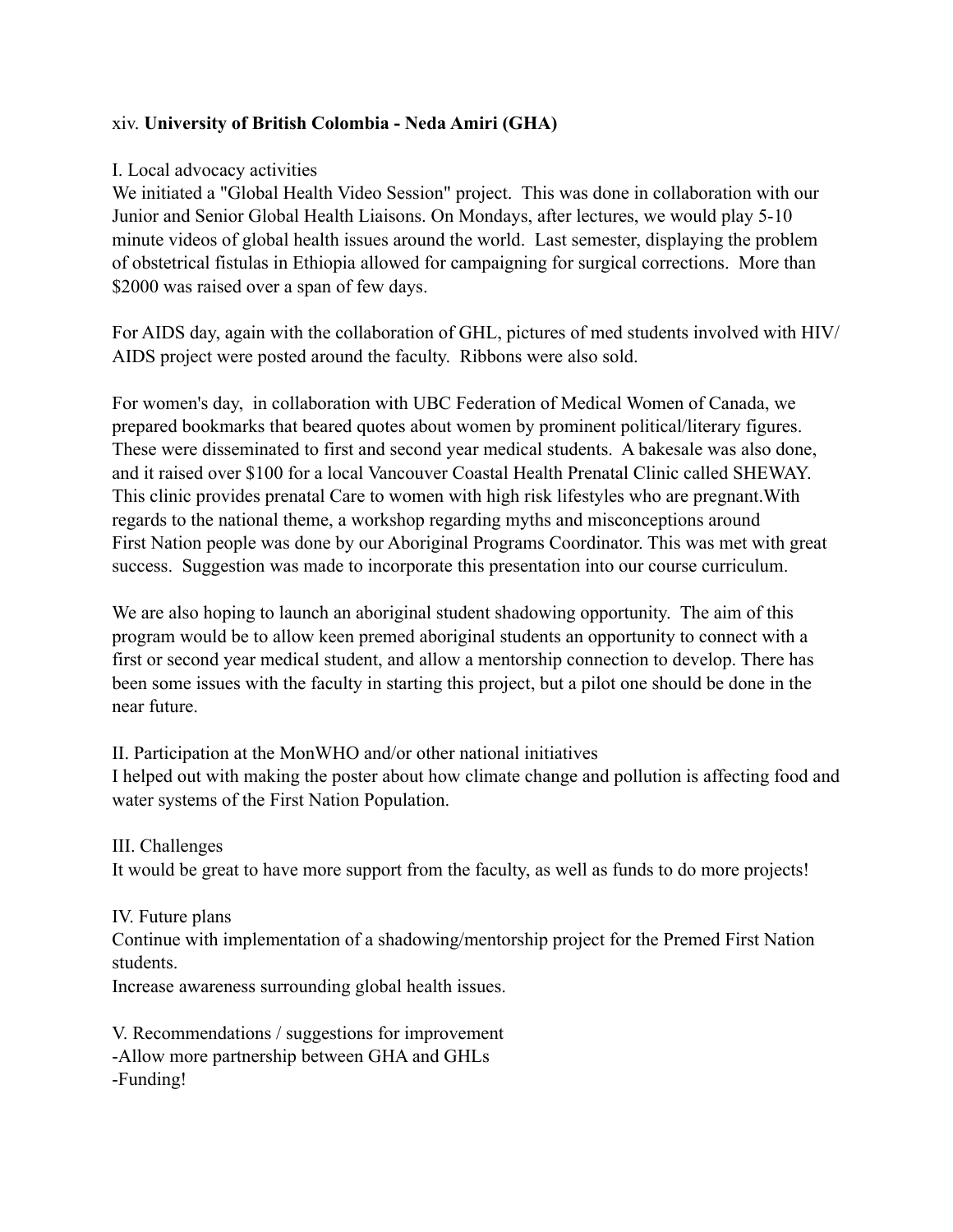xiv. **University of British Colombia - Neda Amiri (GHA)**

I. Local advocacy activities

We initiated a "Global Health Video Session" project. This was done in collaboration with our Junior and Senior Global Health Liaisons. On Mondays, after lectures, we would play 5-10 minute videos of global health issues around the world. Last semester, displaying the problem of obstetrical fistulas in Ethiopia allowed for campaigning for surgical corrections. More than $2000 was raised over a span of few days.

For AIDS day, again with the collaboration of GHL, pictures of med students involved with HIV/AIDS project were posted around the faculty. Ribbons were also sold.

For women's day, in collaboration with UBC Federation of Medical Women of Canada, we prepared bookmarks that beared quotes about women by prominent political/literary figures. These were disseminated to first and second year medical students. A bakesale was also done, and it raised over $100 for a local Vancouver Coastal Health Prenatal Clinic called SHEWAY. This clinic provides prenatal Care to women with high risk lifestyles who are pregnant.With regards to the national theme, a workshop regarding myths and misconceptions around First Nation people was done by our Aboriginal Programs Coordinator. This was met with great success. Suggestion was made to incorporate this presentation into our course curriculum.

We are also hoping to launch an aboriginal student shadowing opportunity. The aim of this program would be to allow keen premed aboriginal students an opportunity to connect with a first or second year medical student, and allow a mentorship connection to develop. There has been some issues with the faculty in starting this project, but a pilot one should be done in the near future.

II. Participation at the MonWHO and/or other national initiatives

I helped out with making the poster about how climate change and pollution is affecting food and water systems of the First Nation Population.

III. Challenges

It would be great to have more support from the faculty, as well as funds to do more projects!

IV. Future plans

Continue with implementation of a shadowing/mentorship project for the Premed First Nation students.

Increase awareness surrounding global health issues.

V. Recommendations / suggestions for improvement

-Allow more partnership between GHA and GHLs

-Funding!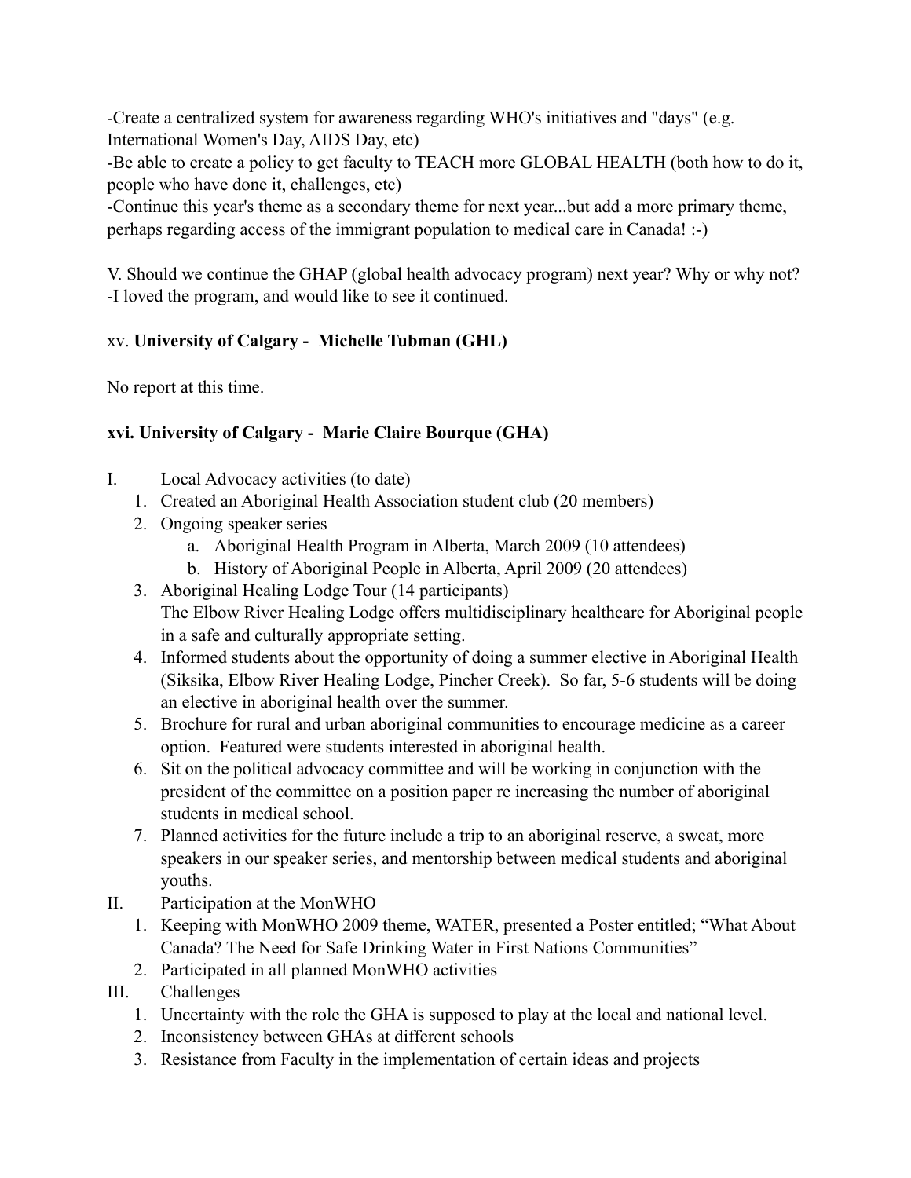-Create a centralized system for awareness regarding WHO's initiatives and "days" (e.g. International Women's Day, AIDS Day, etc)
-Be able to create a policy to get faculty to TEACH more GLOBAL HEALTH (both how to do it, people who have done it, challenges, etc)
-Continue this year's theme as a secondary theme for next year...but add a more primary theme, perhaps regarding access of the immigrant population to medical care in Canada! :-)

V. Should we continue the GHAP (global health advocacy program) next year? Why or why not?
-I loved the program, and would like to see it continued.

### xv. **University of Calgary - Michelle Tubman (GHL)**

No report at this time.

### **xvi. University of Calgary - Marie Claire Bourque (GHA)**

I. Local Advocacy activities (to date)
   1. Created an Aboriginal Health Association student club (20 members)
   2. Ongoing speaker series
      a. Aboriginal Health Program in Alberta, March 2009 (10 attendees)
      b. History of Aboriginal People in Alberta, April 2009 (20 attendees)
   3. Aboriginal Healing Lodge Tour (14 participants)
      The Elbow River Healing Lodge offers multidisciplinary healthcare for Aboriginal people in a safe and culturally appropriate setting.
   4. Informed students about the opportunity of doing a summer elective in Aboriginal Health (Siksika, Elbow River Healing Lodge, Pincher Creek). So far, 5-6 students will be doing an elective in aboriginal health over the summer.
   5. Brochure for rural and urban aboriginal communities to encourage medicine as a career option. Featured were students interested in aboriginal health.
   6. Sit on the political advocacy committee and will be working in conjunction with the president of the committee on a position paper re increasing the number of aboriginal students in medical school.
   7. Planned activities for the future include a trip to an aboriginal reserve, a sweat, more speakers in our speaker series, and mentorship between medical students and aboriginal youths.

II. Participation at the MonWHO
   1. Keeping with MonWHO 2009 theme, WATER, presented a Poster entitled; "What About Canada? The Need for Safe Drinking Water in First Nations Communities"
   2. Participated in all planned MonWHO activities

III. Challenges
   1. Uncertainty with the role the GHA is supposed to play at the local and national level.
   2. Inconsistency between GHAs at different schools
   3. Resistance from Faculty in the implementation of certain ideas and projects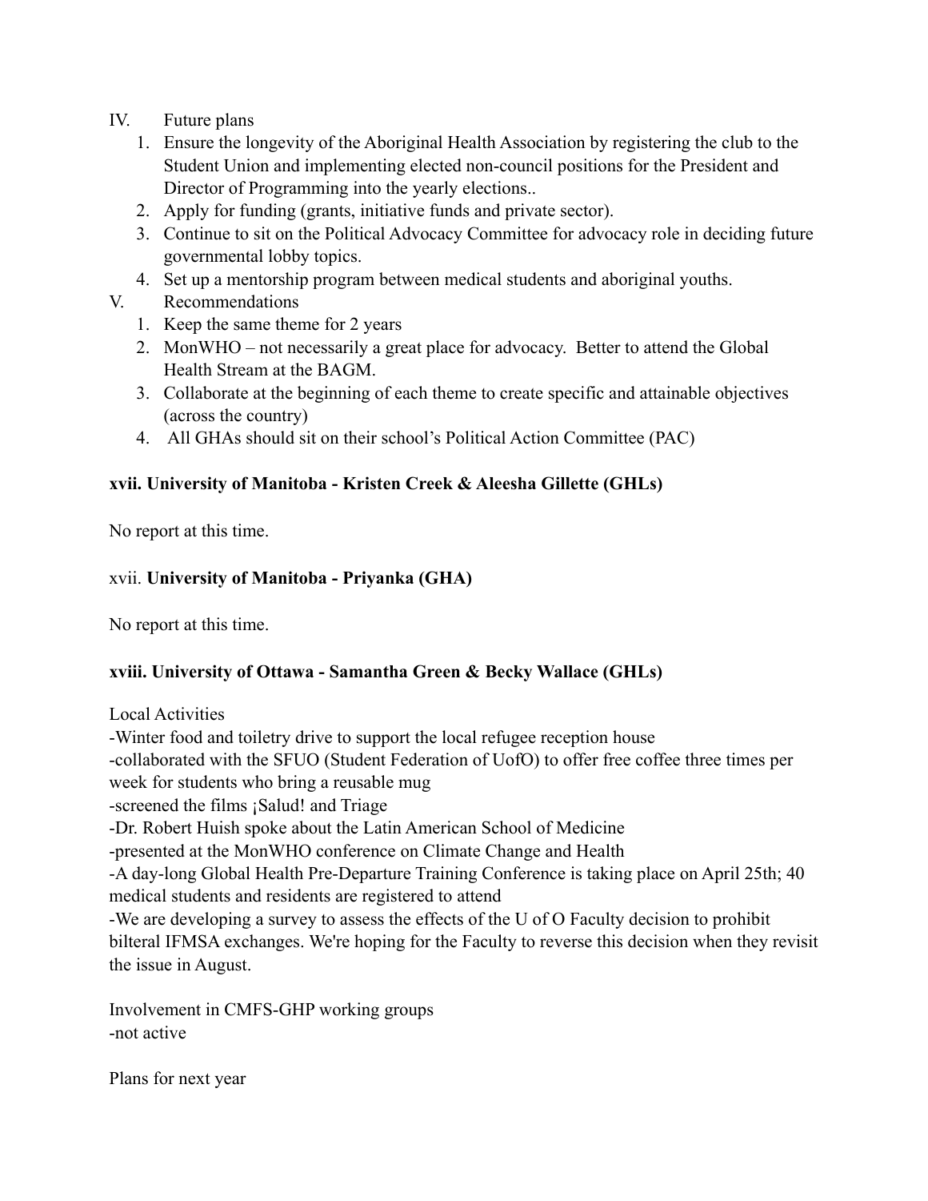IV. Future plans

1. Ensure the longevity of the Aboriginal Health Association by registering the club to the Student Union and implementing elected non-council positions for the President and Director of Programming into the yearly elections..
2. Apply for funding (grants, initiative funds and private sector).
3. Continue to sit on the Political Advocacy Committee for advocacy role in deciding future governmental lobby topics.
4. Set up a mentorship program between medical students and aboriginal youths.

V. Recommendations

1. Keep the same theme for 2 years
2. MonWHO – not necessarily a great place for advocacy. Better to attend the Global Health Stream at the BAGM.
3. Collaborate at the beginning of each theme to create specific and attainable objectives (across the country)
4. All GHAs should sit on their school's Political Action Committee (PAC)

**xvii. University of Manitoba - Kristen Creek & Aleesha Gillette (GHLs)**

No report at this time.

xvii. **University of Manitoba - Priyanka (GHA)**

No report at this time.

**xviii. University of Ottawa - Samantha Green & Becky Wallace (GHLs)**

Local Activities

-Winter food and toiletry drive to support the local refugee reception house
-collaborated with the SFUO (Student Federation of UofO) to offer free coffee three times per week for students who bring a reusable mug
-screened the films ¡Salud! and Triage
-Dr. Robert Huish spoke about the Latin American School of Medicine
-presented at the MonWHO conference on Climate Change and Health
-A day-long Global Health Pre-Departure Training Conference is taking place on April 25th; 40 medical students and residents are registered to attend
-We are developing a survey to assess the effects of the U of O Faculty decision to prohibit bilteral IFMSA exchanges. We're hoping for the Faculty to reverse this decision when they revisit the issue in August.

Involvement in CMFS-GHP working groups
-not active

Plans for next year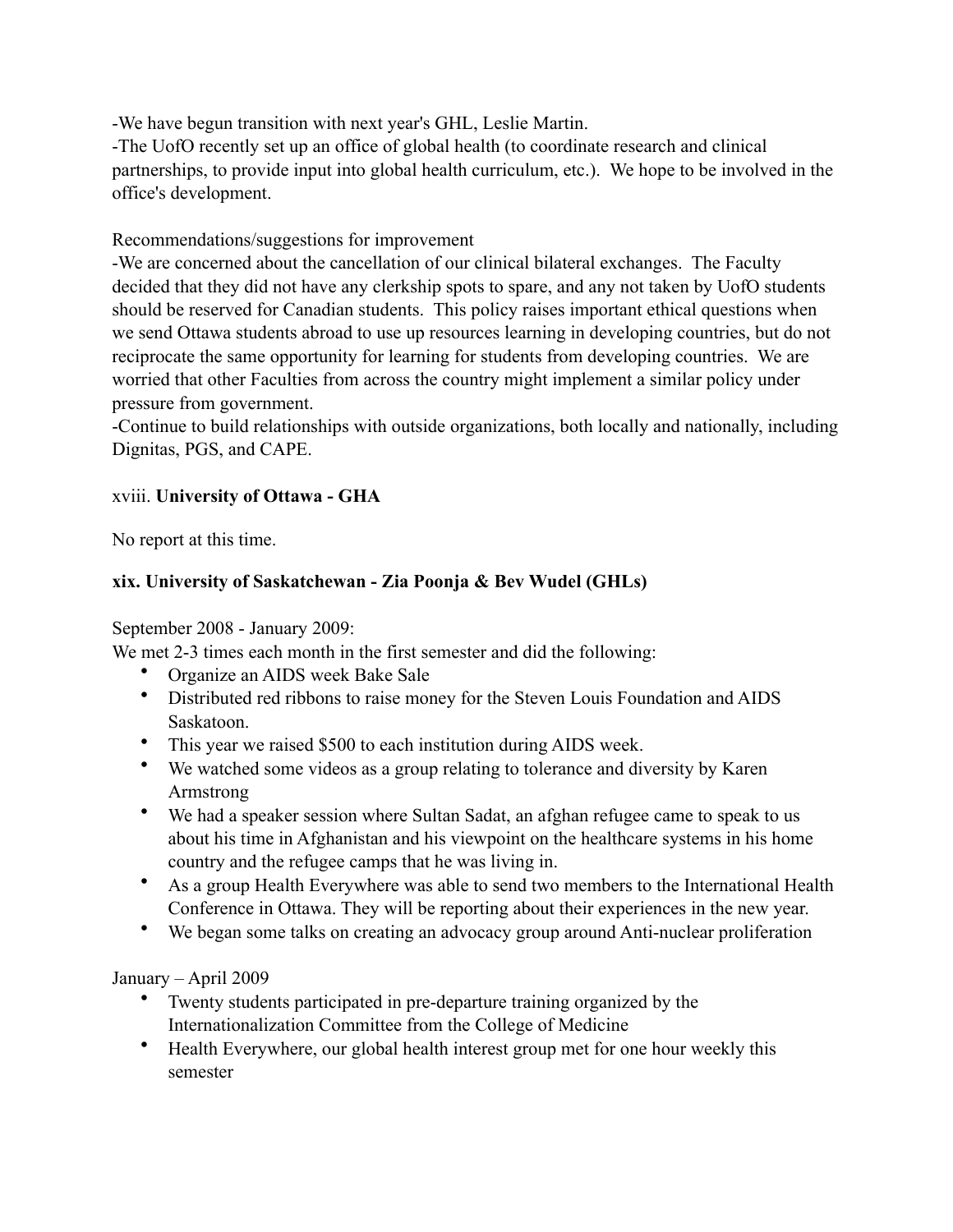-We have begun transition with next year's GHL, Leslie Martin.
-The UofO recently set up an office of global health (to coordinate research and clinical partnerships, to provide input into global health curriculum, etc.). We hope to be involved in the office's development.

Recommendations/suggestions for improvement
-We are concerned about the cancellation of our clinical bilateral exchanges. The Faculty decided that they did not have any clerkship spots to spare, and any not taken by UofO students should be reserved for Canadian students. This policy raises important ethical questions when we send Ottawa students abroad to use up resources learning in developing countries, but do not reciprocate the same opportunity for learning for students from developing countries. We are worried that other Faculties from across the country might implement a similar policy under pressure from government.
-Continue to build relationships with outside organizations, both locally and nationally, including Dignitas, PGS, and CAPE.

xviii. **University of Ottawa - GHA**

No report at this time.

**xix. University of Saskatchewan - Zia Poonja & Bev Wudel (GHLs)**

September 2008 - January 2009:
We met 2-3 times each month in the first semester and did the following:

- Organize an AIDS week Bake Sale
- Distributed red ribbons to raise money for the Steven Louis Foundation and AIDS Saskatoon.
- This year we raised $500 to each institution during AIDS week.
- We watched some videos as a group relating to tolerance and diversity by Karen Armstrong
- We had a speaker session where Sultan Sadat, an afghan refugee came to speak to us about his time in Afghanistan and his viewpoint on the healthcare systems in his home country and the refugee camps that he was living in.
- As a group Health Everywhere was able to send two members to the International Health Conference in Ottawa. They will be reporting about their experiences in the new year.
- We began some talks on creating an advocacy group around Anti-nuclear proliferation

January – April 2009

- Twenty students participated in pre-departure training organized by the Internationalization Committee from the College of Medicine
- Health Everywhere, our global health interest group met for one hour weekly this semester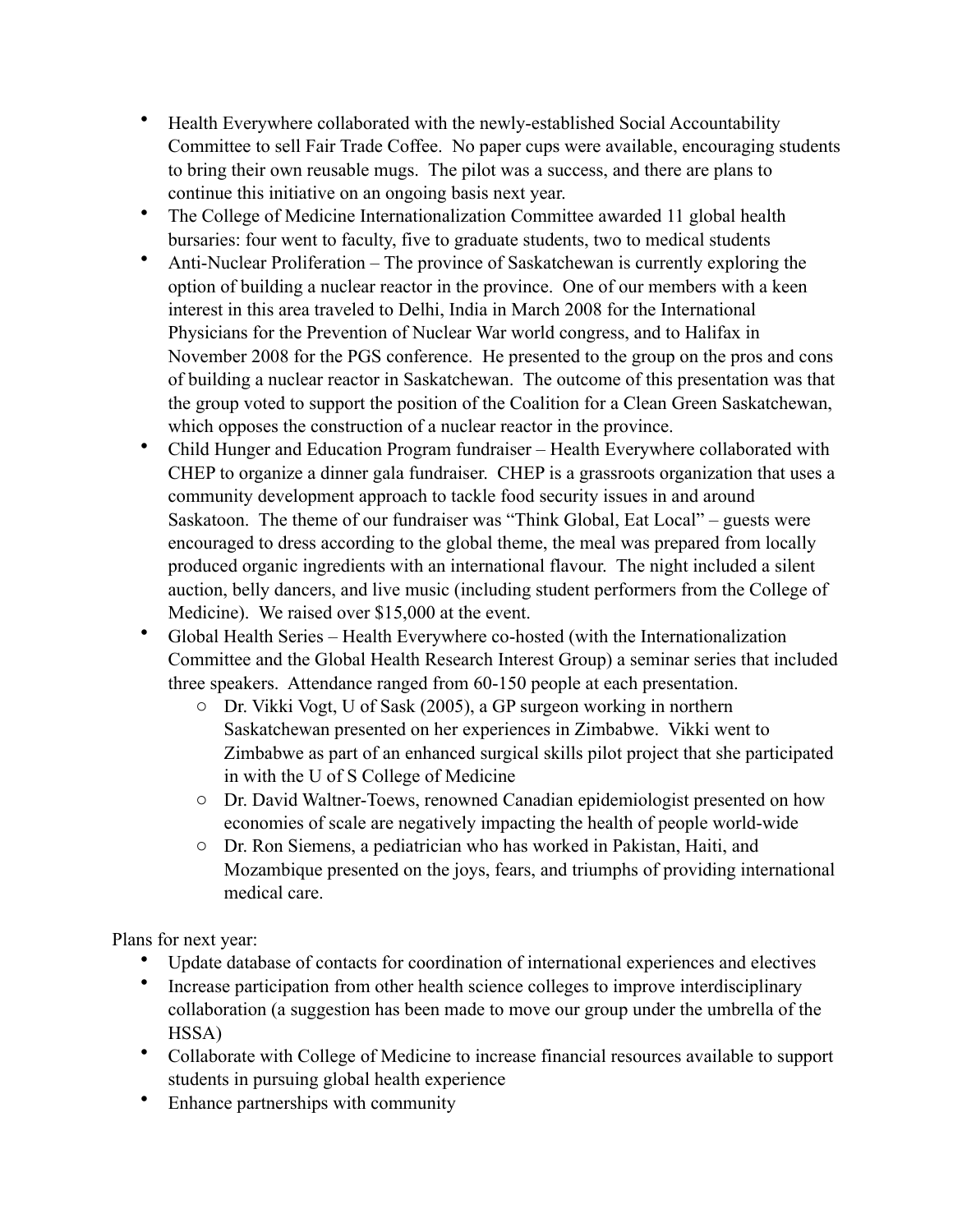- Health Everywhere collaborated with the newly-established Social Accountability Committee to sell Fair Trade Coffee. No paper cups were available, encouraging students to bring their own reusable mugs. The pilot was a success, and there are plans to continue this initiative on an ongoing basis next year.
- The College of Medicine Internationalization Committee awarded 11 global health bursaries: four went to faculty, five to graduate students, two to medical students
- Anti-Nuclear Proliferation – The province of Saskatchewan is currently exploring the option of building a nuclear reactor in the province. One of our members with a keen interest in this area traveled to Delhi, India in March 2008 for the International Physicians for the Prevention of Nuclear War world congress, and to Halifax in November 2008 for the PGS conference. He presented to the group on the pros and cons of building a nuclear reactor in Saskatchewan. The outcome of this presentation was that the group voted to support the position of the Coalition for a Clean Green Saskatchewan, which opposes the construction of a nuclear reactor in the province.
- Child Hunger and Education Program fundraiser – Health Everywhere collaborated with CHEP to organize a dinner gala fundraiser. CHEP is a grassroots organization that uses a community development approach to tackle food security issues in and around Saskatoon. The theme of our fundraiser was "Think Global, Eat Local" – guests were encouraged to dress according to the global theme, the meal was prepared from locally produced organic ingredients with an international flavour. The night included a silent auction, belly dancers, and live music (including student performers from the College of Medicine). We raised over $15,000 at the event.
- Global Health Series – Health Everywhere co-hosted (with the Internationalization Committee and the Global Health Research Interest Group) a seminar series that included three speakers. Attendance ranged from 60-150 people at each presentation.
    - Dr. Vikki Vogt, U of Sask (2005), a GP surgeon working in northern Saskatchewan presented on her experiences in Zimbabwe. Vikki went to Zimbabwe as part of an enhanced surgical skills pilot project that she participated in with the U of S College of Medicine
    - Dr. David Waltner-Toews, renowned Canadian epidemiologist presented on how economies of scale are negatively impacting the health of people world-wide
    - Dr. Ron Siemens, a pediatrician who has worked in Pakistan, Haiti, and Mozambique presented on the joys, fears, and triumphs of providing international medical care.

Plans for next year:

- Update database of contacts for coordination of international experiences and electives
- Increase participation from other health science colleges to improve interdisciplinary collaboration (a suggestion has been made to move our group under the umbrella of the HSSA)
- Collaborate with College of Medicine to increase financial resources available to support students in pursuing global health experience
- Enhance partnerships with community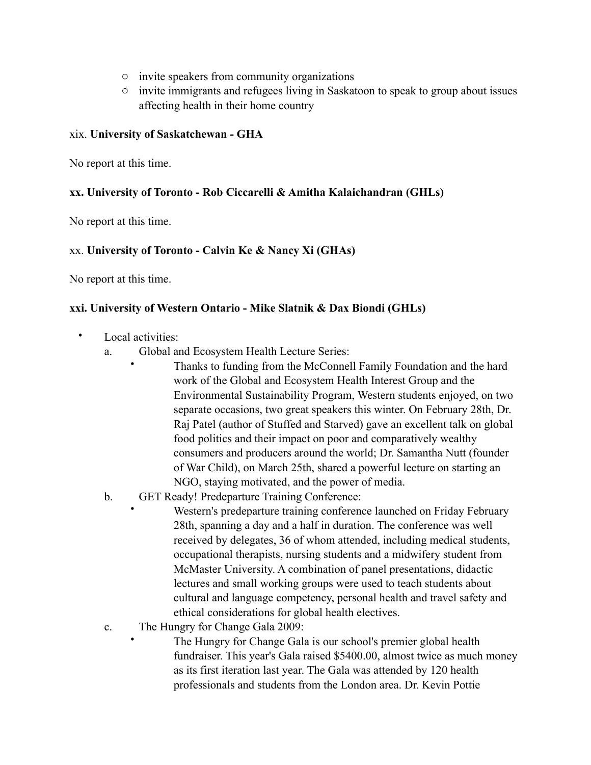- invite speakers from community organizations
- invite immigrants and refugees living in Saskatoon to speak to group about issues affecting health in their home country

xix. **University of Saskatchewan - GHA**

No report at this time.

**xx. University of Toronto - Rob Ciccarelli & Amitha Kalaichandran (GHLs)**

No report at this time.

xx. **University of Toronto - Calvin Ke & Nancy Xi (GHAs)**

No report at this time.

**xxi. University of Western Ontario - Mike Slatnik & Dax Biondi (GHLs)**

- Local activities:
  a. Global and Ecosystem Health Lecture Series:
     - Thanks to funding from the McConnell Family Foundation and the hard work of the Global and Ecosystem Health Interest Group and the Environmental Sustainability Program, Western students enjoyed, on two separate occasions, two great speakers this winter. On February 28th, Dr. Raj Patel (author of Stuffed and Starved) gave an excellent talk on global food politics and their impact on poor and comparatively wealthy consumers and producers around the world; Dr. Samantha Nutt (founder of War Child), on March 25th, shared a powerful lecture on starting an NGO, staying motivated, and the power of media.

  b. GET Ready! Predeparture Training Conference:
     - Western's predeparture training conference launched on Friday February 28th, spanning a day and a half in duration. The conference was well received by delegates, 36 of whom attended, including medical students, occupational therapists, nursing students and a midwifery student from McMaster University. A combination of panel presentations, didactic lectures and small working groups were used to teach students about cultural and language competency, personal health and travel safety and ethical considerations for global health electives.

  c. The Hungry for Change Gala 2009:
     - The Hungry for Change Gala is our school's premier global health fundraiser. This year's Gala raised $5400.00, almost twice as much money as its first iteration last year. The Gala was attended by 120 health professionals and students from the London area. Dr. Kevin Pottie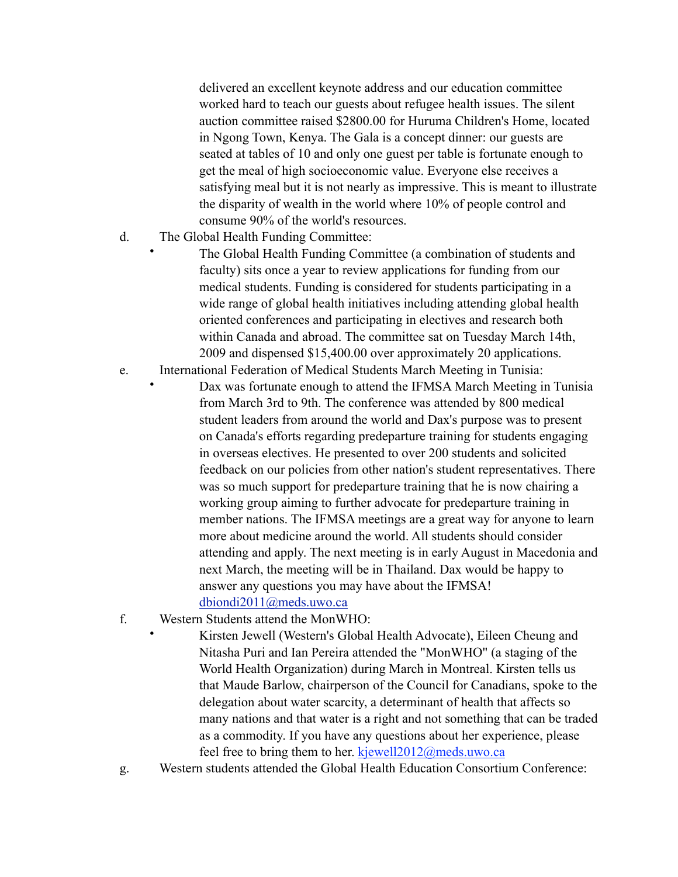delivered an excellent keynote address and our education committee worked hard to teach our guests about refugee health issues. The silent auction committee raised $2800.00 for Huruma Children's Home, located in Ngong Town, Kenya. The Gala is a concept dinner: our guests are seated at tables of 10 and only one guest per table is fortunate enough to get the meal of high socioeconomic value. Everyone else receives a satisfying meal but it is not nearly as impressive. This is meant to illustrate the disparity of wealth in the world where 10% of people control and consume 90% of the world's resources.

d. The Global Health Funding Committee:
   - The Global Health Funding Committee (a combination of students and faculty) sits once a year to review applications for funding from our medical students. Funding is considered for students participating in a wide range of global health initiatives including attending global health oriented conferences and participating in electives and research both within Canada and abroad. The committee sat on Tuesday March 14th, 2009 and dispensed $15,400.00 over approximately 20 applications.

e. International Federation of Medical Students March Meeting in Tunisia:
   - Dax was fortunate enough to attend the IFMSA March Meeting in Tunisia from March 3rd to 9th. The conference was attended by 800 medical student leaders from around the world and Dax's purpose was to present on Canada's efforts regarding predeparture training for students engaging in overseas electives. He presented to over 200 students and solicited feedback on our policies from other nation's student representatives. There was so much support for predeparture training that he is now chairing a working group aiming to further advocate for predeparture training in member nations. The IFMSA meetings are a great way for anyone to learn more about medicine around the world. All students should consider attending and apply. The next meeting is in early August in Macedonia and next March, the meeting will be in Thailand. Dax would be happy to answer any questions you may have about the IFMSA! dbiondi2011@meds.uwo.ca

f. Western Students attend the MonWHO:
   - Kirsten Jewell (Western's Global Health Advocate), Eileen Cheung and Nitasha Puri and Ian Pereira attended the "MonWHO" (a staging of the World Health Organization) during March in Montreal. Kirsten tells us that Maude Barlow, chairperson of the Council for Canadians, spoke to the delegation about water scarcity, a determinant of health that affects so many nations and that water is a right and not something that can be traded as a commodity. If you have any questions about her experience, please feel free to bring them to her. kjewell2012@meds.uwo.ca

g. Western students attended the Global Health Education Consortium Conference: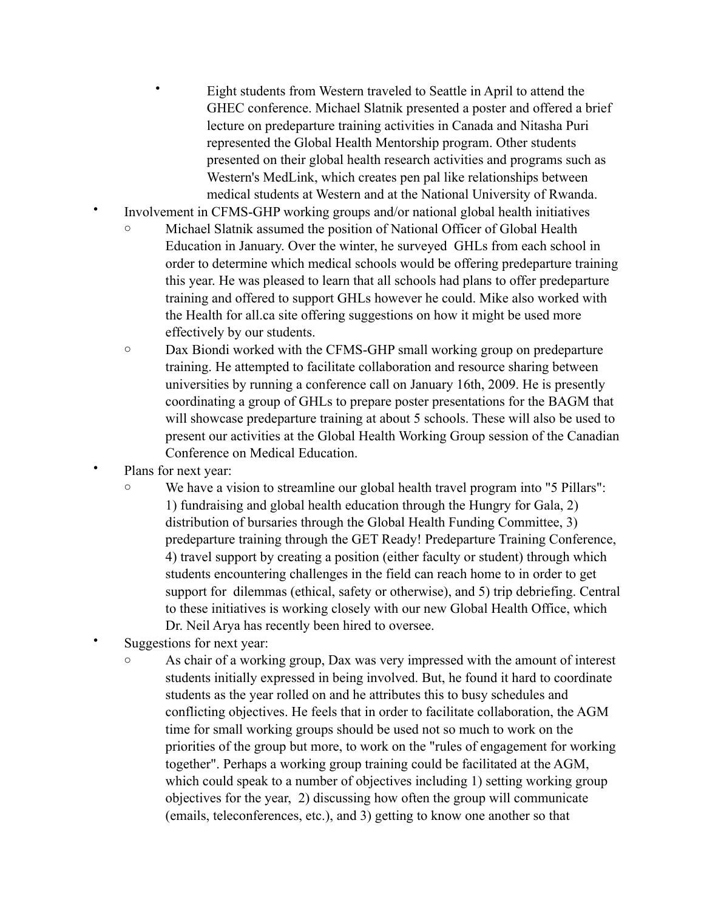- Eight students from Western traveled to Seattle in April to attend the GHEC conference. Michael Slatnik presented a poster and offered a brief lecture on predeparture training activities in Canada and Nitasha Puri represented the Global Health Mentorship program. Other students presented on their global health research activities and programs such as Western's MedLink, which creates pen pal like relationships between medical students at Western and at the National University of Rwanda.
- Involvement in CFMS-GHP working groups and/or national global health initiatives
    - Michael Slatnik assumed the position of National Officer of Global Health Education in January. Over the winter, he surveyed GHLs from each school in order to determine which medical schools would be offering predeparture training this year. He was pleased to learn that all schools had plans to offer predeparture training and offered to support GHLs however he could. Mike also worked with the Health for all.ca site offering suggestions on how it might be used more effectively by our students.
    - Dax Biondi worked with the CFMS-GHP small working group on predeparture training. He attempted to facilitate collaboration and resource sharing between universities by running a conference call on January 16th, 2009. He is presently coordinating a group of GHLs to prepare poster presentations for the BAGM that will showcase predeparture training at about 5 schools. These will also be used to present our activities at the Global Health Working Group session of the Canadian Conference on Medical Education.
- Plans for next year:
    - We have a vision to streamline our global health travel program into "5 Pillars": 1) fundraising and global health education through the Hungry for Gala, 2) distribution of bursaries through the Global Health Funding Committee, 3) predeparture training through the GET Ready! Predeparture Training Conference, 4) travel support by creating a position (either faculty or student) through which students encountering challenges in the field can reach home to in order to get support for dilemmas (ethical, safety or otherwise), and 5) trip debriefing. Central to these initiatives is working closely with our new Global Health Office, which Dr. Neil Arya has recently been hired to oversee.
- Suggestions for next year:
    - As chair of a working group, Dax was very impressed with the amount of interest students initially expressed in being involved. But, he found it hard to coordinate students as the year rolled on and he attributes this to busy schedules and conflicting objectives. He feels that in order to facilitate collaboration, the AGM time for small working groups should be used not so much to work on the priorities of the group but more, to work on the "rules of engagement for working together". Perhaps a working group training could be facilitated at the AGM, which could speak to a number of objectives including 1) setting working group objectives for the year, 2) discussing how often the group will communicate (emails, teleconferences, etc.), and 3) getting to know one another so that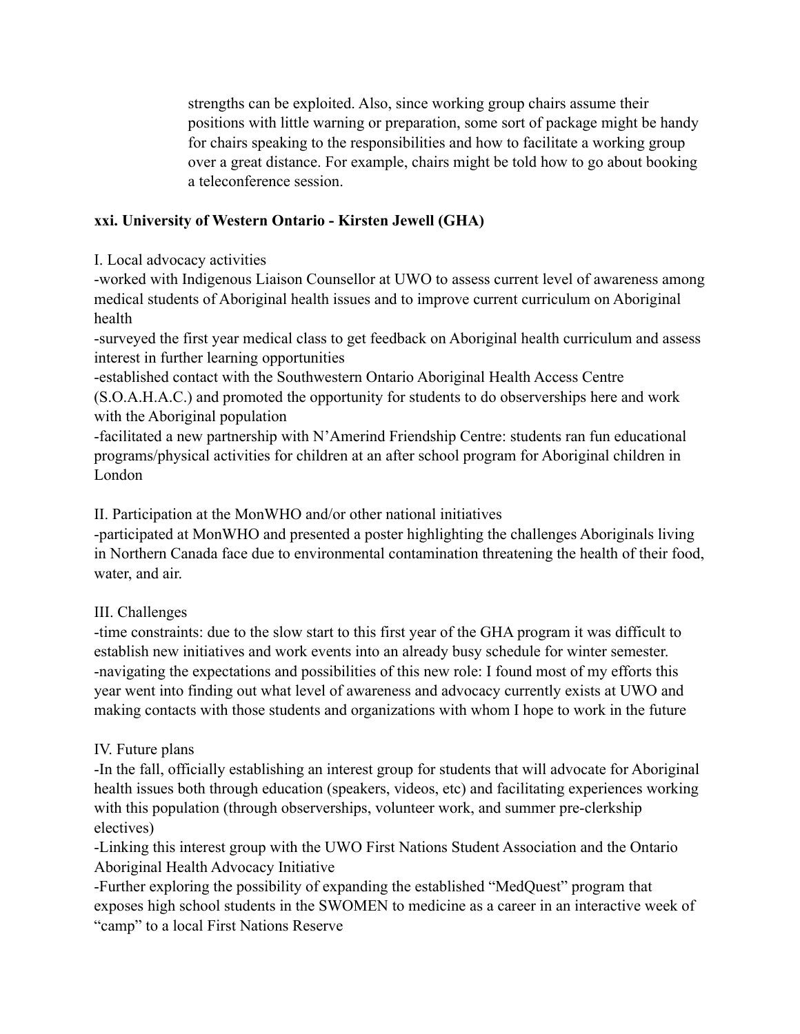strengths can be exploited. Also, since working group chairs assume their positions with little warning or preparation, some sort of package might be handy for chairs speaking to the responsibilities and how to facilitate a working group over a great distance. For example, chairs might be told how to go about booking a teleconference session.

**xxi. University of Western Ontario - Kirsten Jewell (GHA)**

I. Local advocacy activities

-worked with Indigenous Liaison Counsellor at UWO to assess current level of awareness among medical students of Aboriginal health issues and to improve current curriculum on Aboriginal health

-surveyed the first year medical class to get feedback on Aboriginal health curriculum and assess interest in further learning opportunities

-established contact with the Southwestern Ontario Aboriginal Health Access Centre (S.O.A.H.A.C.) and promoted the opportunity for students to do observerships here and work with the Aboriginal population

-facilitated a new partnership with N'Amerind Friendship Centre: students ran fun educational programs/physical activities for children at an after school program for Aboriginal children in London

II. Participation at the MonWHO and/or other national initiatives

-participated at MonWHO and presented a poster highlighting the challenges Aboriginals living in Northern Canada face due to environmental contamination threatening the health of their food, water, and air.

III. Challenges

-time constraints: due to the slow start to this first year of the GHA program it was difficult to establish new initiatives and work events into an already busy schedule for winter semester.

-navigating the expectations and possibilities of this new role: I found most of my efforts this year went into finding out what level of awareness and advocacy currently exists at UWO and making contacts with those students and organizations with whom I hope to work in the future

IV. Future plans

-In the fall, officially establishing an interest group for students that will advocate for Aboriginal health issues both through education (speakers, videos, etc) and facilitating experiences working with this population (through observerships, volunteer work, and summer pre-clerkship electives)

-Linking this interest group with the UWO First Nations Student Association and the Ontario Aboriginal Health Advocacy Initiative

-Further exploring the possibility of expanding the established "MedQuest" program that exposes high school students in the SWOMEN to medicine as a career in an interactive week of "camp" to a local First Nations Reserve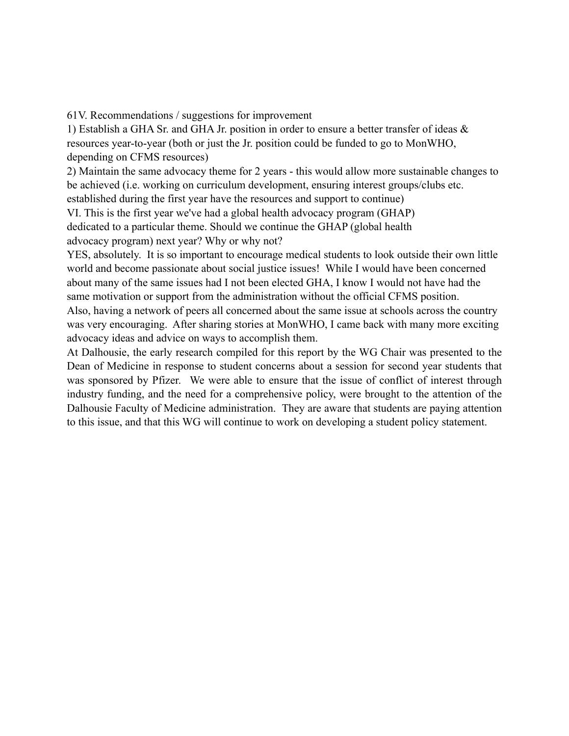V. Recommendations / suggestions for improvement

1) Establish a GHA Sr. and GHA Jr. position in order to ensure a better transfer of ideas & resources year-to-year (both or just the Jr. position could be funded to go to MonWHO, depending on CFMS resources)

2) Maintain the same advocacy theme for 2 years - this would allow more sustainable changes to be achieved (i.e. working on curriculum development, ensuring interest groups/clubs etc. established during the first year have the resources and support to continue)

VI. This is the first year we've had a global health advocacy program (GHAP) dedicated to a particular theme. Should we continue the GHAP (global health advocacy program) next year? Why or why not?

YES, absolutely. It is so important to encourage medical students to look outside their own little world and become passionate about social justice issues! While I would have been concerned about many of the same issues had I not been elected GHA, I know I would not have had the same motivation or support from the administration without the official CFMS position.

Also, having a network of peers all concerned about the same issue at schools across the country was very encouraging. After sharing stories at MonWHO, I came back with many more exciting advocacy ideas and advice on ways to accomplish them.

At Dalhousie, the early research compiled for this report by the WG Chair was presented to the Dean of Medicine in response to student concerns about a session for second year students that was sponsored by Pfizer. We were able to ensure that the issue of conflict of interest through industry funding, and the need for a comprehensive policy, were brought to the attention of the Dalhousie Faculty of Medicine administration. They are aware that students are paying attention to this issue, and that this WG will continue to work on developing a student policy statement.